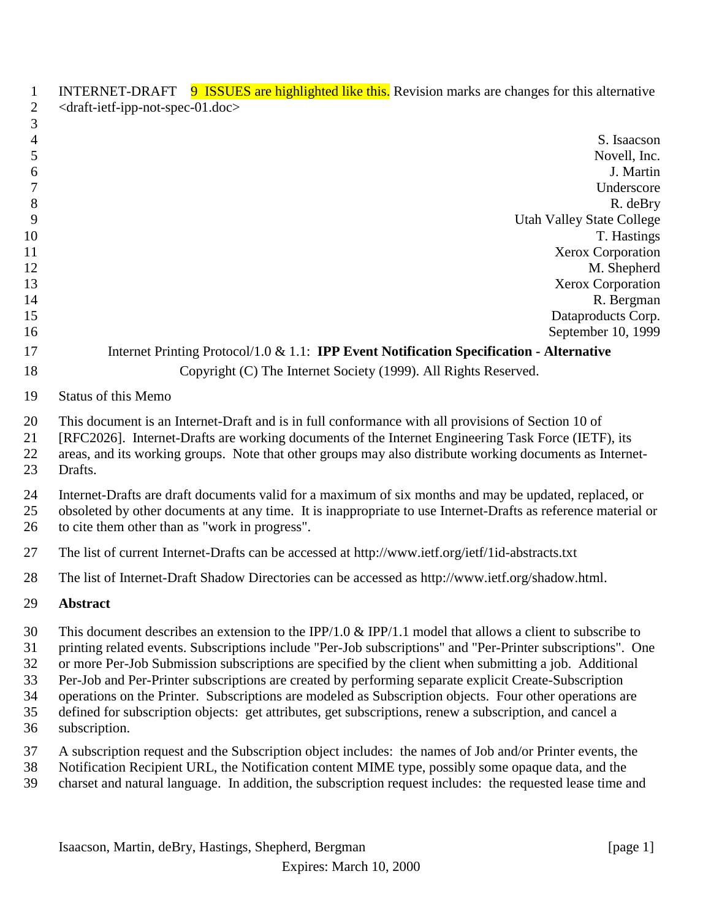INTERNET-DRAFT 9 ISSUES are highlighted like this. Revision marks are changes for this alternative
<draft-ietf-ipp-not-spec-01.doc>

S. Isaacson
Novell, Inc.
J. Martin
Underscore
R. deBry
Utah Valley State College
T. Hastings
Xerox Corporation
M. Shepherd
Xerox Corporation
R. Bergman
Dataproducts Corp.
September 10, 1999

Internet Printing Protocol/1.0 & 1.1: **IPP Event Notification Specification - Alternative**

Copyright (C) The Internet Society (1999). All Rights Reserved.

Status of this Memo

This document is an Internet-Draft and is in full conformance with all provisions of Section 10 of [RFC2026]. Internet-Drafts are working documents of the Internet Engineering Task Force (IETF), its areas, and its working groups. Note that other groups may also distribute working documents as Internet-Drafts.

Internet-Drafts are draft documents valid for a maximum of six months and may be updated, replaced, or obsoleted by other documents at any time. It is inappropriate to use Internet-Drafts as reference material or to cite them other than as "work in progress".

The list of current Internet-Drafts can be accessed at http://www.ietf.org/ietf/1id-abstracts.txt

The list of Internet-Draft Shadow Directories can be accessed as http://www.ietf.org/shadow.html.

**Abstract**

This document describes an extension to the IPP/1.0 & IPP/1.1 model that allows a client to subscribe to printing related events. Subscriptions include "Per-Job subscriptions" and "Per-Printer subscriptions". One or more Per-Job Submission subscriptions are specified by the client when submitting a job. Additional Per-Job and Per-Printer subscriptions are created by performing separate explicit Create-Subscription operations on the Printer. Subscriptions are modeled as Subscription objects. Four other operations are defined for subscription objects: get attributes, get subscriptions, renew a subscription, and cancel a subscription.

A subscription request and the Subscription object includes: the names of Job and/or Printer events, the Notification Recipient URL, the Notification content MIME type, possibly some opaque data, and the charset and natural language. In addition, the subscription request includes: the requested lease time and

Expires: March 10, 2000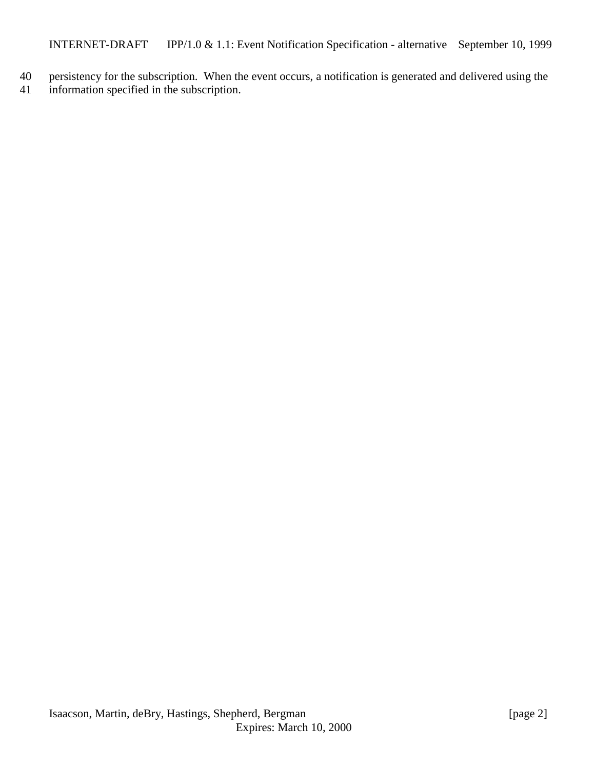persistency for the subscription. When the event occurs, a notification is generated and delivered using the information specified in the subscription.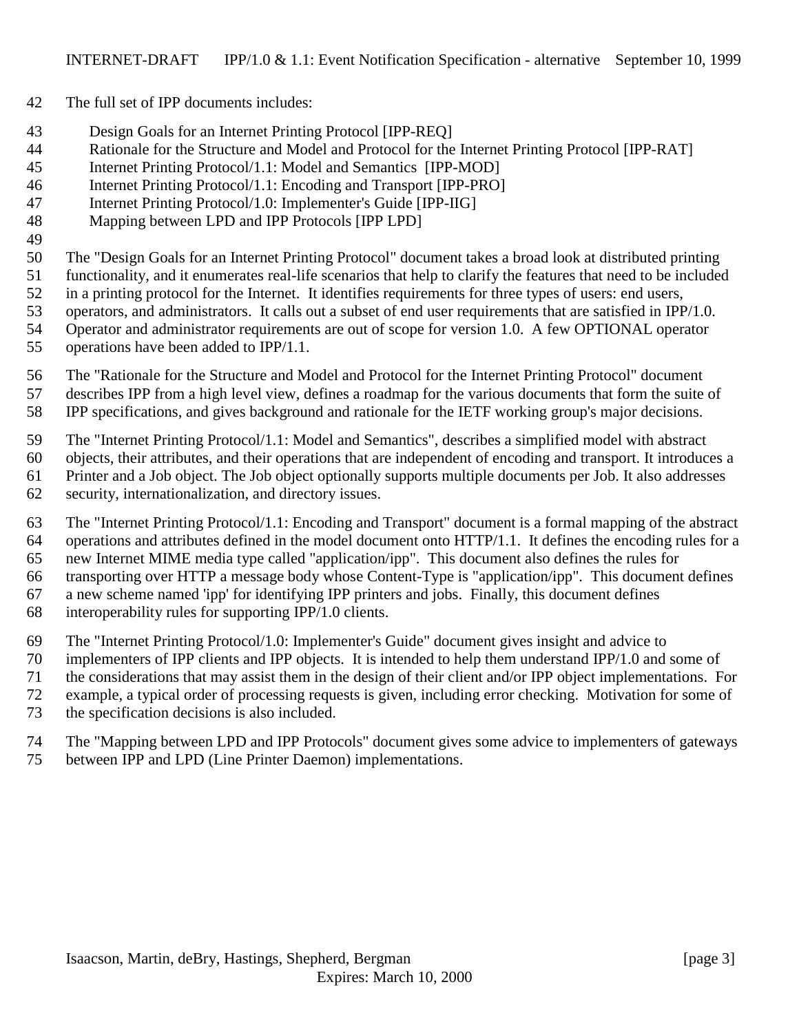The full set of IPP documents includes:

- Design Goals for an Internet Printing Protocol [IPP-REQ]
- Rationale for the Structure and Model and Protocol for the Internet Printing Protocol [IPP-RAT]
- Internet Printing Protocol/1.1: Model and Semantics [IPP-MOD]
- Internet Printing Protocol/1.1: Encoding and Transport [IPP-PRO]
- Internet Printing Protocol/1.0: Implementer's Guide [IPP-IIG]
- Mapping between LPD and IPP Protocols [IPP LPD]

The "Design Goals for an Internet Printing Protocol" document takes a broad look at distributed printing functionality, and it enumerates real-life scenarios that help to clarify the features that need to be included in a printing protocol for the Internet. It identifies requirements for three types of users: end users, operators, and administrators. It calls out a subset of end user requirements that are satisfied in IPP/1.0. Operator and administrator requirements are out of scope for version 1.0. A few OPTIONAL operator operations have been added to IPP/1.1.

The "Rationale for the Structure and Model and Protocol for the Internet Printing Protocol" document describes IPP from a high level view, defines a roadmap for the various documents that form the suite of IPP specifications, and gives background and rationale for the IETF working group's major decisions.

The "Internet Printing Protocol/1.1: Model and Semantics", describes a simplified model with abstract objects, their attributes, and their operations that are independent of encoding and transport. It introduces a Printer and a Job object. The Job object optionally supports multiple documents per Job. It also addresses security, internationalization, and directory issues.

The "Internet Printing Protocol/1.1: Encoding and Transport" document is a formal mapping of the abstract operations and attributes defined in the model document onto HTTP/1.1. It defines the encoding rules for a new Internet MIME media type called "application/ipp". This document also defines the rules for transporting over HTTP a message body whose Content-Type is "application/ipp". This document defines a new scheme named 'ipp' for identifying IPP printers and jobs. Finally, this document defines interoperability rules for supporting IPP/1.0 clients.

The "Internet Printing Protocol/1.0: Implementer's Guide" document gives insight and advice to implementers of IPP clients and IPP objects. It is intended to help them understand IPP/1.0 and some of the considerations that may assist them in the design of their client and/or IPP object implementations. For example, a typical order of processing requests is given, including error checking. Motivation for some of the specification decisions is also included.

The "Mapping between LPD and IPP Protocols" document gives some advice to implementers of gateways between IPP and LPD (Line Printer Daemon) implementations.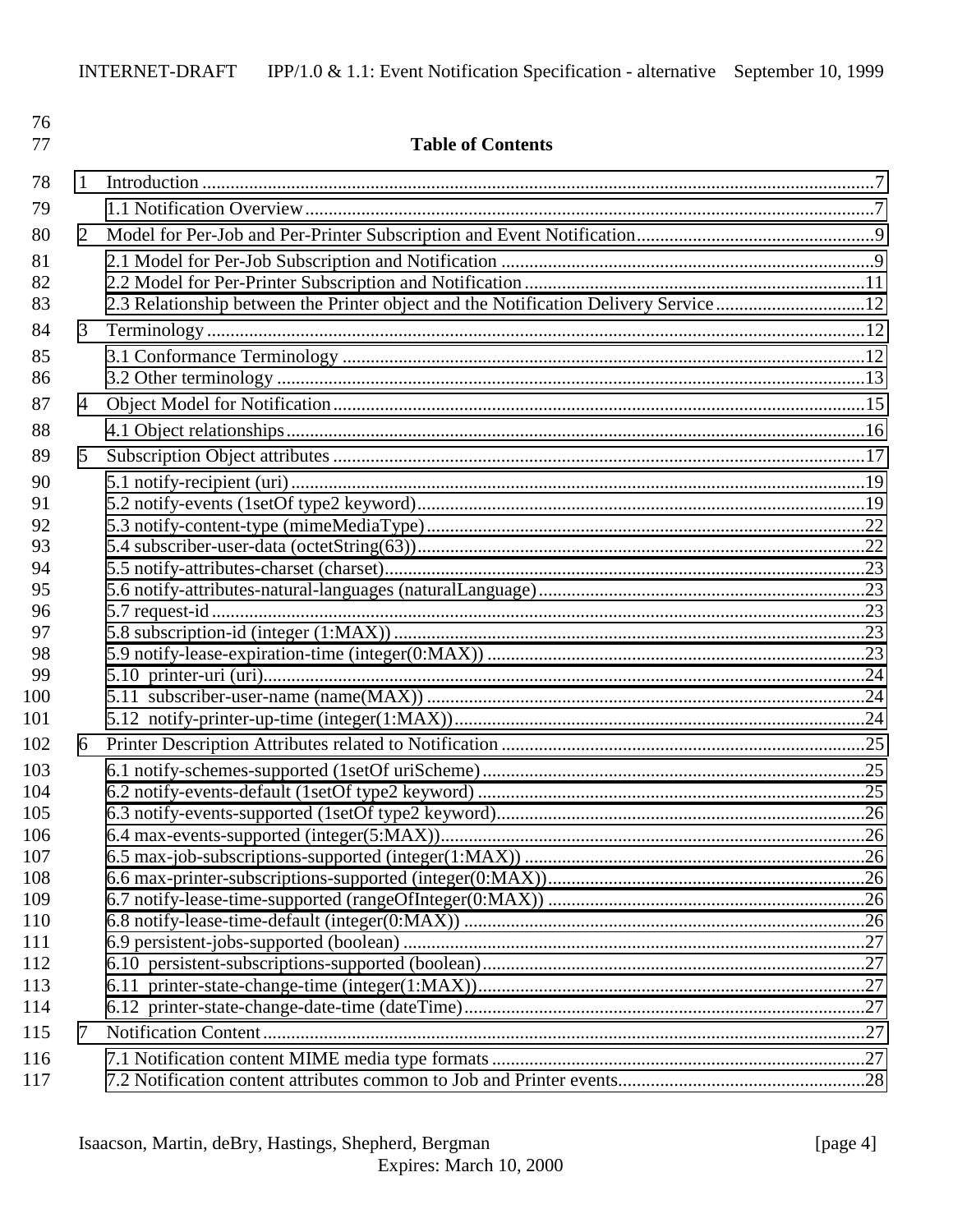**Table of Contents**

1 Introduction ....7

1.1 Notification Overview ....7

2 Model for Per-Job and Per-Printer Subscription and Event Notification ....9

2.1 Model for Per-Job Subscription and Notification ....9

2.2 Model for Per-Printer Subscription and Notification ....11

2.3 Relationship between the Printer object and the Notification Delivery Service ....12

3 Terminology ....12

3.1 Conformance Terminology ....12

3.2 Other terminology ....13

4 Object Model for Notification ....15

4.1 Object relationships ....16

5 Subscription Object attributes ....17

5.1 notify-recipient (uri) ....19

5.2 notify-events (1setOf type2 keyword) ....19

5.3 notify-content-type (mimeMediaType) ....22

5.4 subscriber-user-data (octetString(63)) ....22

5.5 notify-attributes-charset (charset) ....23

5.6 notify-attributes-natural-languages (naturalLanguage) ....23

5.7 request-id ....23

5.8 subscription-id (integer (1:MAX)) ....23

5.9 notify-lease-expiration-time (integer(0:MAX)) ....23

5.10 printer-uri (uri) ....24

5.11 subscriber-user-name (name(MAX)) ....24

5.12 notify-printer-up-time (integer(1:MAX)) ....24

6 Printer Description Attributes related to Notification ....25

6.1 notify-schemes-supported (1setOf uriScheme) ....25

6.2 notify-events-default (1setOf type2 keyword) ....25

6.3 notify-events-supported (1setOf type2 keyword) ....26

6.4 max-events-supported (integer(5:MAX)) ....26

6.5 max-job-subscriptions-supported (integer(1:MAX)) ....26

6.6 max-printer-subscriptions-supported (integer(0:MAX)) ....26

6.7 notify-lease-time-supported (rangeOfInteger(0:MAX)) ....26

6.8 notify-lease-time-default (integer(0:MAX)) ....26

6.9 persistent-jobs-supported (boolean) ....27

6.10 persistent-subscriptions-supported (boolean) ....27

6.11 printer-state-change-time (integer(1:MAX)) ....27

6.12 printer-state-change-date-time (dateTime) ....27

7 Notification Content ....27

7.1 Notification content MIME media type formats ....27

7.2 Notification content attributes common to Job and Printer events ....28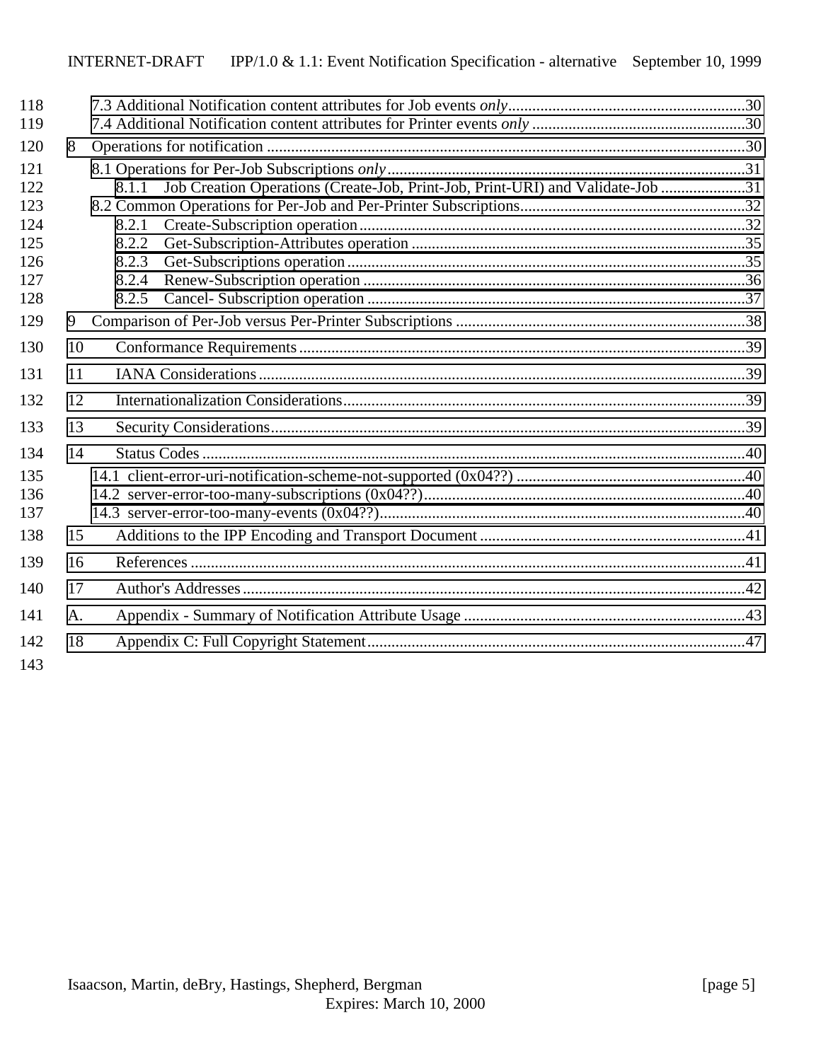7.3 Additional Notification content attributes for Job events *only*...........................................................30
7.4 Additional Notification content attributes for Printer events *only* .....................................................30

8 Operations for notification ......................................................................................................................30

8.1 Operations for Per-Job Subscriptions *only*..........................................................................................31
8.1.1 Job Creation Operations (Create-Job, Print-Job, Print-URI) and Validate-Job .....................31
8.2 Common Operations for Per-Job and Per-Printer Subscriptions.........................................................32
8.2.1 Create-Subscription operation.................................................................................................32
8.2.2 Get-Subscription-Attributes operation ...................................................................................35
8.2.3 Get-Subscriptions operation....................................................................................................35
8.2.4 Renew-Subscription operation ...............................................................................................36
8.2.5 Cancel- Subscription operation ..............................................................................................37

9 Comparison of Per-Job versus Per-Printer Subscriptions ........................................................................38

10 Conformance Requirements..............................................................................................................39

11 IANA Considerations.........................................................................................................................39

12 Internationalization Considerations....................................................................................................39

13 Security Considerations......................................................................................................................39

14 Status Codes .......................................................................................................................................40

14.1 client-error-uri-notification-scheme-not-supported (0x04??) .........................................................40
14.2 server-error-too-many-subscriptions (0x04??)................................................................................40
14.3 server-error-too-many-events (0x04??)...........................................................................................40

15 Additions to the IPP Encoding and Transport Document..................................................................41

16 References ..........................................................................................................................................41

17 Author's Addresses.............................................................................................................................42

A. Appendix - Summary of Notification Attribute Usage ......................................................................43

18 Appendix C: Full Copyright Statement.............................................................................................47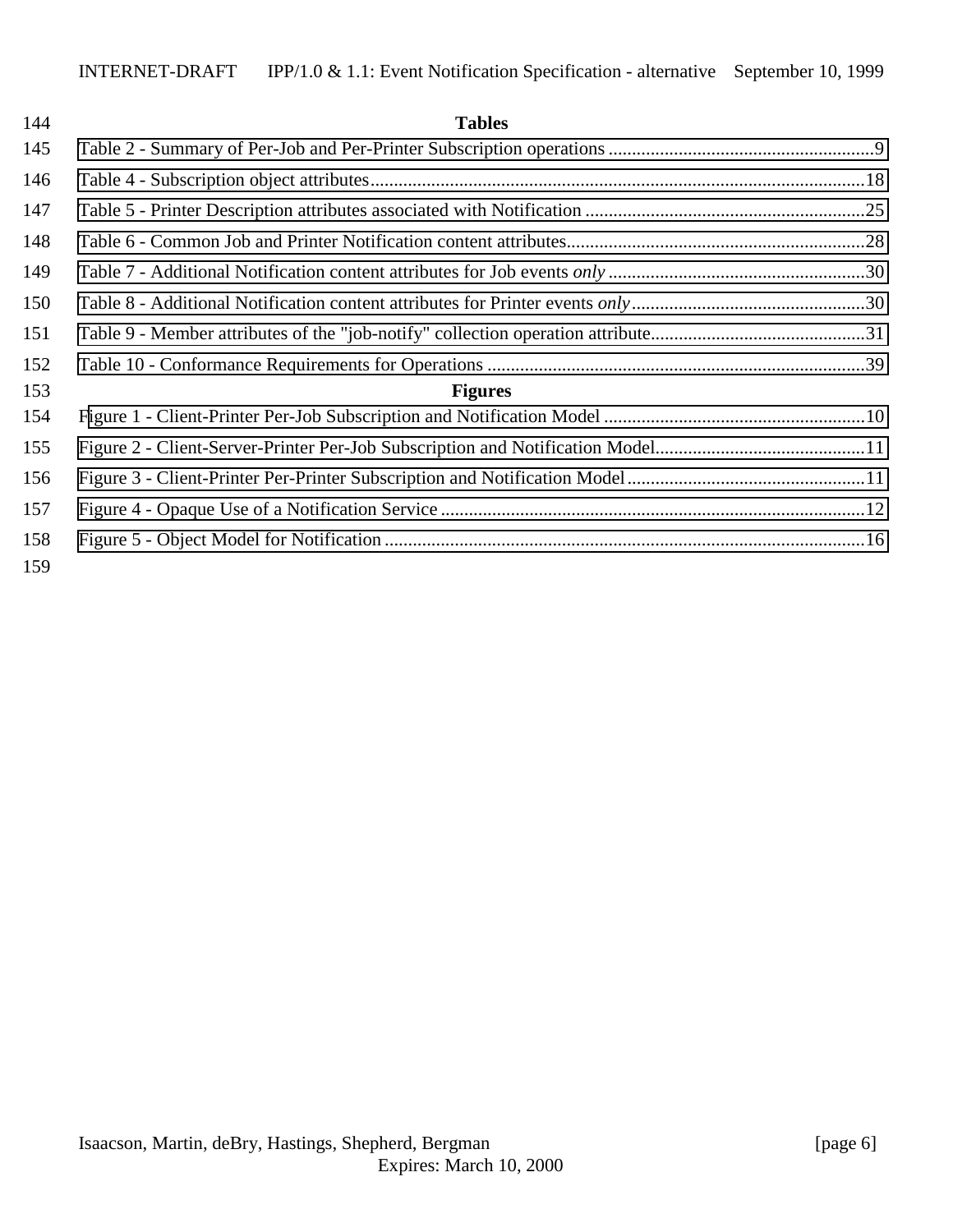**Tables**

Table 2 - Summary of Per-Job and Per-Printer Subscription operations ..........................................................9
Table 4 - Subscription object attributes..........................................................................................................18
Table 5 - Printer Description attributes associated with Notification ............................................................25
Table 6 - Common Job and Printer Notification content attributes................................................................28
Table 7 - Additional Notification content attributes for Job events *only* .......................................................30
Table 8 - Additional Notification content attributes for Printer events *only*..................................................30
Table 9 - Member attributes of the "job-notify" collection operation attribute..............................................31
Table 10 - Conformance Requirements for Operations .................................................................................39

**Figures**

Figure 1 - Client-Printer Per-Job Subscription and Notification Model ........................................................10
Figure 2 - Client-Server-Printer Per-Job Subscription and Notification Model.............................................11
Figure 3 - Client-Printer Per-Printer Subscription and Notification Model ...................................................11
Figure 4 - Opaque Use of a Notification Service ...........................................................................................12
Figure 5 - Object Model for Notification .......................................................................................................16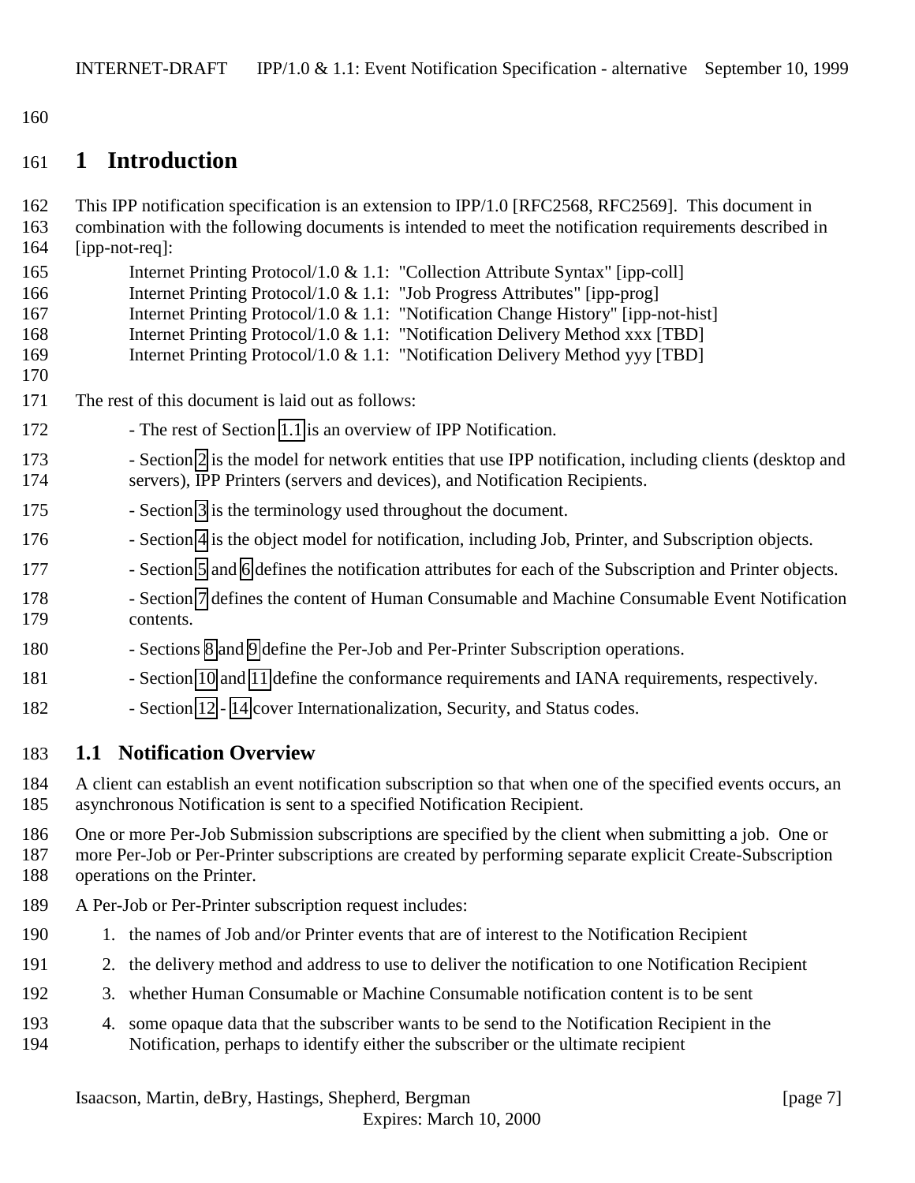# 1 Introduction

This IPP notification specification is an extension to IPP/1.0 [RFC2568, RFC2569]. This document in combination with the following documents is intended to meet the notification requirements described in [ipp-not-req]:

Internet Printing Protocol/1.0 & 1.1: "Collection Attribute Syntax" [ipp-coll]
Internet Printing Protocol/1.0 & 1.1: "Job Progress Attributes" [ipp-prog]
Internet Printing Protocol/1.0 & 1.1: "Notification Change History" [ipp-not-hist]
Internet Printing Protocol/1.0 & 1.1: "Notification Delivery Method xxx [TBD]
Internet Printing Protocol/1.0 & 1.1: "Notification Delivery Method yyy [TBD]

The rest of this document is laid out as follows:

- The rest of Section 1.1 is an overview of IPP Notification.
- Section 2 is the model for network entities that use IPP notification, including clients (desktop and servers), IPP Printers (servers and devices), and Notification Recipients.
- Section 3 is the terminology used throughout the document.
- Section 4 is the object model for notification, including Job, Printer, and Subscription objects.
- Section 5 and 6 defines the notification attributes for each of the Subscription and Printer objects.
- Section 7 defines the content of Human Consumable and Machine Consumable Event Notification contents.
- Sections 8 and 9 define the Per-Job and Per-Printer Subscription operations.
- Section 10 and 11 define the conformance requirements and IANA requirements, respectively.
- Section 12 - 14 cover Internationalization, Security, and Status codes.

## 1.1 Notification Overview

A client can establish an event notification subscription so that when one of the specified events occurs, an asynchronous Notification is sent to a specified Notification Recipient.

One or more Per-Job Submission subscriptions are specified by the client when submitting a job. One or more Per-Job or Per-Printer subscriptions are created by performing separate explicit Create-Subscription operations on the Printer.

A Per-Job or Per-Printer subscription request includes:

1. the names of Job and/or Printer events that are of interest to the Notification Recipient
2. the delivery method and address to use to deliver the notification to one Notification Recipient
3. whether Human Consumable or Machine Consumable notification content is to be sent
4. some opaque data that the subscriber wants to be send to the Notification Recipient in the Notification, perhaps to identify either the subscriber or the ultimate recipient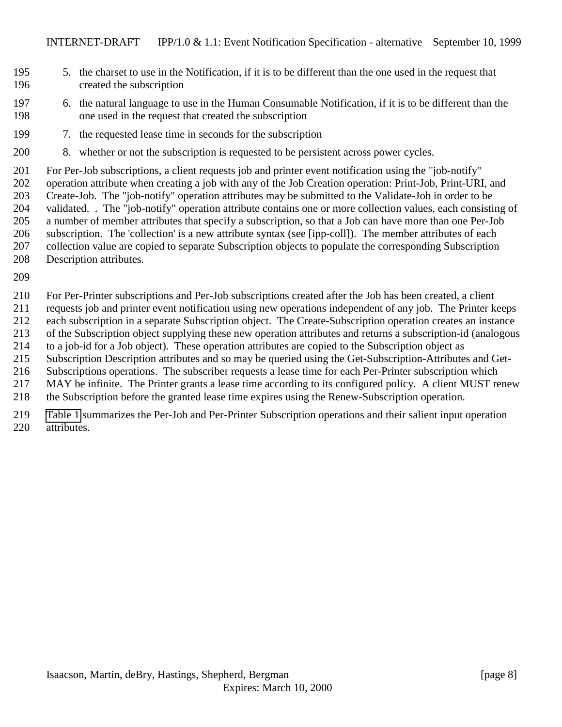5. the charset to use in the Notification, if it is to be different than the one used in the request that created the subscription
6. the natural language to use in the Human Consumable Notification, if it is to be different than the one used in the request that created the subscription
7. the requested lease time in seconds for the subscription
8. whether or not the subscription is requested to be persistent across power cycles.

For Per-Job subscriptions, a client requests job and printer event notification using the "job-notify" operation attribute when creating a job with any of the Job Creation operation: Print-Job, Print-URI, and Create-Job. The "job-notify" operation attributes may be submitted to the Validate-Job in order to be validated. . The "job-notify" operation attribute contains one or more collection values, each consisting of a number of member attributes that specify a subscription, so that a Job can have more than one Per-Job subscription. The 'collection' is a new attribute syntax (see [ipp-coll]). The member attributes of each collection value are copied to separate Subscription objects to populate the corresponding Subscription Description attributes.

For Per-Printer subscriptions and Per-Job subscriptions created after the Job has been created, a client requests job and printer event notification using new operations independent of any job. The Printer keeps each subscription in a separate Subscription object. The Create-Subscription operation creates an instance of the Subscription object supplying these new operation attributes and returns a subscription-id (analogous to a job-id for a Job object). These operation attributes are copied to the Subscription object as Subscription Description attributes and so may be queried using the Get-Subscription-Attributes and Get-Subscriptions operations. The subscriber requests a lease time for each Per-Printer subscription which MAY be infinite. The Printer grants a lease time according to its configured policy. A client MUST renew the Subscription before the granted lease time expires using the Renew-Subscription operation.

Table 1 summarizes the Per-Job and Per-Printer Subscription operations and their salient input operation attributes.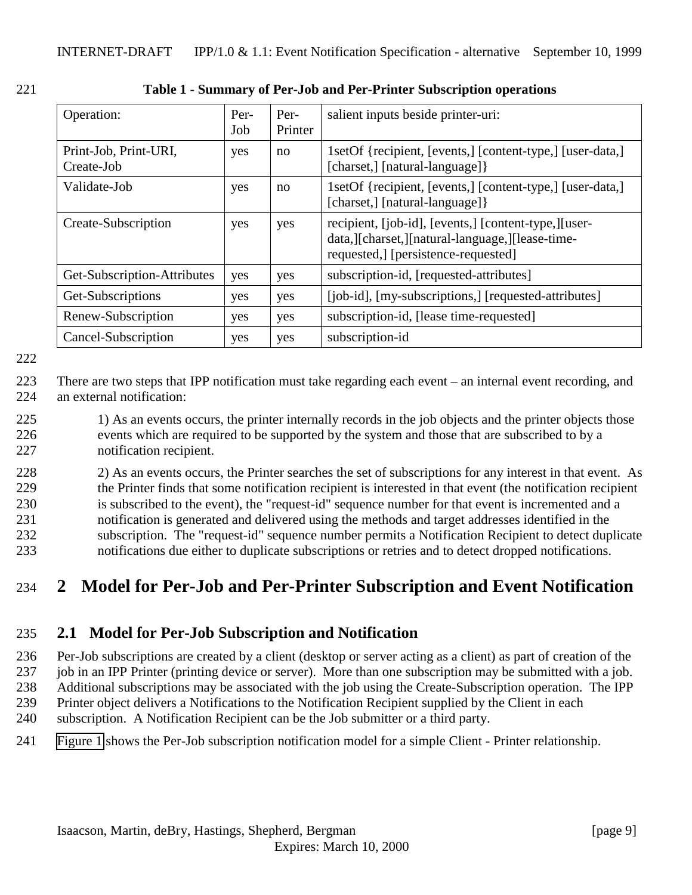**Table 1 - Summary of Per-Job and Per-Printer Subscription operations**

| Operation: | Per-Job | Per-Printer | salient inputs beside printer-uri: |
|---|---|---|---|
| Print-Job, Print-URI, Create-Job | yes | no | 1setOf {recipient, [events,] [content-type,] [user-data,] [charset,] [natural-language]} |
| Validate-Job | yes | no | 1setOf {recipient, [events,] [content-type,] [user-data,] [charset,] [natural-language]} |
| Create-Subscription | yes | yes | recipient, [job-id], [events,] [content-type,][user-data,][charset,][natural-language,][lease-time-requested,] [persistence-requested] |
| Get-Subscription-Attributes | yes | yes | subscription-id, [requested-attributes] |
| Get-Subscriptions | yes | yes | [job-id], [my-subscriptions,] [requested-attributes] |
| Renew-Subscription | yes | yes | subscription-id, [lease time-requested] |
| Cancel-Subscription | yes | yes | subscription-id |

There are two steps that IPP notification must take regarding each event – an internal event recording, and an external notification:

1) As an events occurs, the printer internally records in the job objects and the printer objects those events which are required to be supported by the system and those that are subscribed to by a notification recipient.

2) As an events occurs, the Printer searches the set of subscriptions for any interest in that event. As the Printer finds that some notification recipient is interested in that event (the notification recipient is subscribed to the event), the "request-id" sequence number for that event is incremented and a notification is generated and delivered using the methods and target addresses identified in the subscription. The "request-id" sequence number permits a Notification Recipient to detect duplicate notifications due either to duplicate subscriptions or retries and to detect dropped notifications.

# 2 Model for Per-Job and Per-Printer Subscription and Event Notification

## 2.1 Model for Per-Job Subscription and Notification

Per-Job subscriptions are created by a client (desktop or server acting as a client) as part of creation of the job in an IPP Printer (printing device or server). More than one subscription may be submitted with a job. Additional subscriptions may be associated with the job using the Create-Subscription operation. The IPP Printer object delivers a Notifications to the Notification Recipient supplied by the Client in each subscription. A Notification Recipient can be the Job submitter or a third party.

Figure 1 shows the Per-Job subscription notification model for a simple Client - Printer relationship.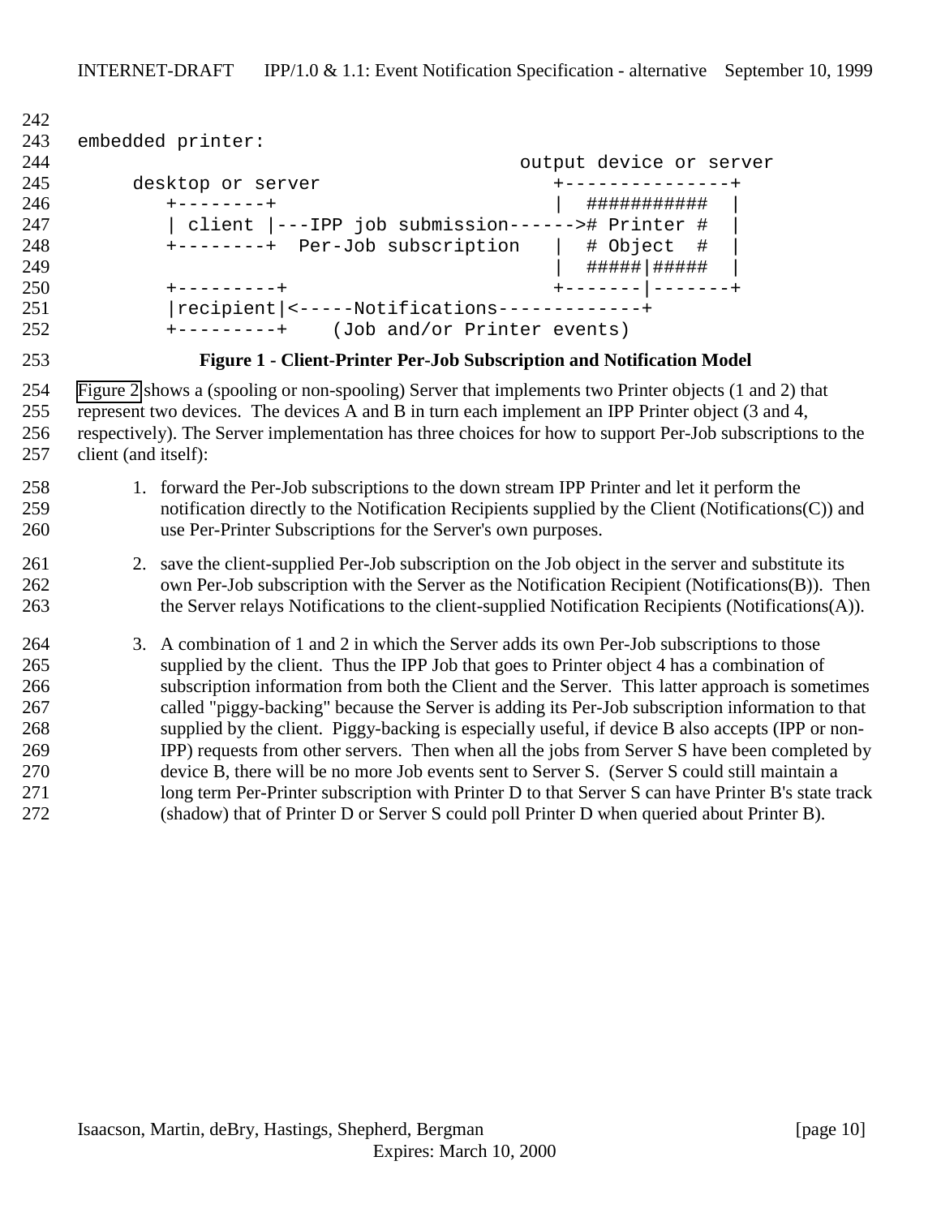embedded printer:

```
                                          output device or server
     desktop or server                       +---------------+
        +--------+                           |  ###########  |
        | client |---IPP job submission------># Printer #  |
        +--------+  Per-Job subscription     |  # Object  #  |
                                             |  #####|#####  |
        +---------+                          +-------|-------+
        |recipient|<-----Notifications-------------+
        +---------+    (Job and/or Printer events)
```

**Figure 1 - Client-Printer Per-Job Subscription and Notification Model**

Figure 2 shows a (spooling or non-spooling) Server that implements two Printer objects (1 and 2) that represent two devices. The devices A and B in turn each implement an IPP Printer object (3 and 4, respectively). The Server implementation has three choices for how to support Per-Job subscriptions to the client (and itself):

1. forward the Per-Job subscriptions to the down stream IPP Printer and let it perform the notification directly to the Notification Recipients supplied by the Client (Notifications(C)) and use Per-Printer Subscriptions for the Server's own purposes.

2. save the client-supplied Per-Job subscription on the Job object in the server and substitute its own Per-Job subscription with the Server as the Notification Recipient (Notifications(B)). Then the Server relays Notifications to the client-supplied Notification Recipients (Notifications(A)).

3. A combination of 1 and 2 in which the Server adds its own Per-Job subscriptions to those supplied by the client. Thus the IPP Job that goes to Printer object 4 has a combination of subscription information from both the Client and the Server. This latter approach is sometimes called "piggy-backing" because the Server is adding its Per-Job subscription information to that supplied by the client. Piggy-backing is especially useful, if device B also accepts (IPP or non-IPP) requests from other servers. Then when all the jobs from Server S have been completed by device B, there will be no more Job events sent to Server S. (Server S could still maintain a long term Per-Printer subscription with Printer D to that Server S can have Printer B's state track (shadow) that of Printer D or Server S could poll Printer D when queried about Printer B).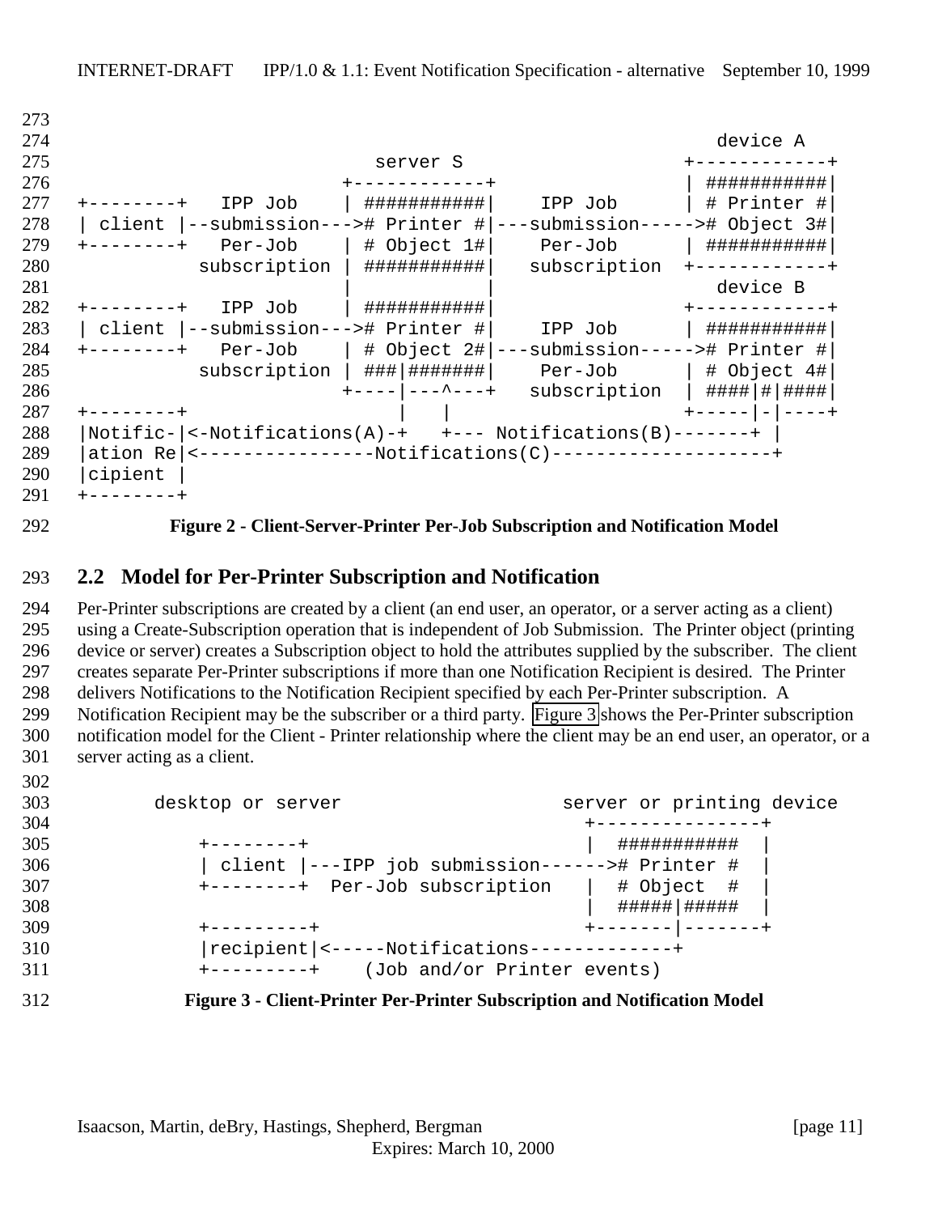```
                                                                    device A
                                   server S                      +------------+
                                +------------+                   | ###########|
+--------+   IPP Job            | ###########|    IPP Job        | # Printer #|
| client |--submission--->#  Printer #|---submission----->#  Object 3#|
+--------+   Per-Job            | # Object 1#|    Per-Job        | ###########|
           subscription         | ###########|   subscription    +------------+
                                |            |                      device B
+--------+   IPP Job            | ###########|                   +------------+
| client |--submission--->#  Printer #|    IPP Job        | ###########|
+--------+   Per-Job            | # Object 2#|---submission----->#  Printer #|
           subscription         | ###|#######|    Per-Job        | # Object 4#|
                                +----|---^---+   subscription    | ####|#|####|
+--------+                           |   |                       +-----|-|----+
|Notific-|<-Notifications(A)-+   +--- Notifications(B)-------+ |
|ation Re|<----------------Notifications(C)--------------------+
|cipient |
+--------+
```

**Figure 2 - Client-Server-Printer Per-Job Subscription and Notification Model**

## 2.2 Model for Per-Printer Subscription and Notification

Per-Printer subscriptions are created by a client (an end user, an operator, or a server acting as a client) using a Create-Subscription operation that is independent of Job Submission. The Printer object (printing device or server) creates a Subscription object to hold the attributes supplied by the subscriber. The client creates separate Per-Printer subscriptions if more than one Notification Recipient is desired. The Printer delivers Notifications to the Notification Recipient specified by each Per-Printer subscription. A Notification Recipient may be the subscriber or a third party. Figure 3 shows the Per-Printer subscription notification model for the Client - Printer relationship where the client may be an end user, an operator, or a server acting as a client.

```
       desktop or server                    server or printing device
                                              +---------------+
           +--------+                         |  ###########  |
           | client |---IPP job submission------># Printer #  |
           +--------+  Per-Job subscription   |  # Object  #  |
                                              |  #####|#####  |
           +---------+                        +-------|-------+
           |recipient|<-----Notifications-------------+
           +---------+    (Job and/or Printer events)
```

**Figure 3 - Client-Printer Per-Printer Subscription and Notification Model**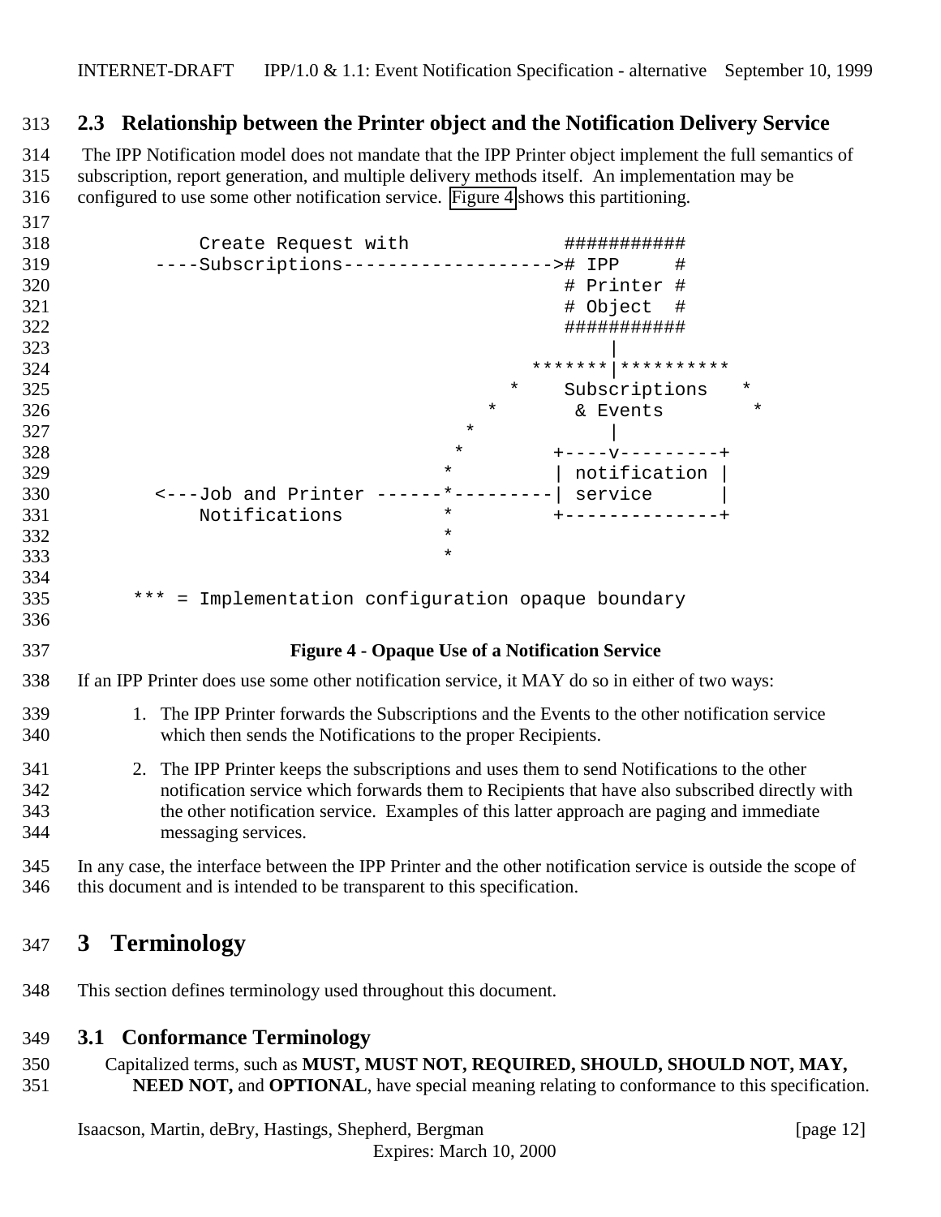## 2.3 Relationship between the Printer object and the Notification Delivery Service

The IPP Notification model does not mandate that the IPP Printer object implement the full semantics of subscription, report generation, and multiple delivery methods itself. An implementation may be configured to use some other notification service. Figure 4 shows this partitioning.

```
         Create Request with              ###########
     ----Subscriptions------------------->#  IPP    #
                                          # Printer #
                                          # Object  #
                                          ###########
                                               |
                                       *******|**********
                                     *    Subscriptions   *
                                   *       & Events        *
                                 *             |
                                *         +----v---------+
                               *          | notification |
     <---Job and Printer ------*---------| service      |
         Notifications         *          +--------------+
                               *
                               *

   *** = Implementation configuration opaque boundary
```

**Figure 4 - Opaque Use of a Notification Service**

If an IPP Printer does use some other notification service, it MAY do so in either of two ways:

1. The IPP Printer forwards the Subscriptions and the Events to the other notification service which then sends the Notifications to the proper Recipients.

2. The IPP Printer keeps the subscriptions and uses them to send Notifications to the other notification service which forwards them to Recipients that have also subscribed directly with the other notification service. Examples of this latter approach are paging and immediate messaging services.

In any case, the interface between the IPP Printer and the other notification service is outside the scope of this document and is intended to be transparent to this specification.

# 3 Terminology

This section defines terminology used throughout this document.

## 3.1 Conformance Terminology

Capitalized terms, such as **MUST, MUST NOT, REQUIRED, SHOULD, SHOULD NOT, MAY, NEED NOT,** and **OPTIONAL**, have special meaning relating to conformance to this specification.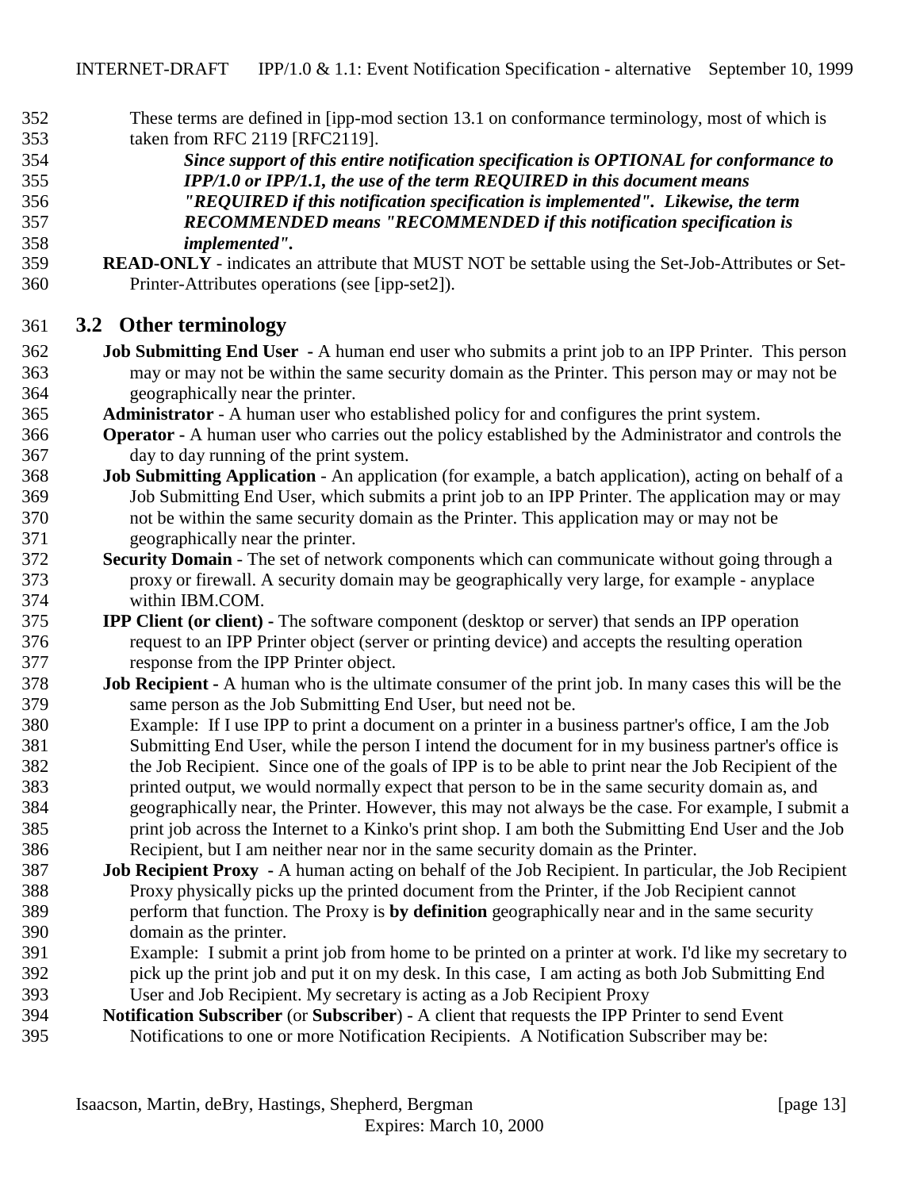These terms are defined in [ipp-mod section 13.1 on conformance terminology, most of which is taken from RFC 2119 [RFC2119].

> ***Since support of this entire notification specification is OPTIONAL for conformance to IPP/1.0 or IPP/1.1, the use of the term REQUIRED in this document means "REQUIRED if this notification specification is implemented". Likewise, the term RECOMMENDED means "RECOMMENDED if this notification specification is implemented".***

**READ-ONLY** - indicates an attribute that MUST NOT be settable using the Set-Job-Attributes or Set-Printer-Attributes operations (see [ipp-set2]).

## 3.2 Other terminology

**Job Submitting End User** - A human end user who submits a print job to an IPP Printer. This person may or may not be within the same security domain as the Printer. This person may or may not be geographically near the printer.

**Administrator** - A human user who established policy for and configures the print system.

**Operator** - A human user who carries out the policy established by the Administrator and controls the day to day running of the print system.

**Job Submitting Application** - An application (for example, a batch application), acting on behalf of a Job Submitting End User, which submits a print job to an IPP Printer. The application may or may not be within the same security domain as the Printer. This application may or may not be geographically near the printer.

**Security Domain** - The set of network components which can communicate without going through a proxy or firewall. A security domain may be geographically very large, for example - anyplace within IBM.COM.

**IPP Client (or client)** - The software component (desktop or server) that sends an IPP operation request to an IPP Printer object (server or printing device) and accepts the resulting operation response from the IPP Printer object.

**Job Recipient** - A human who is the ultimate consumer of the print job. In many cases this will be the same person as the Job Submitting End User, but need not be.
Example: If I use IPP to print a document on a printer in a business partner's office, I am the Job Submitting End User, while the person I intend the document for in my business partner's office is the Job Recipient. Since one of the goals of IPP is to be able to print near the Job Recipient of the printed output, we would normally expect that person to be in the same security domain as, and geographically near, the Printer. However, this may not always be the case. For example, I submit a print job across the Internet to a Kinko's print shop. I am both the Submitting End User and the Job Recipient, but I am neither near nor in the same security domain as the Printer.

**Job Recipient Proxy** - A human acting on behalf of the Job Recipient. In particular, the Job Recipient Proxy physically picks up the printed document from the Printer, if the Job Recipient cannot perform that function. The Proxy is **by definition** geographically near and in the same security domain as the printer.
Example: I submit a print job from home to be printed on a printer at work. I'd like my secretary to pick up the print job and put it on my desk. In this case, I am acting as both Job Submitting End User and Job Recipient. My secretary is acting as a Job Recipient Proxy

**Notification Subscriber** (or **Subscriber**) - A client that requests the IPP Printer to send Event Notifications to one or more Notification Recipients. A Notification Subscriber may be: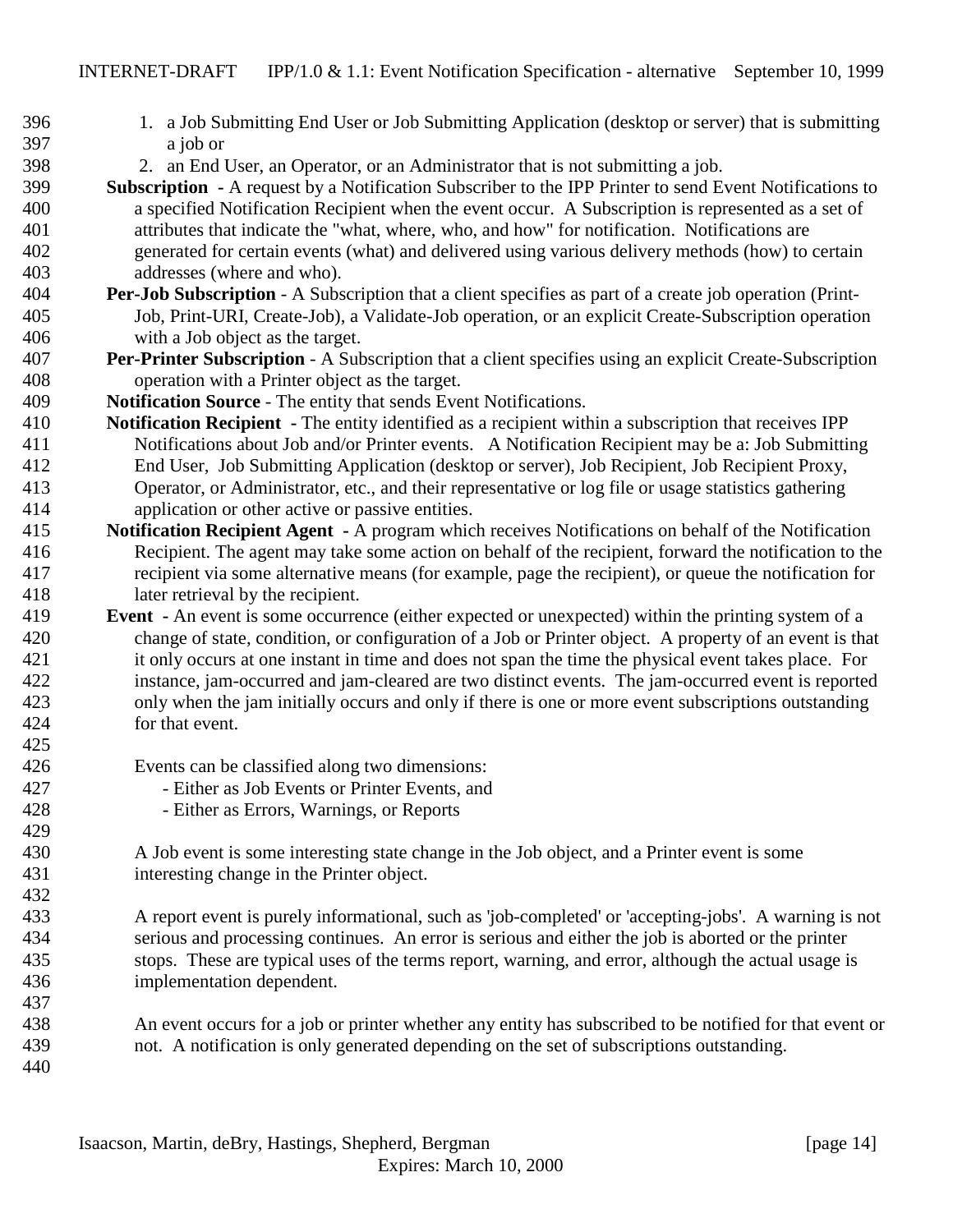1. a Job Submitting End User or Job Submitting Application (desktop or server) that is submitting a job or
2. an End User, an Operator, or an Administrator that is not submitting a job.

**Subscription** - A request by a Notification Subscriber to the IPP Printer to send Event Notifications to a specified Notification Recipient when the event occur. A Subscription is represented as a set of attributes that indicate the "what, where, who, and how" for notification. Notifications are generated for certain events (what) and delivered using various delivery methods (how) to certain addresses (where and who).

**Per-Job Subscription** - A Subscription that a client specifies as part of a create job operation (Print-Job, Print-URI, Create-Job), a Validate-Job operation, or an explicit Create-Subscription operation with a Job object as the target.

**Per-Printer Subscription** - A Subscription that a client specifies using an explicit Create-Subscription operation with a Printer object as the target.

**Notification Source** - The entity that sends Event Notifications.

**Notification Recipient** - The entity identified as a recipient within a subscription that receives IPP Notifications about Job and/or Printer events. A Notification Recipient may be a: Job Submitting End User, Job Submitting Application (desktop or server), Job Recipient, Job Recipient Proxy, Operator, or Administrator, etc., and their representative or log file or usage statistics gathering application or other active or passive entities.

**Notification Recipient Agent** - A program which receives Notifications on behalf of the Notification Recipient. The agent may take some action on behalf of the recipient, forward the notification to the recipient via some alternative means (for example, page the recipient), or queue the notification for later retrieval by the recipient.

**Event** - An event is some occurrence (either expected or unexpected) within the printing system of a change of state, condition, or configuration of a Job or Printer object. A property of an event is that it only occurs at one instant in time and does not span the time the physical event takes place. For instance, jam-occurred and jam-cleared are two distinct events. The jam-occurred event is reported only when the jam initially occurs and only if there is one or more event subscriptions outstanding for that event.

Events can be classified along two dimensions:
- Either as Job Events or Printer Events, and
- Either as Errors, Warnings, or Reports

A Job event is some interesting state change in the Job object, and a Printer event is some interesting change in the Printer object.

A report event is purely informational, such as 'job-completed' or 'accepting-jobs'. A warning is not serious and processing continues. An error is serious and either the job is aborted or the printer stops. These are typical uses of the terms report, warning, and error, although the actual usage is implementation dependent.

An event occurs for a job or printer whether any entity has subscribed to be notified for that event or not. A notification is only generated depending on the set of subscriptions outstanding.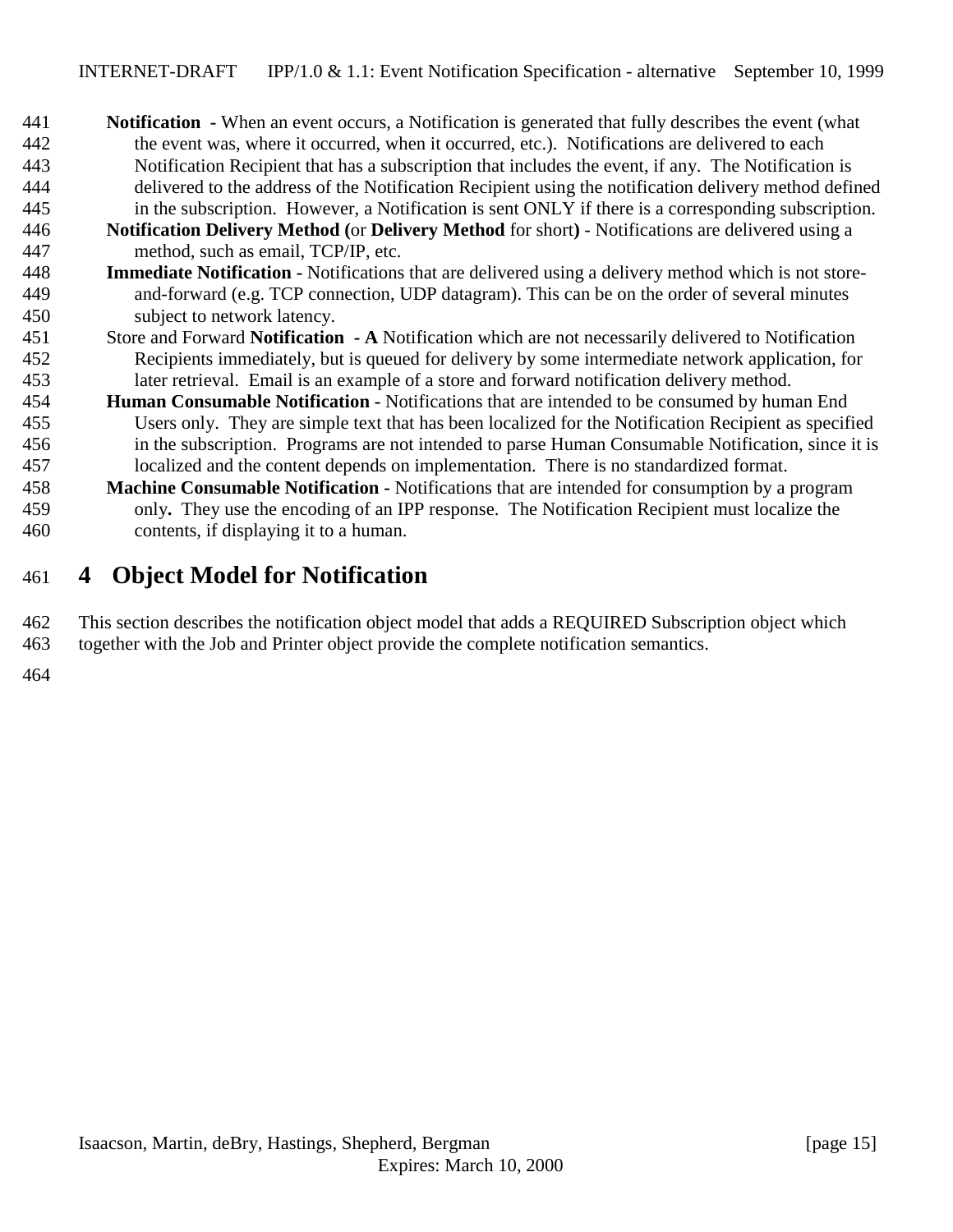**Notification** - When an event occurs, a Notification is generated that fully describes the event (what the event was, where it occurred, when it occurred, etc.). Notifications are delivered to each Notification Recipient that has a subscription that includes the event, if any. The Notification is delivered to the address of the Notification Recipient using the notification delivery method defined in the subscription. However, a Notification is sent ONLY if there is a corresponding subscription.

**Notification Delivery Method (**or **Delivery Method** for short**)** - Notifications are delivered using a method, such as email, TCP/IP, etc.

**Immediate Notification** - Notifications that are delivered using a delivery method which is not store-and-forward (e.g. TCP connection, UDP datagram). This can be on the order of several minutes subject to network latency.

Store and Forward **Notification - A** Notification which are not necessarily delivered to Notification Recipients immediately, but is queued for delivery by some intermediate network application, for later retrieval. Email is an example of a store and forward notification delivery method.

**Human Consumable Notification** - Notifications that are intended to be consumed by human End Users only. They are simple text that has been localized for the Notification Recipient as specified in the subscription. Programs are not intended to parse Human Consumable Notification, since it is localized and the content depends on implementation. There is no standardized format.

**Machine Consumable Notification** - Notifications that are intended for consumption by a program only**.** They use the encoding of an IPP response. The Notification Recipient must localize the contents, if displaying it to a human.

# 4 Object Model for Notification

This section describes the notification object model that adds a REQUIRED Subscription object which together with the Job and Printer object provide the complete notification semantics.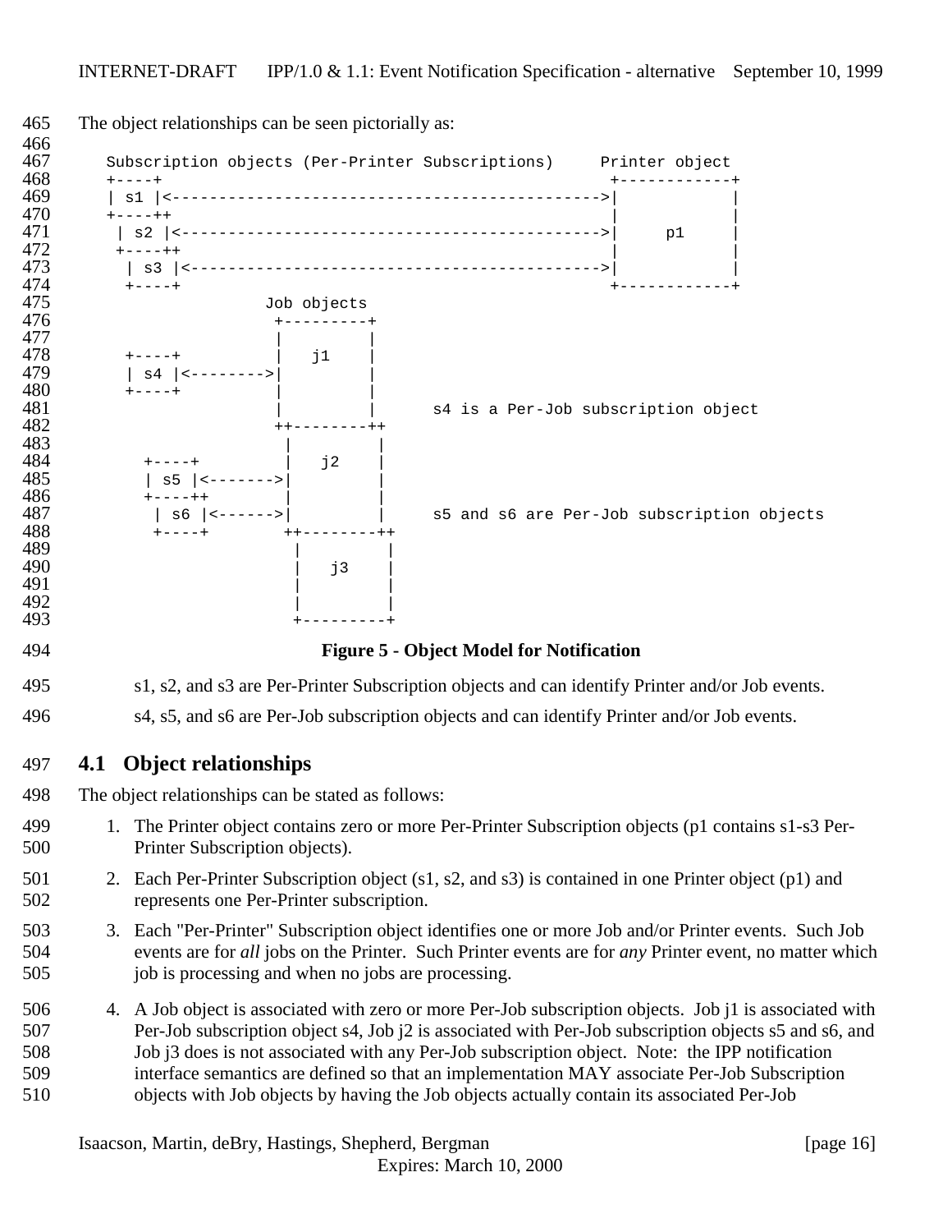The object relationships can be seen pictorially as:

```
   Subscription objects (Per-Printer Subscriptions)     Printer object
   +----+                                                +------------+
   | s1 |<---------------------------------------------->|            |
   +----++                                               |            |
    | s2 |<--------------------------------------------->|     p1     |
    +----++                                              |            |
     | s3 |<-------------------------------------------->|            |
     +----+                                              +------------+
                    Job objects
                     +---------+
                     |         |
     +----+          |   j1    |
     | s4 |<-------->|         |
     +----+          |         |
                     |         |      s4 is a Per-Job subscription object
                     ++--------++
                      |         |
       +----+         |   j2    |
       | s5 |<------->|         |
       +----++        |         |
        | s6 |<------>|         |     s5 and s6 are Per-Job subscription objects
        +----+        ++--------++
                       |         |
                       |   j3    |
                       |         |
                       |         |
                       +---------+
```

**Figure 5 - Object Model for Notification**

s1, s2, and s3 are Per-Printer Subscription objects and can identify Printer and/or Job events.

s4, s5, and s6 are Per-Job subscription objects and can identify Printer and/or Job events.

## 4.1 Object relationships

The object relationships can be stated as follows:

1. The Printer object contains zero or more Per-Printer Subscription objects (p1 contains s1-s3 Per-Printer Subscription objects).
2. Each Per-Printer Subscription object (s1, s2, and s3) is contained in one Printer object (p1) and represents one Per-Printer subscription.
3. Each "Per-Printer" Subscription object identifies one or more Job and/or Printer events. Such Job events are for *all* jobs on the Printer. Such Printer events are for *any* Printer event, no matter which job is processing and when no jobs are processing.
4. A Job object is associated with zero or more Per-Job subscription objects. Job j1 is associated with Per-Job subscription object s4, Job j2 is associated with Per-Job subscription objects s5 and s6, and Job j3 does is not associated with any Per-Job subscription object. Note: the IPP notification interface semantics are defined so that an implementation MAY associate Per-Job Subscription objects with Job objects by having the Job objects actually contain its associated Per-Job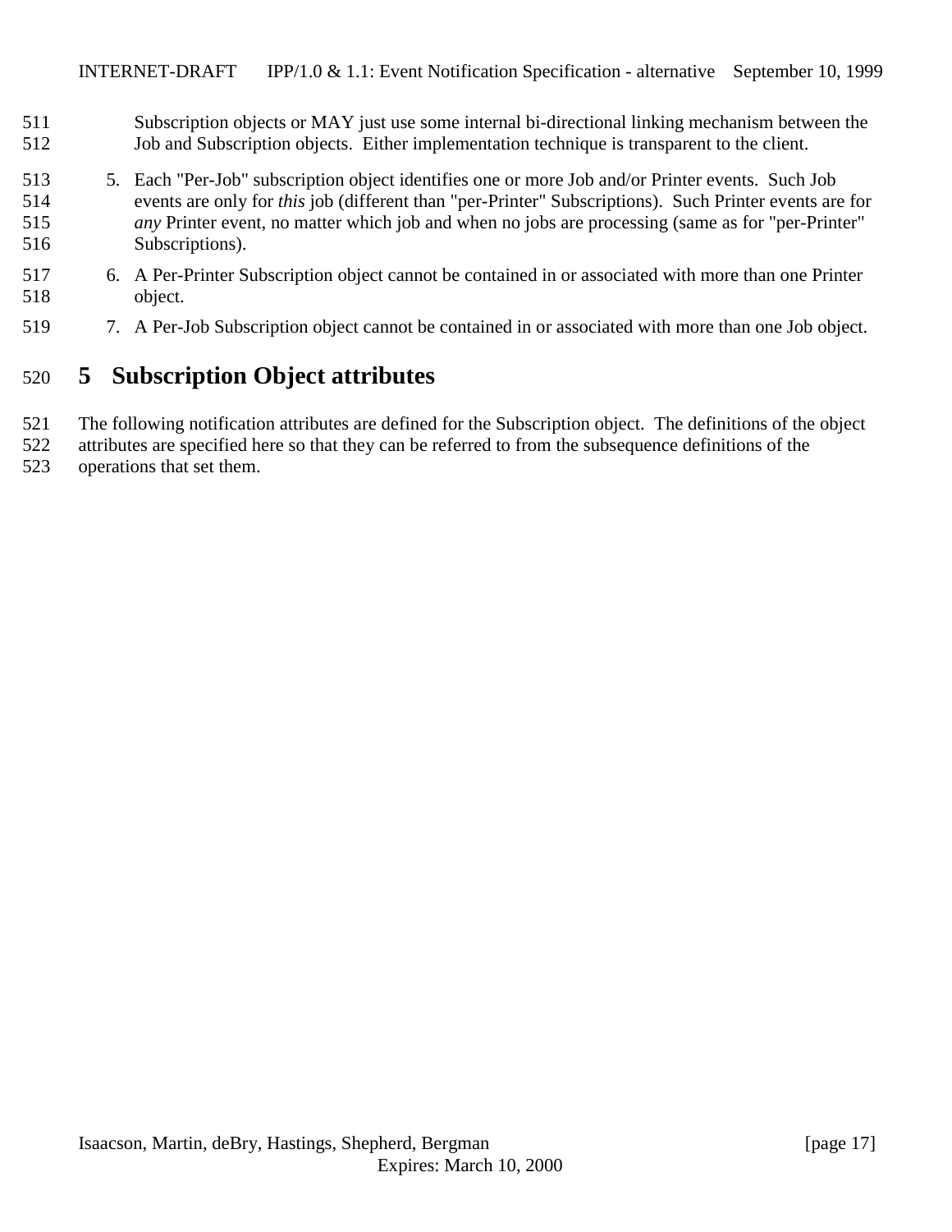Subscription objects or MAY just use some internal bi-directional linking mechanism between the Job and Subscription objects. Either implementation technique is transparent to the client.

5. Each "Per-Job" subscription object identifies one or more Job and/or Printer events. Such Job events are only for *this* job (different than "per-Printer" Subscriptions). Such Printer events are for *any* Printer event, no matter which job and when no jobs are processing (same as for "per-Printer" Subscriptions).
6. A Per-Printer Subscription object cannot be contained in or associated with more than one Printer object.
7. A Per-Job Subscription object cannot be contained in or associated with more than one Job object.

# 5 Subscription Object attributes

The following notification attributes are defined for the Subscription object. The definitions of the object attributes are specified here so that they can be referred to from the subsequence definitions of the operations that set them.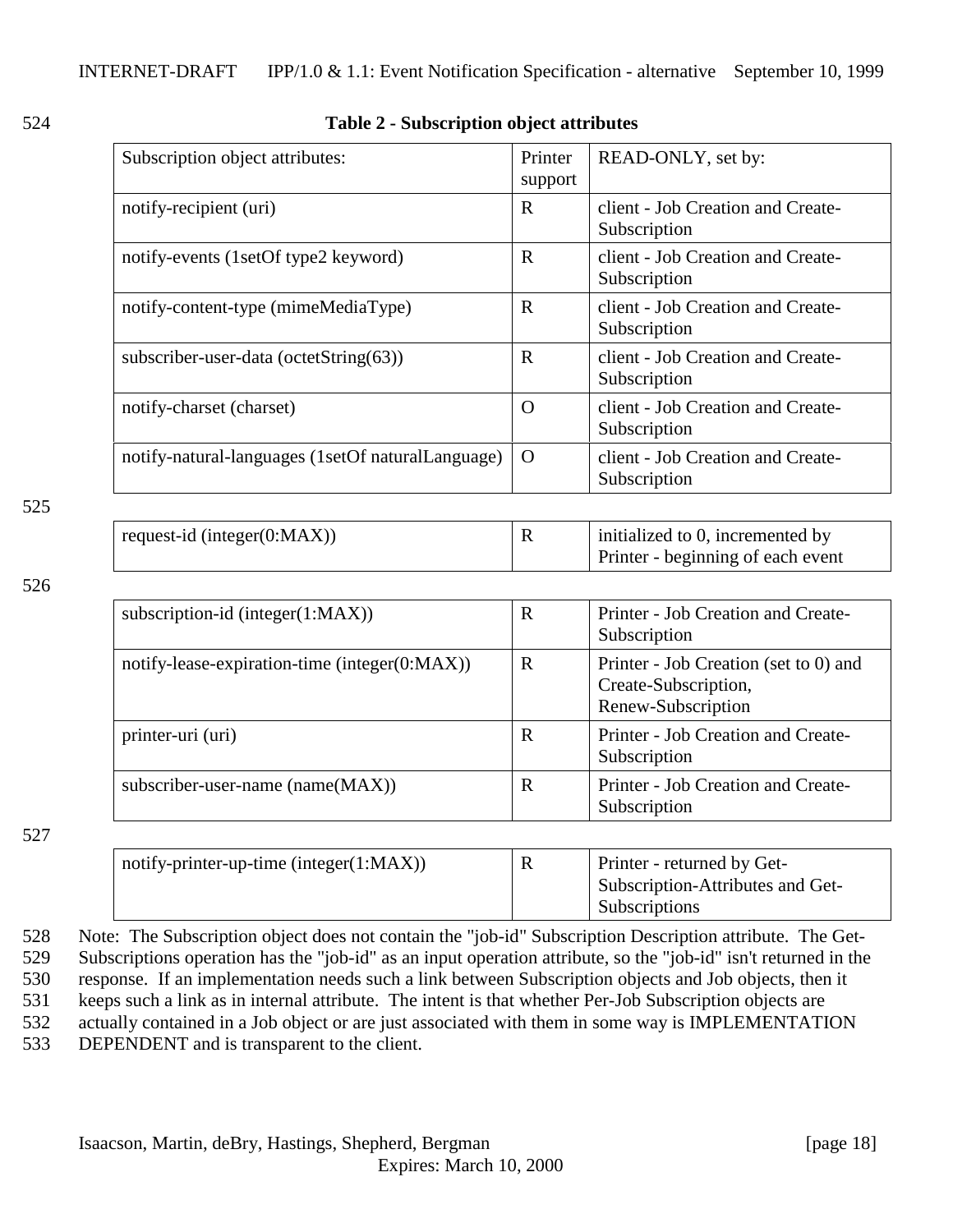**Table 2 - Subscription object attributes**

| Subscription object attributes: | Printer support | READ-ONLY, set by: |
|---|---|---|
| notify-recipient (uri) | R | client - Job Creation and Create-Subscription |
| notify-events (1setOf type2 keyword) | R | client - Job Creation and Create-Subscription |
| notify-content-type (mimeMediaType) | R | client - Job Creation and Create-Subscription |
| subscriber-user-data (octetString(63)) | R | client - Job Creation and Create-Subscription |
| notify-charset (charset) | O | client - Job Creation and Create-Subscription |
| notify-natural-languages (1setOf naturalLanguage) | O | client - Job Creation and Create-Subscription |
| request-id (integer(0:MAX)) | R | initialized to 0, incremented by Printer - beginning of each event |
| subscription-id (integer(1:MAX)) | R | Printer - Job Creation and Create-Subscription |
| notify-lease-expiration-time (integer(0:MAX)) | R | Printer - Job Creation (set to 0) and Create-Subscription, Renew-Subscription |
| printer-uri (uri) | R | Printer - Job Creation and Create-Subscription |
| subscriber-user-name (name(MAX)) | R | Printer - Job Creation and Create-Subscription |
| notify-printer-up-time (integer(1:MAX)) | R | Printer - returned by Get-Subscription-Attributes and Get-Subscriptions |

Note: The Subscription object does not contain the "job-id" Subscription Description attribute. The Get-Subscriptions operation has the "job-id" as an input operation attribute, so the "job-id" isn't returned in the response. If an implementation needs such a link between Subscription objects and Job objects, then it keeps such a link as in internal attribute. The intent is that whether Per-Job Subscription objects are actually contained in a Job object or are just associated with them in some way is IMPLEMENTATION DEPENDENT and is transparent to the client.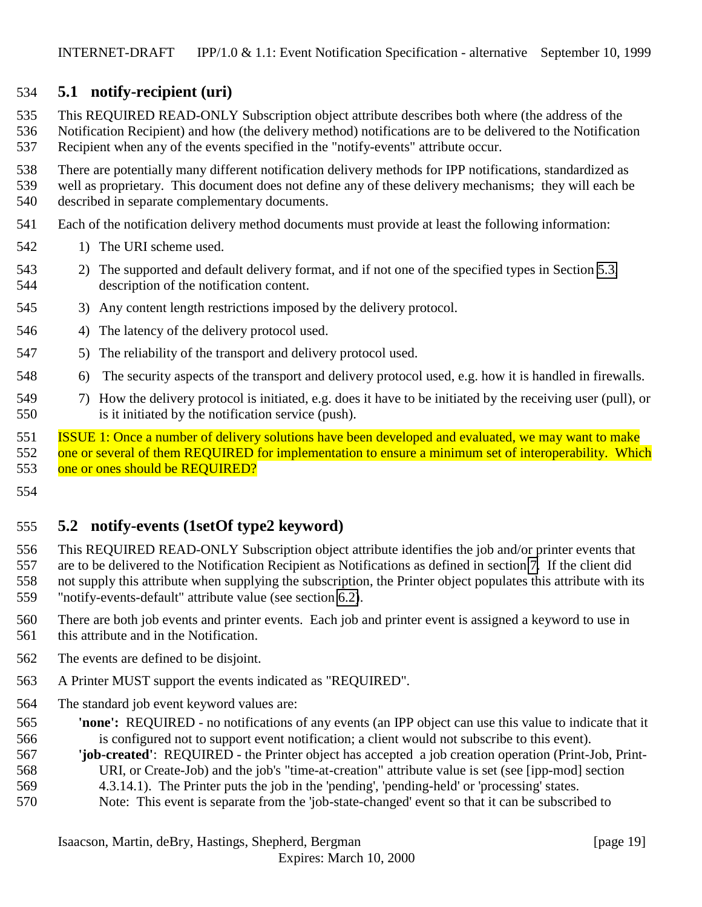## 5.1 notify-recipient (uri)

This REQUIRED READ-ONLY Subscription object attribute describes both where (the address of the Notification Recipient) and how (the delivery method) notifications are to be delivered to the Notification Recipient when any of the events specified in the "notify-events" attribute occur.

There are potentially many different notification delivery methods for IPP notifications, standardized as well as proprietary. This document does not define any of these delivery mechanisms; they will each be described in separate complementary documents.

Each of the notification delivery method documents must provide at least the following information:

1) The URI scheme used.
2) The supported and default delivery format, and if not one of the specified types in Section 5.3 description of the notification content.
3) Any content length restrictions imposed by the delivery protocol.
4) The latency of the delivery protocol used.
5) The reliability of the transport and delivery protocol used.
6) The security aspects of the transport and delivery protocol used, e.g. how it is handled in firewalls.
7) How the delivery protocol is initiated, e.g. does it have to be initiated by the receiving user (pull), or is it initiated by the notification service (push).

ISSUE 1: Once a number of delivery solutions have been developed and evaluated, we may want to make one or several of them REQUIRED for implementation to ensure a minimum set of interoperability. Which one or ones should be REQUIRED?

## 5.2 notify-events (1setOf type2 keyword)

This REQUIRED READ-ONLY Subscription object attribute identifies the job and/or printer events that are to be delivered to the Notification Recipient as Notifications as defined in section 7. If the client did not supply this attribute when supplying the subscription, the Printer object populates this attribute with its "notify-events-default" attribute value (see section 6.2).

There are both job events and printer events. Each job and printer event is assigned a keyword to use in this attribute and in the Notification.

The events are defined to be disjoint.

A Printer MUST support the events indicated as "REQUIRED".

The standard job event keyword values are:

**'none':** REQUIRED - no notifications of any events (an IPP object can use this value to indicate that it is configured not to support event notification; a client would not subscribe to this event).

**'job-created'**: REQUIRED - the Printer object has accepted a job creation operation (Print-Job, Print-URI, or Create-Job) and the job's "time-at-creation" attribute value is set (see [ipp-mod] section 4.3.14.1). The Printer puts the job in the 'pending', 'pending-held' or 'processing' states. Note: This event is separate from the 'job-state-changed' event so that it can be subscribed to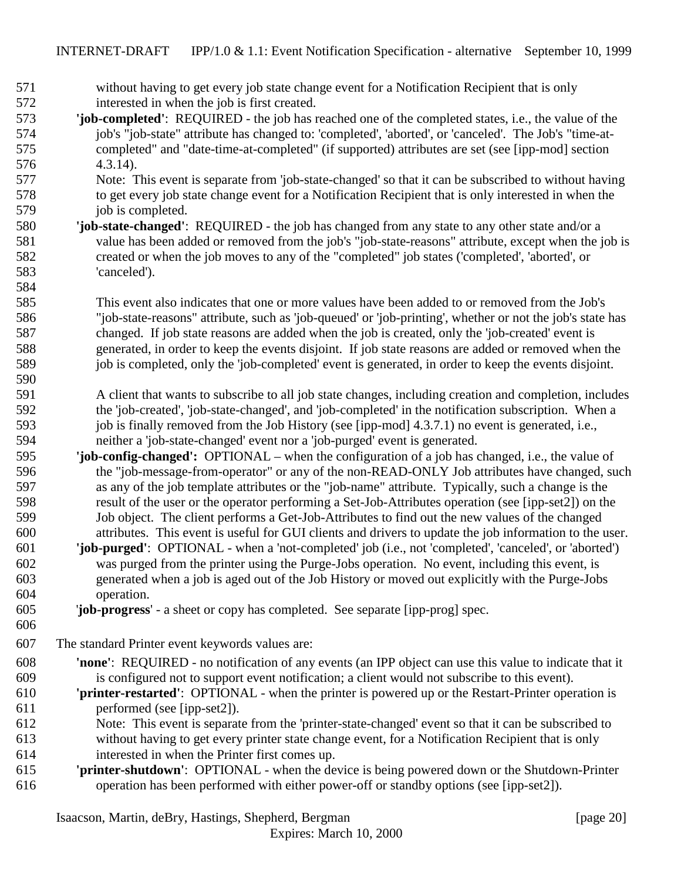without having to get every job state change event for a Notification Recipient that is only interested in when the job is first created.

**'job-completed'**: REQUIRED - the job has reached one of the completed states, i.e., the value of the job's "job-state" attribute has changed to: 'completed', 'aborted', or 'canceled'. The Job's "time-at-completed" and "date-time-at-completed" (if supported) attributes are set (see [ipp-mod] section 4.3.14).

Note: This event is separate from 'job-state-changed' so that it can be subscribed to without having to get every job state change event for a Notification Recipient that is only interested in when the job is completed.

**'job-state-changed'**: REQUIRED - the job has changed from any state to any other state and/or a value has been added or removed from the job's "job-state-reasons" attribute, except when the job is created or when the job moves to any of the "completed" job states ('completed', 'aborted', or 'canceled').

This event also indicates that one or more values have been added to or removed from the Job's "job-state-reasons" attribute, such as 'job-queued' or 'job-printing', whether or not the job's state has changed. If job state reasons are added when the job is created, only the 'job-created' event is generated, in order to keep the events disjoint. If job state reasons are added or removed when the job is completed, only the 'job-completed' event is generated, in order to keep the events disjoint.

A client that wants to subscribe to all job state changes, including creation and completion, includes the 'job-created', 'job-state-changed', and 'job-completed' in the notification subscription. When a job is finally removed from the Job History (see [ipp-mod] 4.3.7.1) no event is generated, i.e., neither a 'job-state-changed' event nor a 'job-purged' event is generated.

**'job-config-changed':** OPTIONAL – when the configuration of a job has changed, i.e., the value of the "job-message-from-operator" or any of the non-READ-ONLY Job attributes have changed, such as any of the job template attributes or the "job-name" attribute. Typically, such a change is the result of the user or the operator performing a Set-Job-Attributes operation (see [ipp-set2]) on the Job object. The client performs a Get-Job-Attributes to find out the new values of the changed attributes. This event is useful for GUI clients and drivers to update the job information to the user.

**'job-purged'**: OPTIONAL - when a 'not-completed' job (i.e., not 'completed', 'canceled', or 'aborted') was purged from the printer using the Purge-Jobs operation. No event, including this event, is generated when a job is aged out of the Job History or moved out explicitly with the Purge-Jobs operation.

'**job-progress**' - a sheet or copy has completed. See separate [ipp-prog] spec.

The standard Printer event keywords values are:

**'none'**: REQUIRED - no notification of any events (an IPP object can use this value to indicate that it is configured not to support event notification; a client would not subscribe to this event).

**'printer-restarted'**: OPTIONAL - when the printer is powered up or the Restart-Printer operation is performed (see [ipp-set2]).

Note: This event is separate from the 'printer-state-changed' event so that it can be subscribed to without having to get every printer state change event, for a Notification Recipient that is only interested in when the Printer first comes up.

**'printer-shutdown'**: OPTIONAL - when the device is being powered down or the Shutdown-Printer operation has been performed with either power-off or standby options (see [ipp-set2]).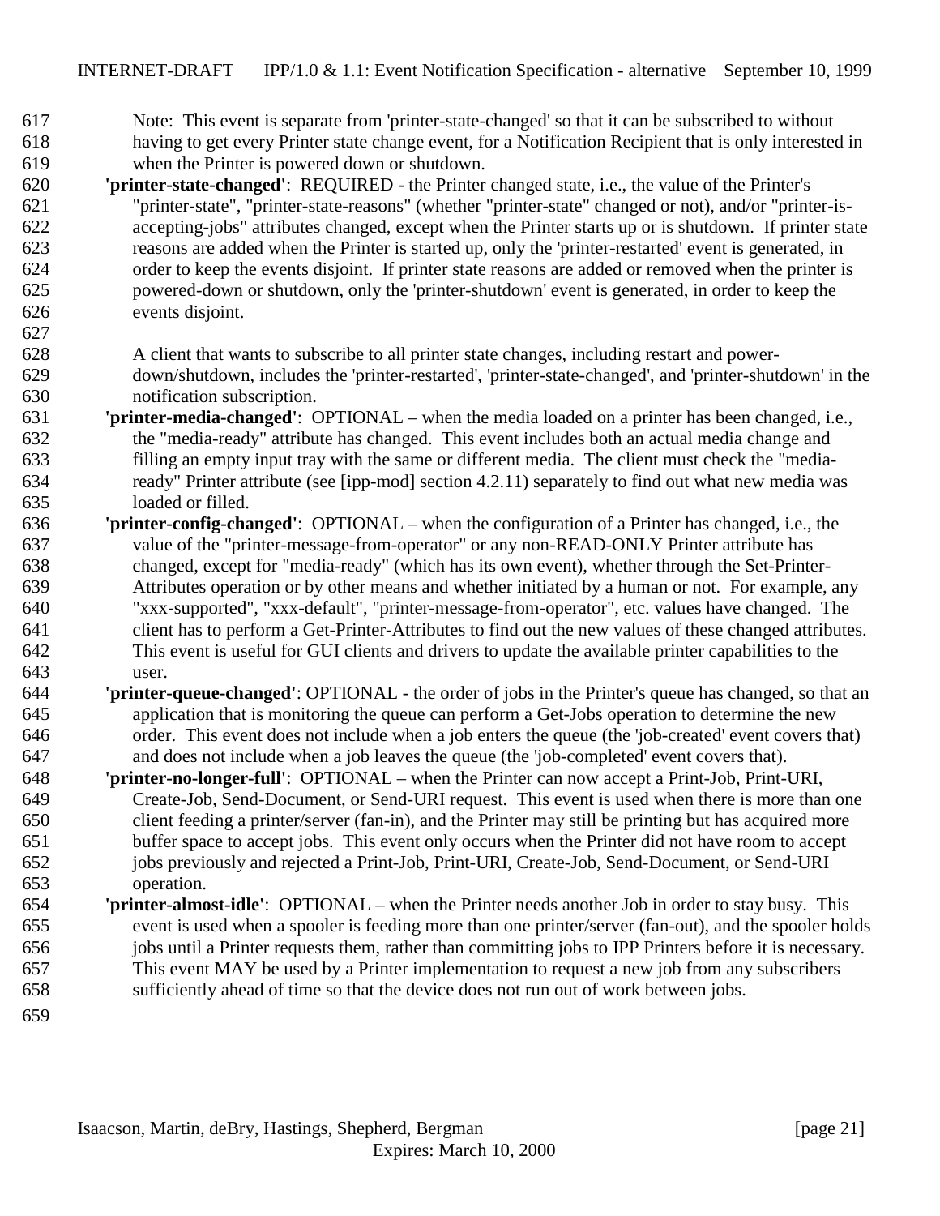Note: This event is separate from 'printer-state-changed' so that it can be subscribed to without having to get every Printer state change event, for a Notification Recipient that is only interested in when the Printer is powered down or shutdown.

**'printer-state-changed'**: REQUIRED - the Printer changed state, i.e., the value of the Printer's "printer-state", "printer-state-reasons" (whether "printer-state" changed or not), and/or "printer-is-accepting-jobs" attributes changed, except when the Printer starts up or is shutdown. If printer state reasons are added when the Printer is started up, only the 'printer-restarted' event is generated, in order to keep the events disjoint. If printer state reasons are added or removed when the printer is powered-down or shutdown, only the 'printer-shutdown' event is generated, in order to keep the events disjoint.

A client that wants to subscribe to all printer state changes, including restart and power-down/shutdown, includes the 'printer-restarted', 'printer-state-changed', and 'printer-shutdown' in the notification subscription.

**'printer-media-changed'**: OPTIONAL – when the media loaded on a printer has been changed, i.e., the "media-ready" attribute has changed. This event includes both an actual media change and filling an empty input tray with the same or different media. The client must check the "media-ready" Printer attribute (see [ipp-mod] section 4.2.11) separately to find out what new media was loaded or filled.

**'printer-config-changed'**: OPTIONAL – when the configuration of a Printer has changed, i.e., the value of the "printer-message-from-operator" or any non-READ-ONLY Printer attribute has changed, except for "media-ready" (which has its own event), whether through the Set-Printer-Attributes operation or by other means and whether initiated by a human or not. For example, any "xxx-supported", "xxx-default", "printer-message-from-operator", etc. values have changed. The client has to perform a Get-Printer-Attributes to find out the new values of these changed attributes. This event is useful for GUI clients and drivers to update the available printer capabilities to the user.

**'printer-queue-changed'**: OPTIONAL - the order of jobs in the Printer's queue has changed, so that an application that is monitoring the queue can perform a Get-Jobs operation to determine the new order. This event does not include when a job enters the queue (the 'job-created' event covers that) and does not include when a job leaves the queue (the 'job-completed' event covers that).

**'printer-no-longer-full'**: OPTIONAL – when the Printer can now accept a Print-Job, Print-URI, Create-Job, Send-Document, or Send-URI request. This event is used when there is more than one client feeding a printer/server (fan-in), and the Printer may still be printing but has acquired more buffer space to accept jobs. This event only occurs when the Printer did not have room to accept jobs previously and rejected a Print-Job, Print-URI, Create-Job, Send-Document, or Send-URI operation.

**'printer-almost-idle'**: OPTIONAL – when the Printer needs another Job in order to stay busy. This event is used when a spooler is feeding more than one printer/server (fan-out), and the spooler holds jobs until a Printer requests them, rather than committing jobs to IPP Printers before it is necessary. This event MAY be used by a Printer implementation to request a new job from any subscribers sufficiently ahead of time so that the device does not run out of work between jobs.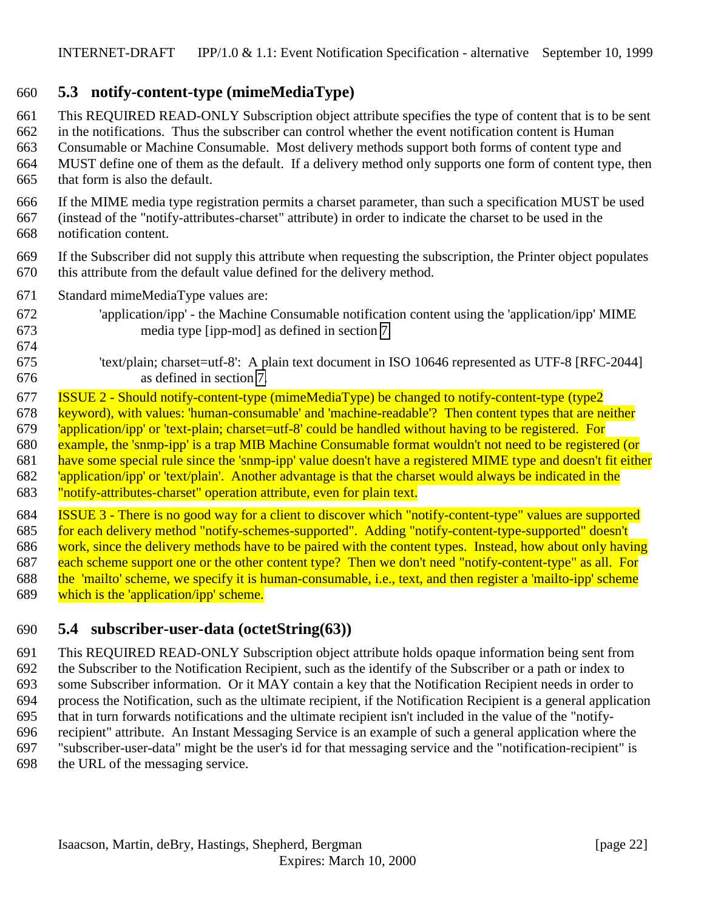## 5.3 notify-content-type (mimeMediaType)

This REQUIRED READ-ONLY Subscription object attribute specifies the type of content that is to be sent in the notifications. Thus the subscriber can control whether the event notification content is Human Consumable or Machine Consumable. Most delivery methods support both forms of content type and MUST define one of them as the default. If a delivery method only supports one form of content type, then that form is also the default.

If the MIME media type registration permits a charset parameter, than such a specification MUST be used (instead of the "notify-attributes-charset" attribute) in order to indicate the charset to be used in the notification content.

If the Subscriber did not supply this attribute when requesting the subscription, the Printer object populates this attribute from the default value defined for the delivery method.

Standard mimeMediaType values are:

'application/ipp' - the Machine Consumable notification content using the 'application/ipp' MIME media type [ipp-mod] as defined in section 7

'text/plain; charset=utf-8': A plain text document in ISO 10646 represented as UTF-8 [RFC-2044] as defined in section 7.

ISSUE 2 - Should notify-content-type (mimeMediaType) be changed to notify-content-type (type2 keyword), with values: 'human-consumable' and 'machine-readable'? Then content types that are neither 'application/ipp' or 'text-plain; charset=utf-8' could be handled without having to be registered. For example, the 'snmp-ipp' is a trap MIB Machine Consumable format wouldn't not need to be registered (or have some special rule since the 'snmp-ipp' value doesn't have a registered MIME type and doesn't fit either 'application/ipp' or 'text/plain'. Another advantage is that the charset would always be indicated in the "notify-attributes-charset" operation attribute, even for plain text.

ISSUE 3 - There is no good way for a client to discover which "notify-content-type" values are supported for each delivery method "notify-schemes-supported". Adding "notify-content-type-supported" doesn't work, since the delivery methods have to be paired with the content types. Instead, how about only having each scheme support one or the other content type? Then we don't need "notify-content-type" as all. For the 'mailto' scheme, we specify it is human-consumable, i.e., text, and then register a 'mailto-ipp' scheme which is the 'application/ipp' scheme.

## 5.4 subscriber-user-data (octetString(63))

This REQUIRED READ-ONLY Subscription object attribute holds opaque information being sent from the Subscriber to the Notification Recipient, such as the identify of the Subscriber or a path or index to some Subscriber information. Or it MAY contain a key that the Notification Recipient needs in order to process the Notification, such as the ultimate recipient, if the Notification Recipient is a general application that in turn forwards notifications and the ultimate recipient isn't included in the value of the "notify-recipient" attribute. An Instant Messaging Service is an example of such a general application where the "subscriber-user-data" might be the user's id for that messaging service and the "notification-recipient" is the URL of the messaging service.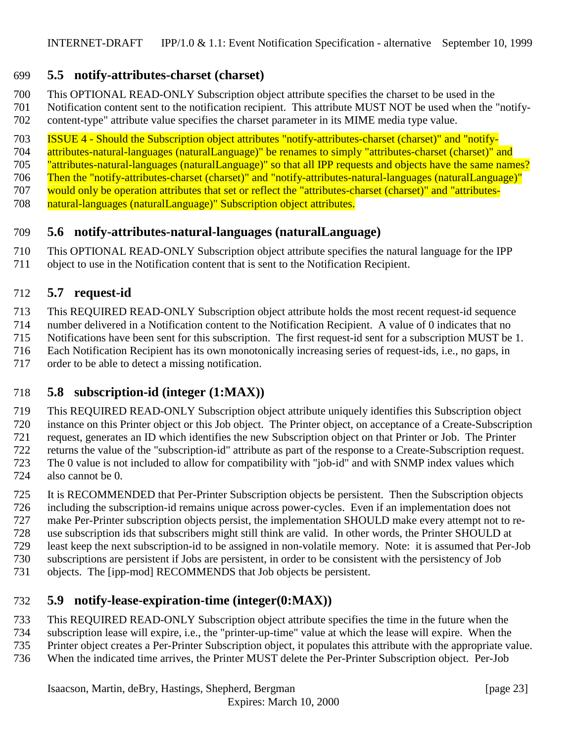## 5.5 notify-attributes-charset (charset)

This OPTIONAL READ-ONLY Subscription object attribute specifies the charset to be used in the Notification content sent to the notification recipient. This attribute MUST NOT be used when the "notify-content-type" attribute value specifies the charset parameter in its MIME media type value.

ISSUE 4 - Should the Subscription object attributes "notify-attributes-charset (charset)" and "notify-attributes-natural-languages (naturalLanguage)" be renames to simply "attributes-charset (charset)" and "attributes-natural-languages (naturalLanguage)" so that all IPP requests and objects have the same names? Then the "notify-attributes-charset (charset)" and "notify-attributes-natural-languages (naturalLanguage)" would only be operation attributes that set or reflect the "attributes-charset (charset)" and "attributes-natural-languages (naturalLanguage)" Subscription object attributes.

## 5.6 notify-attributes-natural-languages (naturalLanguage)

This OPTIONAL READ-ONLY Subscription object attribute specifies the natural language for the IPP object to use in the Notification content that is sent to the Notification Recipient.

## 5.7 request-id

This REQUIRED READ-ONLY Subscription object attribute holds the most recent request-id sequence number delivered in a Notification content to the Notification Recipient. A value of 0 indicates that no Notifications have been sent for this subscription. The first request-id sent for a subscription MUST be 1. Each Notification Recipient has its own monotonically increasing series of request-ids, i.e., no gaps, in order to be able to detect a missing notification.

## 5.8 subscription-id (integer (1:MAX))

This REQUIRED READ-ONLY Subscription object attribute uniquely identifies this Subscription object instance on this Printer object or this Job object. The Printer object, on acceptance of a Create-Subscription request, generates an ID which identifies the new Subscription object on that Printer or Job. The Printer returns the value of the "subscription-id" attribute as part of the response to a Create-Subscription request. The 0 value is not included to allow for compatibility with "job-id" and with SNMP index values which also cannot be 0.

It is RECOMMENDED that Per-Printer Subscription objects be persistent. Then the Subscription objects including the subscription-id remains unique across power-cycles. Even if an implementation does not make Per-Printer subscription objects persist, the implementation SHOULD make every attempt not to re-use subscription ids that subscribers might still think are valid. In other words, the Printer SHOULD at least keep the next subscription-id to be assigned in non-volatile memory. Note: it is assumed that Per-Job subscriptions are persistent if Jobs are persistent, in order to be consistent with the persistency of Job objects. The [ipp-mod] RECOMMENDS that Job objects be persistent.

## 5.9 notify-lease-expiration-time (integer(0:MAX))

This REQUIRED READ-ONLY Subscription object attribute specifies the time in the future when the subscription lease will expire, i.e., the "printer-up-time" value at which the lease will expire. When the Printer object creates a Per-Printer Subscription object, it populates this attribute with the appropriate value. When the indicated time arrives, the Printer MUST delete the Per-Printer Subscription object. Per-Job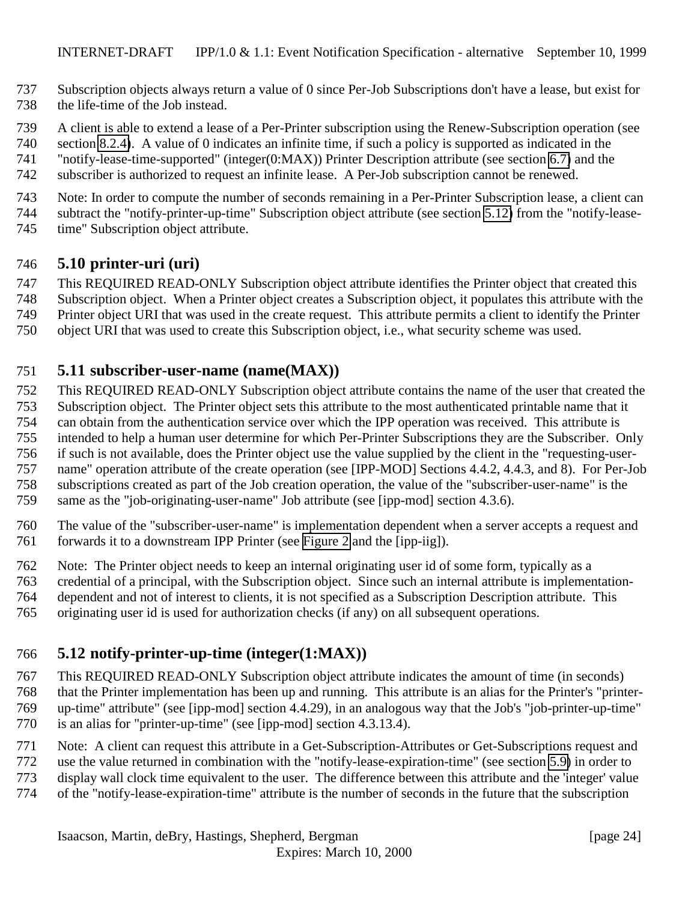Subscription objects always return a value of 0 since Per-Job Subscriptions don't have a lease, but exist for the life-time of the Job instead.

A client is able to extend a lease of a Per-Printer subscription using the Renew-Subscription operation (see section 8.2.4). A value of 0 indicates an infinite time, if such a policy is supported as indicated in the "notify-lease-time-supported" (integer(0:MAX)) Printer Description attribute (see section 6.7) and the subscriber is authorized to request an infinite lease. A Per-Job subscription cannot be renewed.

Note: In order to compute the number of seconds remaining in a Per-Printer Subscription lease, a client can subtract the "notify-printer-up-time" Subscription object attribute (see section 5.12) from the "notify-lease-time" Subscription object attribute.

## 5.10 printer-uri (uri)

This REQUIRED READ-ONLY Subscription object attribute identifies the Printer object that created this Subscription object. When a Printer object creates a Subscription object, it populates this attribute with the Printer object URI that was used in the create request. This attribute permits a client to identify the Printer object URI that was used to create this Subscription object, i.e., what security scheme was used.

## 5.11 subscriber-user-name (name(MAX))

This REQUIRED READ-ONLY Subscription object attribute contains the name of the user that created the Subscription object. The Printer object sets this attribute to the most authenticated printable name that it can obtain from the authentication service over which the IPP operation was received. This attribute is intended to help a human user determine for which Per-Printer Subscriptions they are the Subscriber. Only if such is not available, does the Printer object use the value supplied by the client in the "requesting-user-name" operation attribute of the create operation (see [IPP-MOD] Sections 4.4.2, 4.4.3, and 8). For Per-Job subscriptions created as part of the Job creation operation, the value of the "subscriber-user-name" is the same as the "job-originating-user-name" Job attribute (see [ipp-mod] section 4.3.6).

The value of the "subscriber-user-name" is implementation dependent when a server accepts a request and forwards it to a downstream IPP Printer (see Figure 2 and the [ipp-iig]).

Note: The Printer object needs to keep an internal originating user id of some form, typically as a credential of a principal, with the Subscription object. Since such an internal attribute is implementation-dependent and not of interest to clients, it is not specified as a Subscription Description attribute. This originating user id is used for authorization checks (if any) on all subsequent operations.

## 5.12 notify-printer-up-time (integer(1:MAX))

This REQUIRED READ-ONLY Subscription object attribute indicates the amount of time (in seconds) that the Printer implementation has been up and running. This attribute is an alias for the Printer's "printer-up-time" attribute" (see [ipp-mod] section 4.4.29), in an analogous way that the Job's "job-printer-up-time" is an alias for "printer-up-time" (see [ipp-mod] section 4.3.13.4).

Note: A client can request this attribute in a Get-Subscription-Attributes or Get-Subscriptions request and use the value returned in combination with the "notify-lease-expiration-time" (see section 5.9) in order to display wall clock time equivalent to the user. The difference between this attribute and the 'integer' value of the "notify-lease-expiration-time" attribute is the number of seconds in the future that the subscription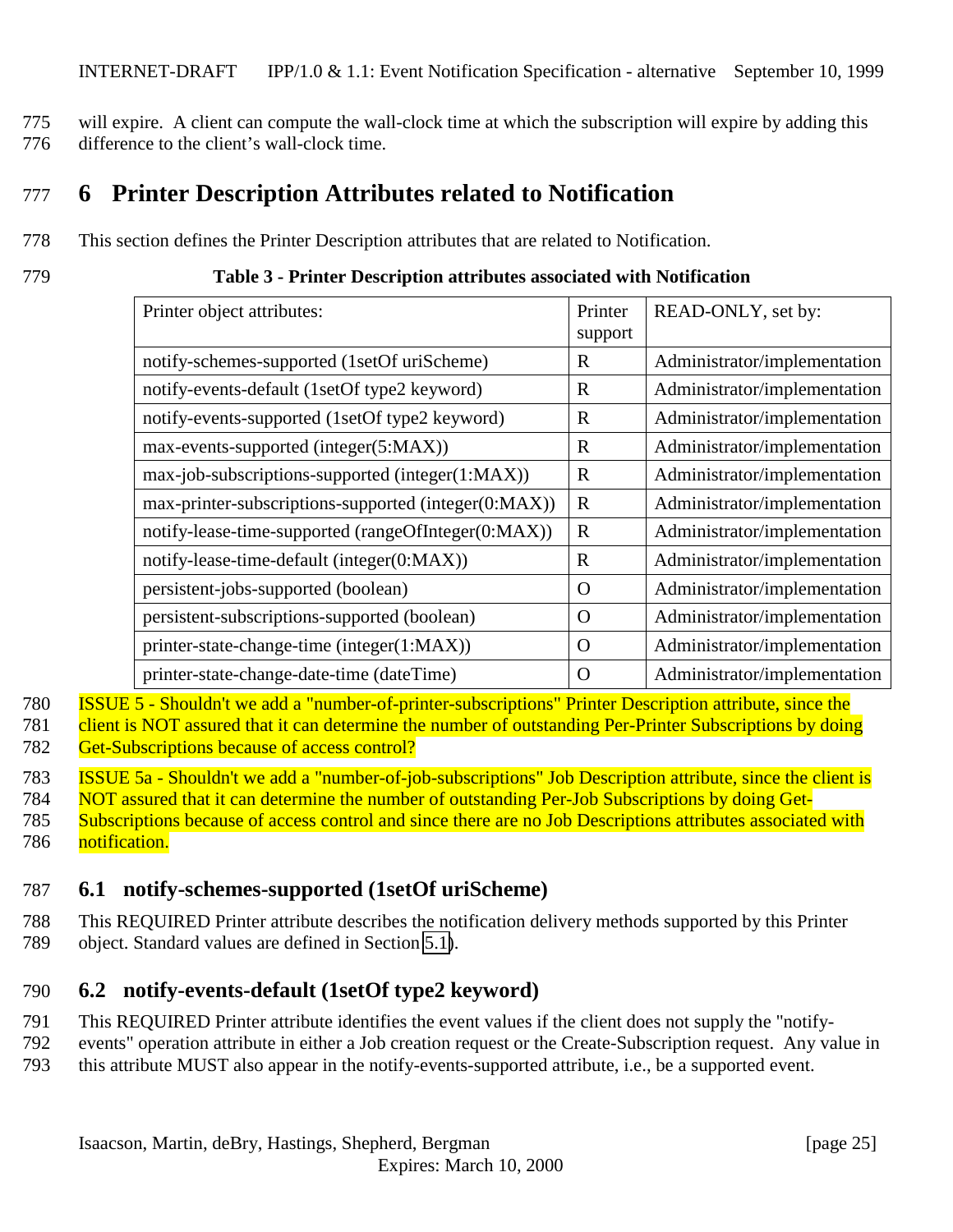will expire. A client can compute the wall-clock time at which the subscription will expire by adding this difference to the client's wall-clock time.

# 6 Printer Description Attributes related to Notification

This section defines the Printer Description attributes that are related to Notification.

**Table 3 - Printer Description attributes associated with Notification**

| Printer object attributes: | Printer support | READ-ONLY, set by: |
|---|---|---|
| notify-schemes-supported (1setOf uriScheme) | R | Administrator/implementation |
| notify-events-default (1setOf type2 keyword) | R | Administrator/implementation |
| notify-events-supported (1setOf type2 keyword) | R | Administrator/implementation |
| max-events-supported (integer(5:MAX)) | R | Administrator/implementation |
| max-job-subscriptions-supported (integer(1:MAX)) | R | Administrator/implementation |
| max-printer-subscriptions-supported (integer(0:MAX)) | R | Administrator/implementation |
| notify-lease-time-supported (rangeOfInteger(0:MAX)) | R | Administrator/implementation |
| notify-lease-time-default (integer(0:MAX)) | R | Administrator/implementation |
| persistent-jobs-supported (boolean) | O | Administrator/implementation |
| persistent-subscriptions-supported (boolean) | O | Administrator/implementation |
| printer-state-change-time (integer(1:MAX)) | O | Administrator/implementation |
| printer-state-change-date-time (dateTime) | O | Administrator/implementation |

ISSUE 5 - Shouldn't we add a "number-of-printer-subscriptions" Printer Description attribute, since the client is NOT assured that it can determine the number of outstanding Per-Printer Subscriptions by doing Get-Subscriptions because of access control?

ISSUE 5a - Shouldn't we add a "number-of-job-subscriptions" Job Description attribute, since the client is NOT assured that it can determine the number of outstanding Per-Job Subscriptions by doing Get-Subscriptions because of access control and since there are no Job Descriptions attributes associated with notification.

## 6.1 notify-schemes-supported (1setOf uriScheme)

This REQUIRED Printer attribute describes the notification delivery methods supported by this Printer object. Standard values are defined in Section 5.1).

## 6.2 notify-events-default (1setOf type2 keyword)

This REQUIRED Printer attribute identifies the event values if the client does not supply the "notify-events" operation attribute in either a Job creation request or the Create-Subscription request. Any value in this attribute MUST also appear in the notify-events-supported attribute, i.e., be a supported event.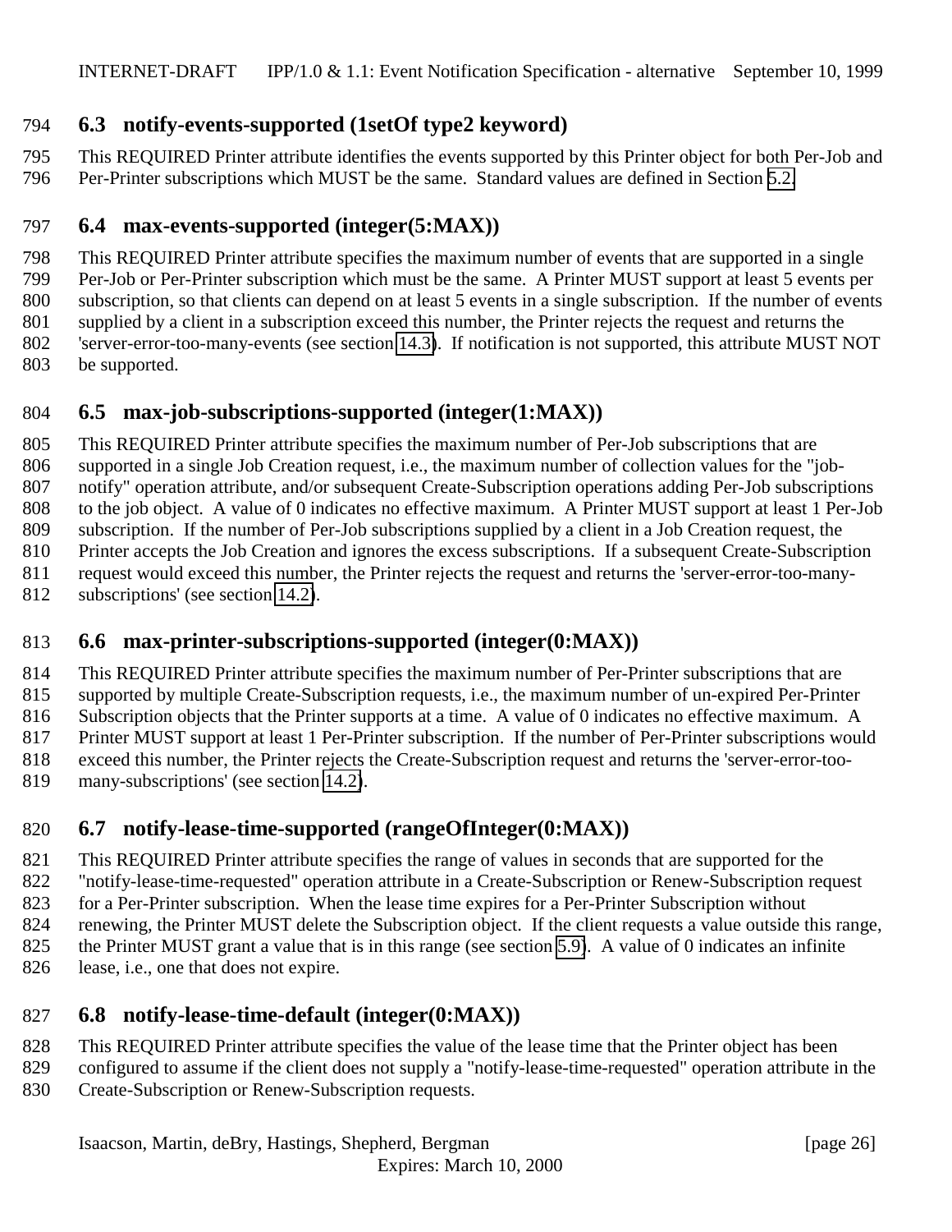### 6.3 notify-events-supported (1setOf type2 keyword)

This REQUIRED Printer attribute identifies the events supported by this Printer object for both Per-Job and Per-Printer subscriptions which MUST be the same. Standard values are defined in Section 5.2.

### 6.4 max-events-supported (integer(5:MAX))

This REQUIRED Printer attribute specifies the maximum number of events that are supported in a single Per-Job or Per-Printer subscription which must be the same. A Printer MUST support at least 5 events per subscription, so that clients can depend on at least 5 events in a single subscription. If the number of events supplied by a client in a subscription exceed this number, the Printer rejects the request and returns the 'server-error-too-many-events (see section 14.3). If notification is not supported, this attribute MUST NOT be supported.

### 6.5 max-job-subscriptions-supported (integer(1:MAX))

This REQUIRED Printer attribute specifies the maximum number of Per-Job subscriptions that are supported in a single Job Creation request, i.e., the maximum number of collection values for the "job-notify" operation attribute, and/or subsequent Create-Subscription operations adding Per-Job subscriptions to the job object. A value of 0 indicates no effective maximum. A Printer MUST support at least 1 Per-Job subscription. If the number of Per-Job subscriptions supplied by a client in a Job Creation request, the Printer accepts the Job Creation and ignores the excess subscriptions. If a subsequent Create-Subscription request would exceed this number, the Printer rejects the request and returns the 'server-error-too-many-subscriptions' (see section 14.2).

### 6.6 max-printer-subscriptions-supported (integer(0:MAX))

This REQUIRED Printer attribute specifies the maximum number of Per-Printer subscriptions that are supported by multiple Create-Subscription requests, i.e., the maximum number of un-expired Per-Printer Subscription objects that the Printer supports at a time. A value of 0 indicates no effective maximum. A Printer MUST support at least 1 Per-Printer subscription. If the number of Per-Printer subscriptions would exceed this number, the Printer rejects the Create-Subscription request and returns the 'server-error-too-many-subscriptions' (see section 14.2).

### 6.7 notify-lease-time-supported (rangeOfInteger(0:MAX))

This REQUIRED Printer attribute specifies the range of values in seconds that are supported for the "notify-lease-time-requested" operation attribute in a Create-Subscription or Renew-Subscription request for a Per-Printer subscription. When the lease time expires for a Per-Printer Subscription without renewing, the Printer MUST delete the Subscription object. If the client requests a value outside this range, the Printer MUST grant a value that is in this range (see section 5.9). A value of 0 indicates an infinite lease, i.e., one that does not expire.

### 6.8 notify-lease-time-default (integer(0:MAX))

This REQUIRED Printer attribute specifies the value of the lease time that the Printer object has been configured to assume if the client does not supply a "notify-lease-time-requested" operation attribute in the Create-Subscription or Renew-Subscription requests.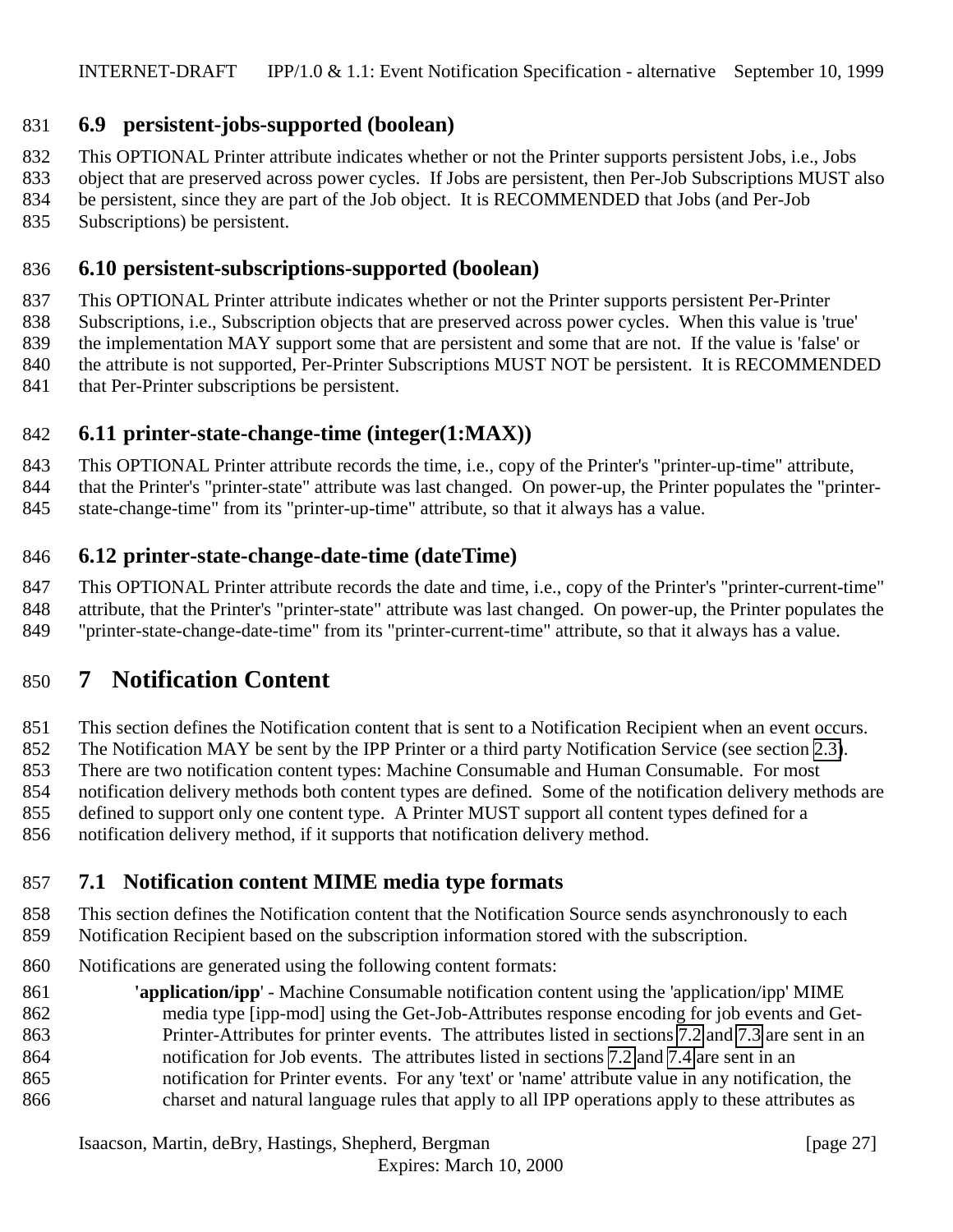### 6.9 persistent-jobs-supported (boolean)

This OPTIONAL Printer attribute indicates whether or not the Printer supports persistent Jobs, i.e., Jobs object that are preserved across power cycles. If Jobs are persistent, then Per-Job Subscriptions MUST also be persistent, since they are part of the Job object. It is RECOMMENDED that Jobs (and Per-Job Subscriptions) be persistent.

### 6.10 persistent-subscriptions-supported (boolean)

This OPTIONAL Printer attribute indicates whether or not the Printer supports persistent Per-Printer Subscriptions, i.e., Subscription objects that are preserved across power cycles. When this value is 'true' the implementation MAY support some that are persistent and some that are not. If the value is 'false' or the attribute is not supported, Per-Printer Subscriptions MUST NOT be persistent. It is RECOMMENDED that Per-Printer subscriptions be persistent.

### 6.11 printer-state-change-time (integer(1:MAX))

This OPTIONAL Printer attribute records the time, i.e., copy of the Printer's "printer-up-time" attribute, that the Printer's "printer-state" attribute was last changed. On power-up, the Printer populates the "printer-state-change-time" from its "printer-up-time" attribute, so that it always has a value.

### 6.12 printer-state-change-date-time (dateTime)

This OPTIONAL Printer attribute records the date and time, i.e., copy of the Printer's "printer-current-time" attribute, that the Printer's "printer-state" attribute was last changed. On power-up, the Printer populates the "printer-state-change-date-time" from its "printer-current-time" attribute, so that it always has a value.

## 7 Notification Content

This section defines the Notification content that is sent to a Notification Recipient when an event occurs. The Notification MAY be sent by the IPP Printer or a third party Notification Service (see section 2.3). There are two notification content types: Machine Consumable and Human Consumable. For most notification delivery methods both content types are defined. Some of the notification delivery methods are defined to support only one content type. A Printer MUST support all content types defined for a notification delivery method, if it supports that notification delivery method.

### 7.1 Notification content MIME media type formats

This section defines the Notification content that the Notification Source sends asynchronously to each Notification Recipient based on the subscription information stored with the subscription.

Notifications are generated using the following content formats:

**'application/ipp'** - Machine Consumable notification content using the 'application/ipp' MIME media type [ipp-mod] using the Get-Job-Attributes response encoding for job events and Get-Printer-Attributes for printer events. The attributes listed in sections 7.2 and 7.3 are sent in an notification for Job events. The attributes listed in sections 7.2 and 7.4 are sent in an notification for Printer events. For any 'text' or 'name' attribute value in any notification, the charset and natural language rules that apply to all IPP operations apply to these attributes as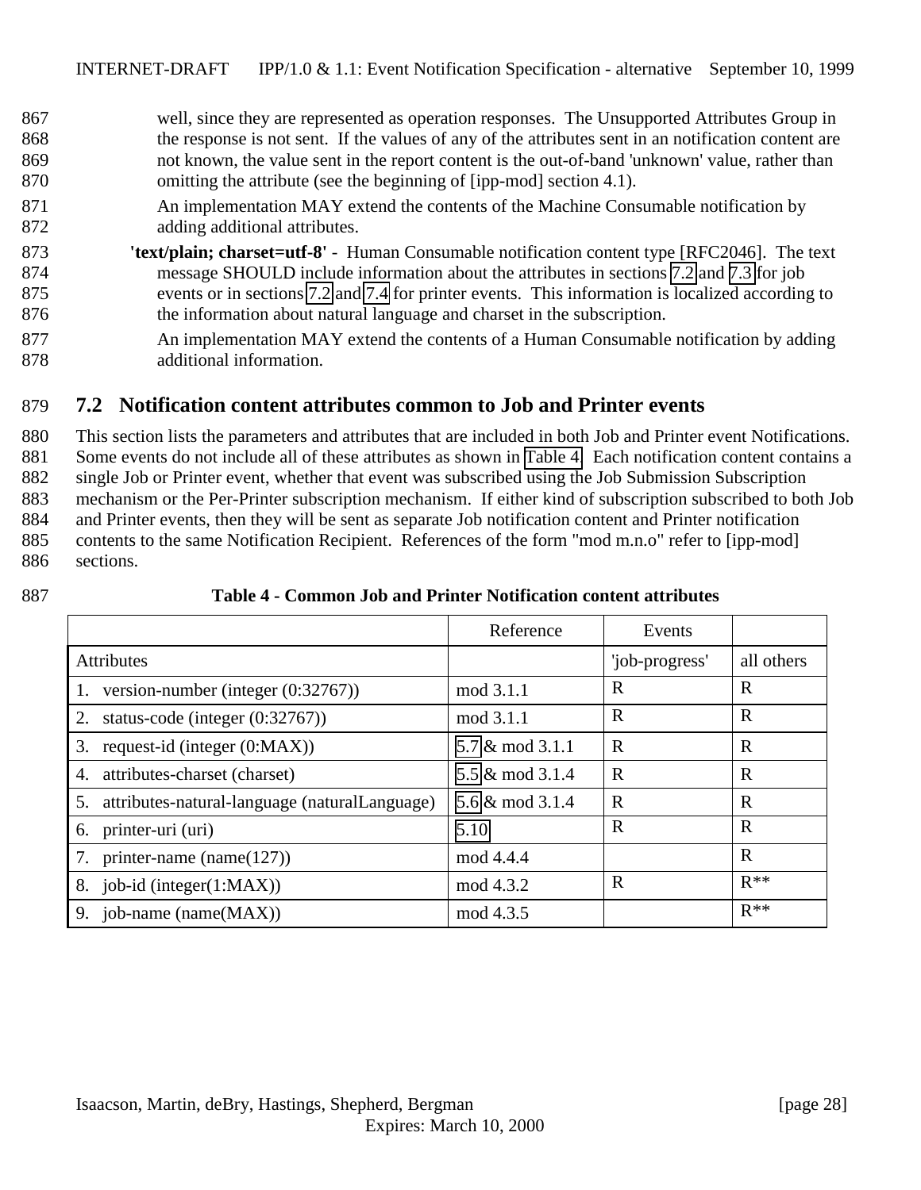well, since they are represented as operation responses. The Unsupported Attributes Group in the response is not sent. If the values of any of the attributes sent in an notification content are not known, the value sent in the report content is the out-of-band 'unknown' value, rather than omitting the attribute (see the beginning of [ipp-mod] section 4.1).

An implementation MAY extend the contents of the Machine Consumable notification by adding additional attributes.

**'text/plain; charset=utf-8'** - Human Consumable notification content type [RFC2046]. The text message SHOULD include information about the attributes in sections 7.2 and 7.3 for job events or in sections 7.2 and 7.4 for printer events. This information is localized according to the information about natural language and charset in the subscription.

An implementation MAY extend the contents of a Human Consumable notification by adding additional information.

## 7.2 Notification content attributes common to Job and Printer events

This section lists the parameters and attributes that are included in both Job and Printer event Notifications. Some events do not include all of these attributes as shown in Table 4. Each notification content contains a single Job or Printer event, whether that event was subscribed using the Job Submission Subscription mechanism or the Per-Printer subscription mechanism. If either kind of subscription subscribed to both Job and Printer events, then they will be sent as separate Job notification content and Printer notification contents to the same Notification Recipient. References of the form "mod m.n.o" refer to [ipp-mod] sections.

**Table 4 - Common Job and Printer Notification content attributes**

| | Reference | Events | |
|---|---|---|---|
| Attributes | | 'job-progress' | all others |
| 1. version-number (integer (0:32767)) | mod 3.1.1 | R | R |
| 2. status-code (integer (0:32767)) | mod 3.1.1 | R | R |
| 3. request-id (integer (0:MAX)) | 5.7 & mod 3.1.1 | R | R |
| 4. attributes-charset (charset) | 5.5 & mod 3.1.4 | R | R |
| 5. attributes-natural-language (naturalLanguage) | 5.6 & mod 3.1.4 | R | R |
| 6. printer-uri (uri) | 5.10 | R | R |
| 7. printer-name (name(127)) | mod 4.4.4 | | R |
| 8. job-id (integer(1:MAX)) | mod 4.3.2 | R | R** |
| 9. job-name (name(MAX)) | mod 4.3.5 | | R** |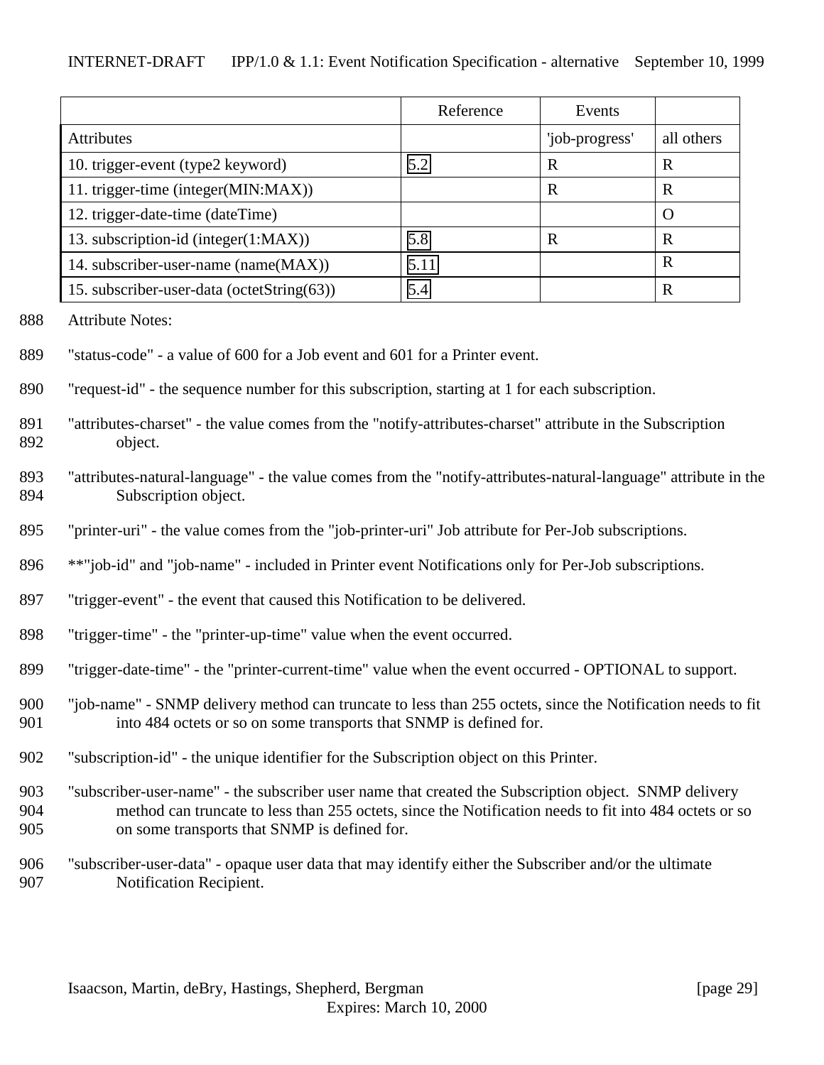| | Reference | Events | |
|---|---|---|---|
| Attributes | | 'job-progress' | all others |
| 10. trigger-event (type2 keyword) | 5.2 | R | R |
| 11. trigger-time (integer(MIN:MAX)) | | R | R |
| 12. trigger-date-time (dateTime) | | | O |
| 13. subscription-id (integer(1:MAX)) | 5.8 | R | R |
| 14. subscriber-user-name (name(MAX)) | 5.11 | | R |
| 15. subscriber-user-data (octetString(63)) | 5.4 | | R |

888 Attribute Notes:

889 "status-code" - a value of 600 for a Job event and 601 for a Printer event.

890 "request-id" - the sequence number for this subscription, starting at 1 for each subscription.

891 "attributes-charset" - the value comes from the "notify-attributes-charset" attribute in the Subscription
892 object.

893 "attributes-natural-language" - the value comes from the "notify-attributes-natural-language" attribute in the
894 Subscription object.

895 "printer-uri" - the value comes from the "job-printer-uri" Job attribute for Per-Job subscriptions.

896 **"job-id" and "job-name" - included in Printer event Notifications only for Per-Job subscriptions.

897 "trigger-event" - the event that caused this Notification to be delivered.

898 "trigger-time" - the "printer-up-time" value when the event occurred.

899 "trigger-date-time" - the "printer-current-time" value when the event occurred - OPTIONAL to support.

900 "job-name" - SNMP delivery method can truncate to less than 255 octets, since the Notification needs to fit
901 into 484 octets or so on some transports that SNMP is defined for.

902 "subscription-id" - the unique identifier for the Subscription object on this Printer.

903 "subscriber-user-name" - the subscriber user name that created the Subscription object. SNMP delivery
904 method can truncate to less than 255 octets, since the Notification needs to fit into 484 octets or so
905 on some transports that SNMP is defined for.

906 "subscriber-user-data" - opaque user data that may identify either the Subscriber and/or the ultimate
907 Notification Recipient.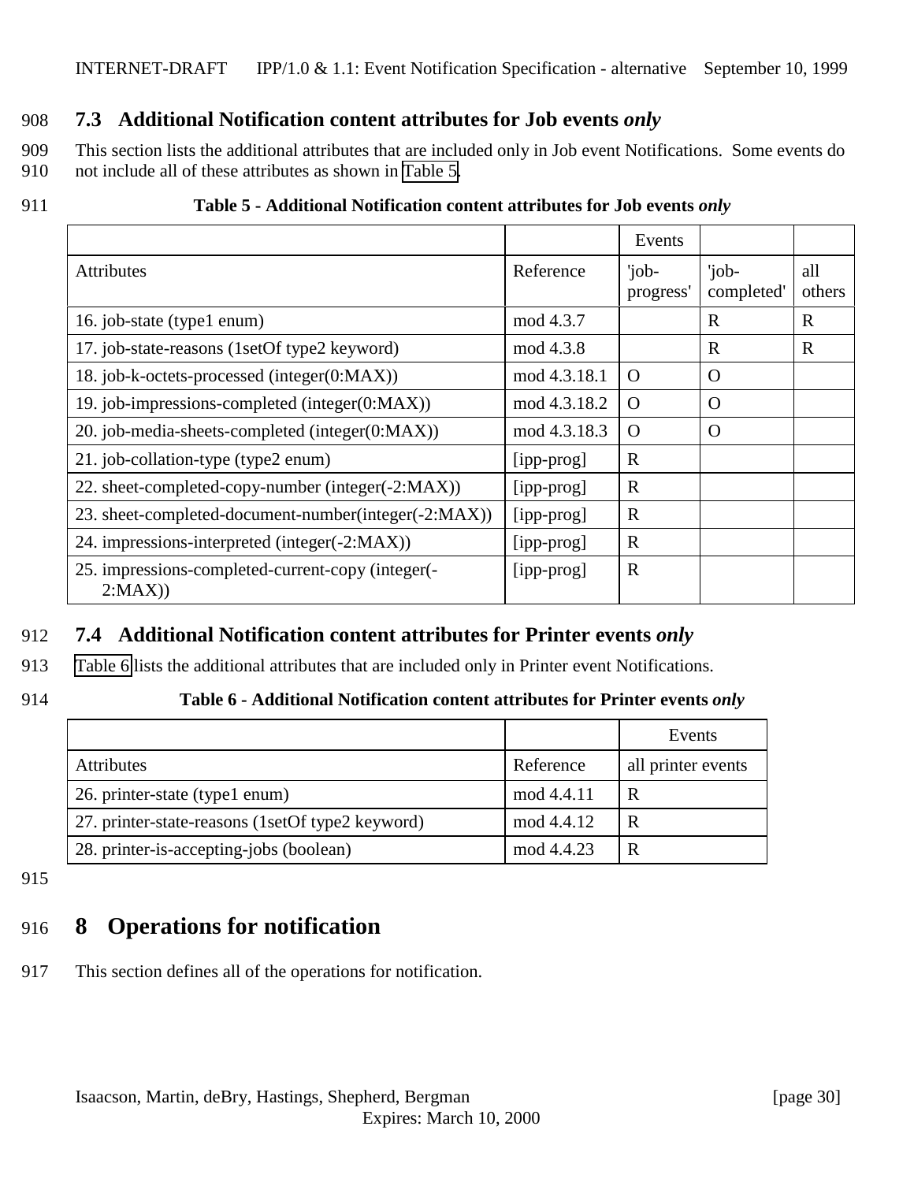### 7.3 Additional Notification content attributes for Job events *only*

This section lists the additional attributes that are included only in Job event Notifications. Some events do not include all of these attributes as shown in Table 5.

**Table 5 - Additional Notification content attributes for Job events *only***

| | | Events | | |
|---|---|---|---|---|
| Attributes | Reference | 'job-progress' | 'job-completed' | all others |
| 16. job-state (type1 enum) | mod 4.3.7 | | R | R |
| 17. job-state-reasons (1setOf type2 keyword) | mod 4.3.8 | | R | R |
| 18. job-k-octets-processed (integer(0:MAX)) | mod 4.3.18.1 | O | O | |
| 19. job-impressions-completed (integer(0:MAX)) | mod 4.3.18.2 | O | O | |
| 20. job-media-sheets-completed (integer(0:MAX)) | mod 4.3.18.3 | O | O | |
| 21. job-collation-type (type2 enum) | [ipp-prog] | R | | |
| 22. sheet-completed-copy-number (integer(-2:MAX)) | [ipp-prog] | R | | |
| 23. sheet-completed-document-number(integer(-2:MAX)) | [ipp-prog] | R | | |
| 24. impressions-interpreted (integer(-2:MAX)) | [ipp-prog] | R | | |
| 25. impressions-completed-current-copy (integer(-2:MAX)) | [ipp-prog] | R | | |

### 7.4 Additional Notification content attributes for Printer events *only*

Table 6 lists the additional attributes that are included only in Printer event Notifications.

**Table 6 - Additional Notification content attributes for Printer events *only***

| | | Events |
|---|---|---|
| Attributes | Reference | all printer events |
| 26. printer-state (type1 enum) | mod 4.4.11 | R |
| 27. printer-state-reasons (1setOf type2 keyword) | mod 4.4.12 | R |
| 28. printer-is-accepting-jobs (boolean) | mod 4.4.23 | R |

## 8 Operations for notification

This section defines all of the operations for notification.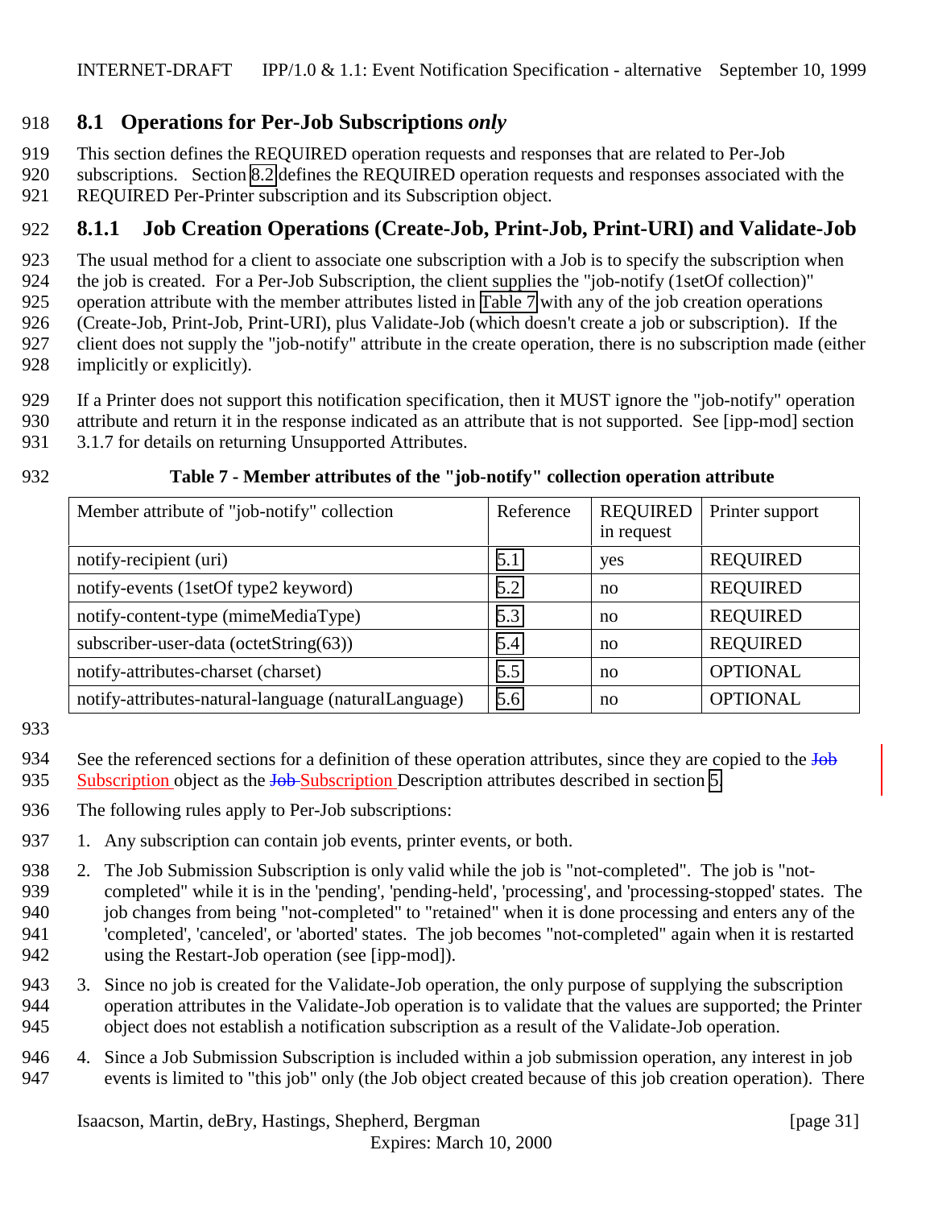## 8.1 Operations for Per-Job Subscriptions *only*

This section defines the REQUIRED operation requests and responses that are related to Per-Job subscriptions. Section 8.2 defines the REQUIRED operation requests and responses associated with the REQUIRED Per-Printer subscription and its Subscription object.

### 8.1.1 Job Creation Operations (Create-Job, Print-Job, Print-URI) and Validate-Job

The usual method for a client to associate one subscription with a Job is to specify the subscription when the job is created. For a Per-Job Subscription, the client supplies the "job-notify (1setOf collection)" operation attribute with the member attributes listed in Table 7 with any of the job creation operations (Create-Job, Print-Job, Print-URI), plus Validate-Job (which doesn't create a job or subscription). If the client does not supply the "job-notify" attribute in the create operation, there is no subscription made (either implicitly or explicitly).

If a Printer does not support this notification specification, then it MUST ignore the "job-notify" operation attribute and return it in the response indicated as an attribute that is not supported. See [ipp-mod] section 3.1.7 for details on returning Unsupported Attributes.

**Table 7 - Member attributes of the "job-notify" collection operation attribute**

| Member attribute of "job-notify" collection | Reference | REQUIRED in request | Printer support |
|---|---|---|---|
| notify-recipient (uri) | 5.1 | yes | REQUIRED |
| notify-events (1setOf type2 keyword) | 5.2 | no | REQUIRED |
| notify-content-type (mimeMediaType) | 5.3 | no | REQUIRED |
| subscriber-user-data (octetString(63)) | 5.4 | no | REQUIRED |
| notify-attributes-charset (charset) | 5.5 | no | OPTIONAL |
| notify-attributes-natural-language (naturalLanguage) | 5.6 | no | OPTIONAL |

See the referenced sections for a definition of these operation attributes, since they are copied to the ~~Job~~ Subscription object as the ~~Job~~ Subscription Description attributes described in section 5.

The following rules apply to Per-Job subscriptions:

1. Any subscription can contain job events, printer events, or both.
2. The Job Submission Subscription is only valid while the job is "not-completed". The job is "not-completed" while it is in the 'pending', 'pending-held', 'processing', and 'processing-stopped' states. The job changes from being "not-completed" to "retained" when it is done processing and enters any of the 'completed', 'canceled', or 'aborted' states. The job becomes "not-completed" again when it is restarted using the Restart-Job operation (see [ipp-mod]).
3. Since no job is created for the Validate-Job operation, the only purpose of supplying the subscription operation attributes in the Validate-Job operation is to validate that the values are supported; the Printer object does not establish a notification subscription as a result of the Validate-Job operation.
4. Since a Job Submission Subscription is included within a job submission operation, any interest in job events is limited to "this job" only (the Job object created because of this job creation operation). There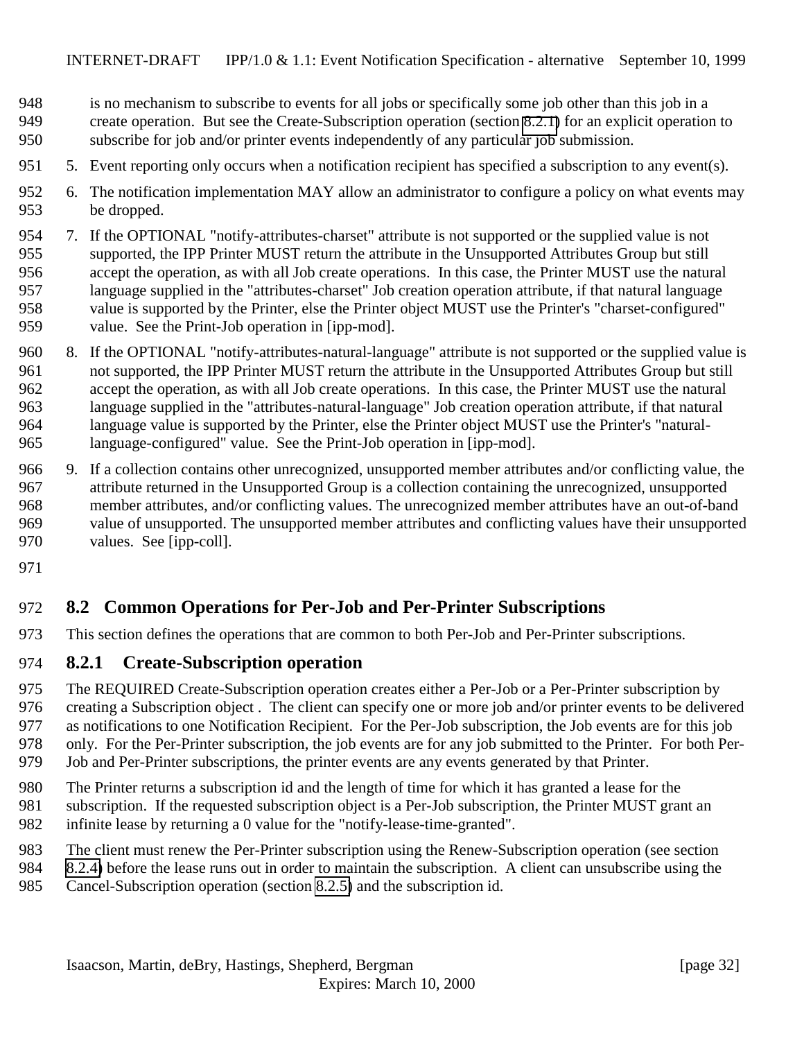is no mechanism to subscribe to events for all jobs or specifically some job other than this job in a create operation. But see the Create-Subscription operation (section 8.2.1) for an explicit operation to subscribe for job and/or printer events independently of any particular job submission.

5. Event reporting only occurs when a notification recipient has specified a subscription to any event(s).

6. The notification implementation MAY allow an administrator to configure a policy on what events may be dropped.

7. If the OPTIONAL "notify-attributes-charset" attribute is not supported or the supplied value is not supported, the IPP Printer MUST return the attribute in the Unsupported Attributes Group but still accept the operation, as with all Job create operations. In this case, the Printer MUST use the natural language supplied in the "attributes-charset" Job creation operation attribute, if that natural language value is supported by the Printer, else the Printer object MUST use the Printer's "charset-configured" value. See the Print-Job operation in [ipp-mod].

8. If the OPTIONAL "notify-attributes-natural-language" attribute is not supported or the supplied value is not supported, the IPP Printer MUST return the attribute in the Unsupported Attributes Group but still accept the operation, as with all Job create operations. In this case, the Printer MUST use the natural language supplied in the "attributes-natural-language" Job creation operation attribute, if that natural language value is supported by the Printer, else the Printer object MUST use the Printer's "natural-language-configured" value. See the Print-Job operation in [ipp-mod].

9. If a collection contains other unrecognized, unsupported member attributes and/or conflicting value, the attribute returned in the Unsupported Group is a collection containing the unrecognized, unsupported member attributes, and/or conflicting values. The unrecognized member attributes have an out-of-band value of unsupported. The unsupported member attributes and conflicting values have their unsupported values. See [ipp-coll].

## 8.2 Common Operations for Per-Job and Per-Printer Subscriptions

This section defines the operations that are common to both Per-Job and Per-Printer subscriptions.

### 8.2.1 Create-Subscription operation

The REQUIRED Create-Subscription operation creates either a Per-Job or a Per-Printer subscription by creating a Subscription object . The client can specify one or more job and/or printer events to be delivered as notifications to one Notification Recipient. For the Per-Job subscription, the Job events are for this job only. For the Per-Printer subscription, the job events are for any job submitted to the Printer. For both Per-Job and Per-Printer subscriptions, the printer events are any events generated by that Printer.

The Printer returns a subscription id and the length of time for which it has granted a lease for the subscription. If the requested subscription object is a Per-Job subscription, the Printer MUST grant an infinite lease by returning a 0 value for the "notify-lease-time-granted".

The client must renew the Per-Printer subscription using the Renew-Subscription operation (see section 8.2.4) before the lease runs out in order to maintain the subscription. A client can unsubscribe using the Cancel-Subscription operation (section 8.2.5) and the subscription id.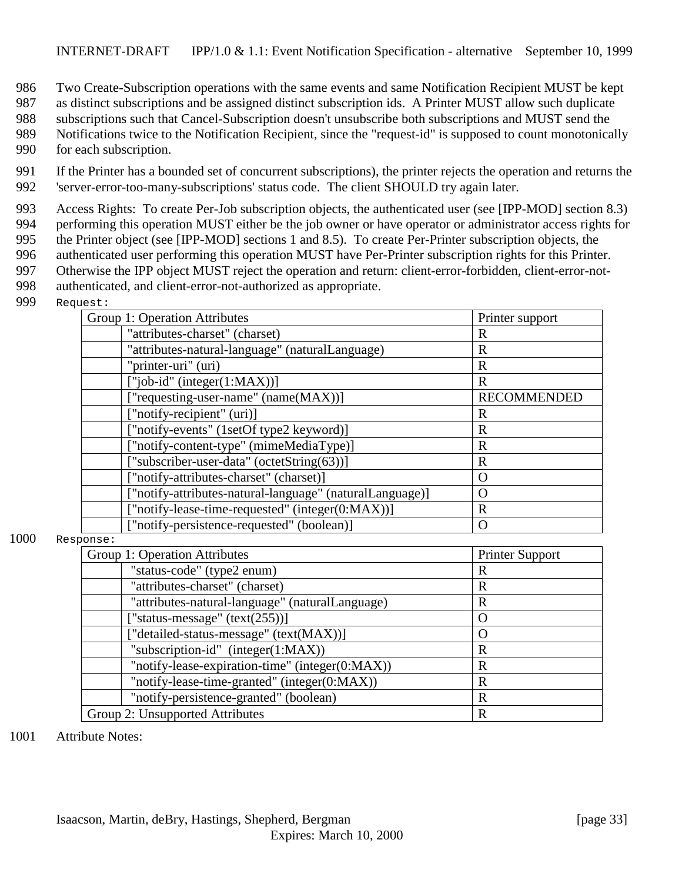Two Create-Subscription operations with the same events and same Notification Recipient MUST be kept as distinct subscriptions and be assigned distinct subscription ids. A Printer MUST allow such duplicate subscriptions such that Cancel-Subscription doesn't unsubscribe both subscriptions and MUST send the Notifications twice to the Notification Recipient, since the "request-id" is supposed to count monotonically for each subscription.

If the Printer has a bounded set of concurrent subscriptions), the printer rejects the operation and returns the 'server-error-too-many-subscriptions' status code. The client SHOULD try again later.

Access Rights: To create Per-Job subscription objects, the authenticated user (see [IPP-MOD] section 8.3) performing this operation MUST either be the job owner or have operator or administrator access rights for the Printer object (see [IPP-MOD] sections 1 and 8.5). To create Per-Printer subscription objects, the authenticated user performing this operation MUST have Per-Printer subscription rights for this Printer. Otherwise the IPP object MUST reject the operation and return: client-error-forbidden, client-error-not-authenticated, and client-error-not-authorized as appropriate.

Request:

| Group 1: Operation Attributes | | Printer support |
|---|---|---|
| | "attributes-charset" (charset) | R |
| | "attributes-natural-language" (naturalLanguage) | R |
| | "printer-uri" (uri) | R |
| | ["job-id" (integer(1:MAX))] | R |
| | ["requesting-user-name" (name(MAX))] | RECOMMENDED |
| | ["notify-recipient" (uri)] | R |
| | ["notify-events" (1setOf type2 keyword)] | R |
| | ["notify-content-type" (mimeMediaType)] | R |
| | ["subscriber-user-data" (octetString(63))] | R |
| | ["notify-attributes-charset" (charset)] | O |
| | ["notify-attributes-natural-language" (naturalLanguage)] | O |
| | ["notify-lease-time-requested" (integer(0:MAX))] | R |
| | ["notify-persistence-requested" (boolean)] | O |

Response:

| Group 1: Operation Attributes | | Printer Support |
|---|---|---|
| | "status-code" (type2 enum) | R |
| | "attributes-charset" (charset) | R |
| | "attributes-natural-language" (naturalLanguage) | R |
| | ["status-message" (text(255))] | O |
| | ["detailed-status-message" (text(MAX))] | O |
| | "subscription-id" (integer(1:MAX)) | R |
| | "notify-lease-expiration-time" (integer(0:MAX)) | R |
| | "notify-lease-time-granted" (integer(0:MAX)) | R |
| | "notify-persistence-granted" (boolean) | R |
| Group 2: Unsupported Attributes | | R |

Attribute Notes: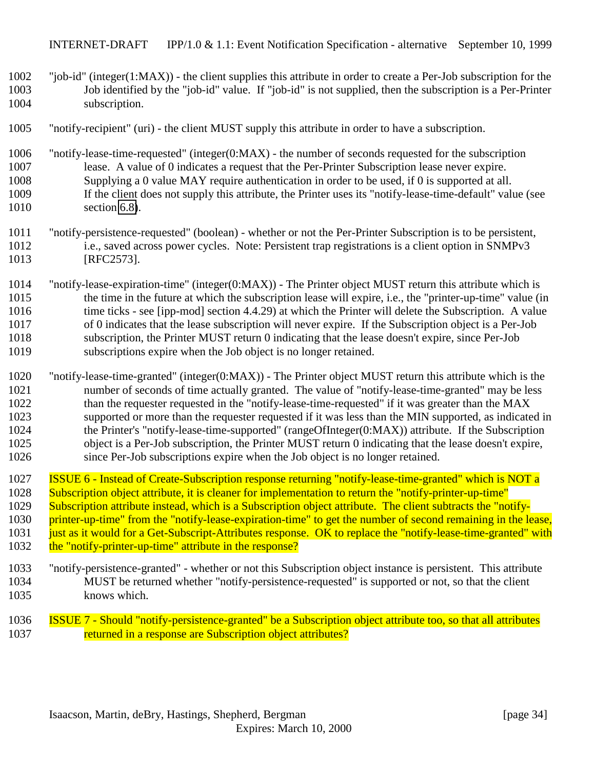"job-id" (integer(1:MAX)) - the client supplies this attribute in order to create a Per-Job subscription for the Job identified by the "job-id" value. If "job-id" is not supplied, then the subscription is a Per-Printer subscription.

"notify-recipient" (uri) - the client MUST supply this attribute in order to have a subscription.

"notify-lease-time-requested" (integer(0:MAX) - the number of seconds requested for the subscription lease. A value of 0 indicates a request that the Per-Printer Subscription lease never expire. Supplying a 0 value MAY require authentication in order to be used, if 0 is supported at all. If the client does not supply this attribute, the Printer uses its "notify-lease-time-default" value (see section 6.8).

"notify-persistence-requested" (boolean) - whether or not the Per-Printer Subscription is to be persistent, i.e., saved across power cycles. Note: Persistent trap registrations is a client option in SNMPv3 [RFC2573].

"notify-lease-expiration-time" (integer(0:MAX)) - The Printer object MUST return this attribute which is the time in the future at which the subscription lease will expire, i.e., the "printer-up-time" value (in time ticks - see [ipp-mod] section 4.4.29) at which the Printer will delete the Subscription. A value of 0 indicates that the lease subscription will never expire. If the Subscription object is a Per-Job subscription, the Printer MUST return 0 indicating that the lease doesn't expire, since Per-Job subscriptions expire when the Job object is no longer retained.

"notify-lease-time-granted" (integer(0:MAX)) - The Printer object MUST return this attribute which is the number of seconds of time actually granted. The value of "notify-lease-time-granted" may be less than the requester requested in the "notify-lease-time-requested" if it was greater than the MAX supported or more than the requester requested if it was less than the MIN supported, as indicated in the Printer's "notify-lease-time-supported" (rangeOfInteger(0:MAX)) attribute. If the Subscription object is a Per-Job subscription, the Printer MUST return 0 indicating that the lease doesn't expire, since Per-Job subscriptions expire when the Job object is no longer retained.

ISSUE 6 - Instead of Create-Subscription response returning "notify-lease-time-granted" which is NOT a Subscription object attribute, it is cleaner for implementation to return the "notify-printer-up-time" Subscription attribute instead, which is a Subscription object attribute. The client subtracts the "notify-printer-up-time" from the "notify-lease-expiration-time" to get the number of second remaining in the lease, just as it would for a Get-Subscript-Attributes response. OK to replace the "notify-lease-time-granted" with the "notify-printer-up-time" attribute in the response?

"notify-persistence-granted" - whether or not this Subscription object instance is persistent. This attribute MUST be returned whether "notify-persistence-requested" is supported or not, so that the client knows which.

ISSUE 7 - Should "notify-persistence-granted" be a Subscription object attribute too, so that all attributes returned in a response are Subscription object attributes?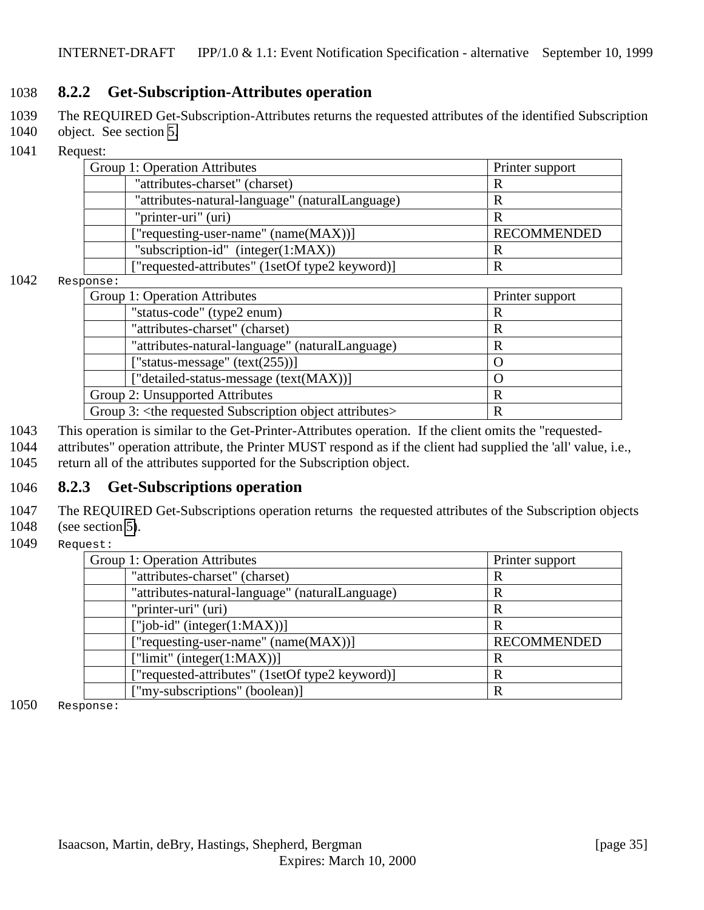### 8.2.2 Get-Subscription-Attributes operation

The REQUIRED Get-Subscription-Attributes returns the requested attributes of the identified Subscription object. See section 5.

Request:

| Group 1: Operation Attributes | | Printer support |
|---|---|---|
| | "attributes-charset" (charset) | R |
| | "attributes-natural-language" (naturalLanguage) | R |
| | "printer-uri" (uri) | R |
| | ["requesting-user-name" (name(MAX))] | RECOMMENDED |
| | "subscription-id" (integer(1:MAX)) | R |
| | ["requested-attributes" (1setOf type2 keyword)] | R |

Response:

| Group 1: Operation Attributes | | Printer support |
|---|---|---|
| | "status-code" (type2 enum) | R |
| | "attributes-charset" (charset) | R |
| | "attributes-natural-language" (naturalLanguage) | R |
| | ["status-message" (text(255))] | O |
| | ["detailed-status-message (text(MAX))] | O |
| Group 2: Unsupported Attributes | | R |
| Group 3: <the requested Subscription object attributes> | | R |

This operation is similar to the Get-Printer-Attributes operation. If the client omits the "requested-attributes" operation attribute, the Printer MUST respond as if the client had supplied the 'all' value, i.e., return all of the attributes supported for the Subscription object.

### 8.2.3 Get-Subscriptions operation

The REQUIRED Get-Subscriptions operation returns the requested attributes of the Subscription objects (see section 5).

Request:

| Group 1: Operation Attributes | | Printer support |
|---|---|---|
| | "attributes-charset" (charset) | R |
| | "attributes-natural-language" (naturalLanguage) | R |
| | "printer-uri" (uri) | R |
| | ["job-id" (integer(1:MAX))] | R |
| | ["requesting-user-name" (name(MAX))] | RECOMMENDED |
| | ["limit" (integer(1:MAX))] | R |
| | ["requested-attributes" (1setOf type2 keyword)] | R |
| | ["my-subscriptions" (boolean)] | R |

Response: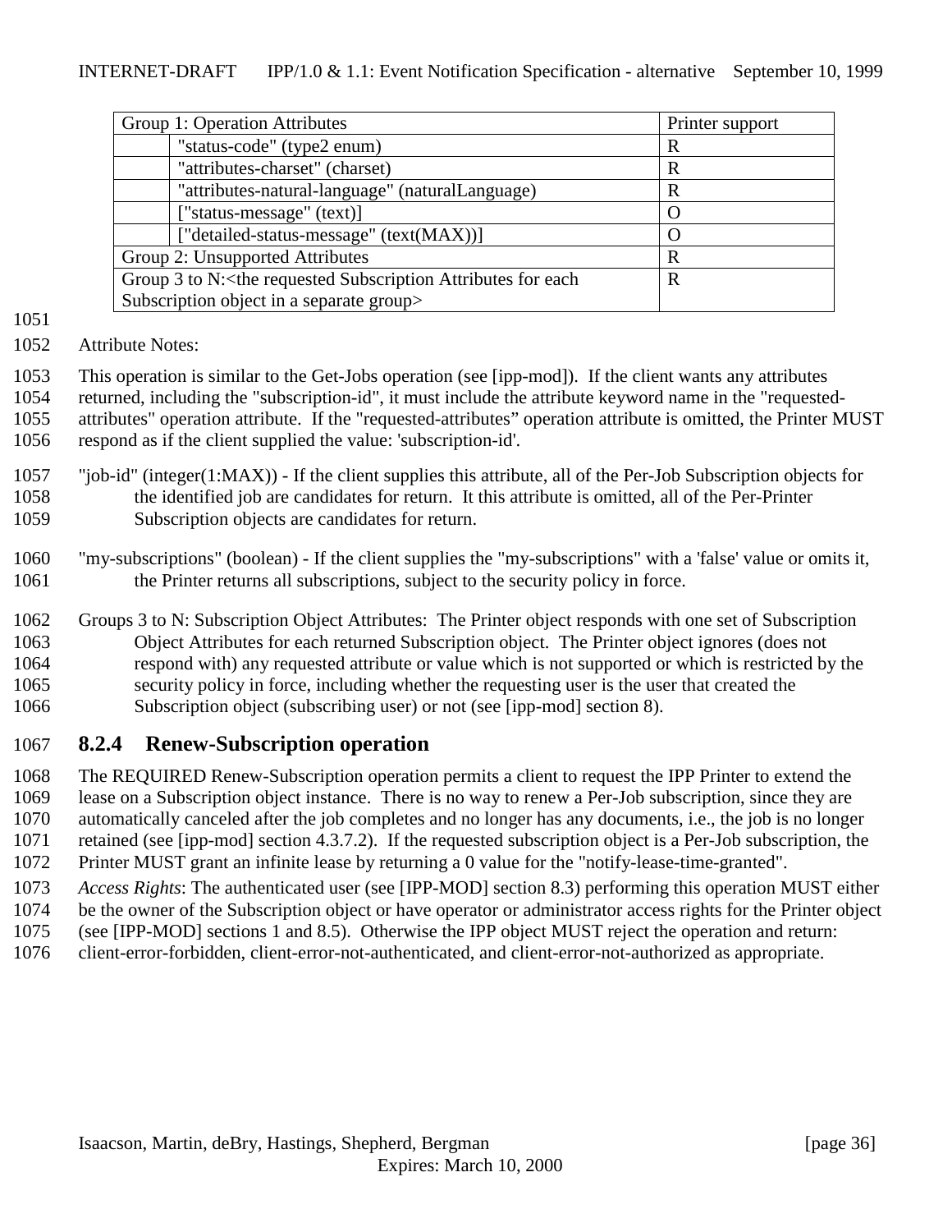| Group 1: Operation Attributes | | Printer support |
| --- | --- | --- |
| | "status-code" (type2 enum) | R |
| | "attributes-charset" (charset) | R |
| | "attributes-natural-language" (naturalLanguage) | R |
| | ["status-message" (text)] | O |
| | ["detailed-status-message" (text(MAX))] | O |
| Group 2: Unsupported Attributes | | R |
| Group 3 to N:<the requested Subscription Attributes for each Subscription object in a separate group> | | R |

Attribute Notes:

This operation is similar to the Get-Jobs operation (see [ipp-mod]). If the client wants any attributes returned, including the "subscription-id", it must include the attribute keyword name in the "requested-attributes" operation attribute. If the "requested-attributes" operation attribute is omitted, the Printer MUST respond as if the client supplied the value: 'subscription-id'.

"job-id" (integer(1:MAX)) - If the client supplies this attribute, all of the Per-Job Subscription objects for the identified job are candidates for return. It this attribute is omitted, all of the Per-Printer Subscription objects are candidates for return.

"my-subscriptions" (boolean) - If the client supplies the "my-subscriptions" with a 'false' value or omits it, the Printer returns all subscriptions, subject to the security policy in force.

Groups 3 to N: Subscription Object Attributes: The Printer object responds with one set of Subscription Object Attributes for each returned Subscription object. The Printer object ignores (does not respond with) any requested attribute or value which is not supported or which is restricted by the security policy in force, including whether the requesting user is the user that created the Subscription object (subscribing user) or not (see [ipp-mod] section 8).

### 8.2.4 Renew-Subscription operation

The REQUIRED Renew-Subscription operation permits a client to request the IPP Printer to extend the lease on a Subscription object instance. There is no way to renew a Per-Job subscription, since they are automatically canceled after the job completes and no longer has any documents, i.e., the job is no longer retained (see [ipp-mod] section 4.3.7.2). If the requested subscription object is a Per-Job subscription, the Printer MUST grant an infinite lease by returning a 0 value for the "notify-lease-time-granted".

*Access Rights*: The authenticated user (see [IPP-MOD] section 8.3) performing this operation MUST either be the owner of the Subscription object or have operator or administrator access rights for the Printer object (see [IPP-MOD] sections 1 and 8.5). Otherwise the IPP object MUST reject the operation and return: client-error-forbidden, client-error-not-authenticated, and client-error-not-authorized as appropriate.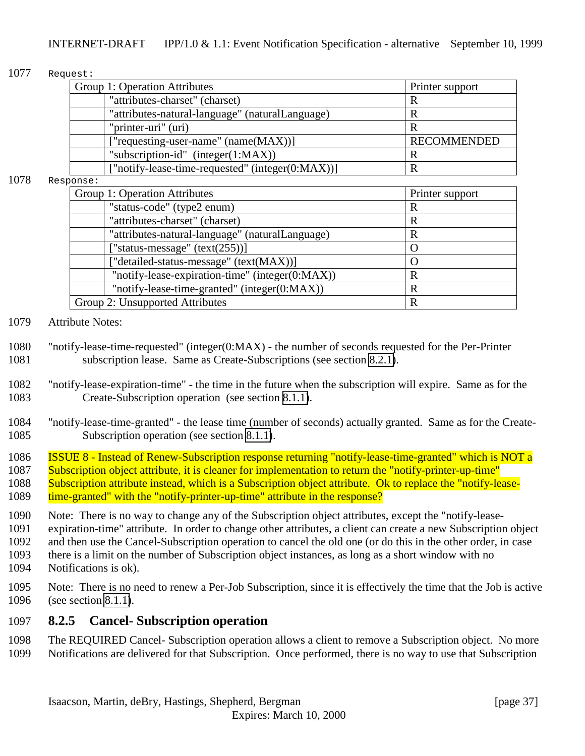Request:

| Group 1: Operation Attributes | | Printer support |
|---|---|---|
| | "attributes-charset" (charset) | R |
| | "attributes-natural-language" (naturalLanguage) | R |
| | "printer-uri" (uri) | R |
| | ["requesting-user-name" (name(MAX))] | RECOMMENDED |
| | "subscription-id" (integer(1:MAX)) | R |
| | ["notify-lease-time-requested" (integer(0:MAX))] | R |

Response:

| Group 1: Operation Attributes | | Printer support |
|---|---|---|
| | "status-code" (type2 enum) | R |
| | "attributes-charset" (charset) | R |
| | "attributes-natural-language" (naturalLanguage) | R |
| | ["status-message" (text(255))] | O |
| | ["detailed-status-message" (text(MAX))] | O |
| | "notify-lease-expiration-time" (integer(0:MAX)) | R |
| | "notify-lease-time-granted" (integer(0:MAX)) | R |
| Group 2: Unsupported Attributes | | R |

Attribute Notes:

"notify-lease-time-requested" (integer(0:MAX) - the number of seconds requested for the Per-Printer subscription lease. Same as Create-Subscriptions (see section 8.2.1).

"notify-lease-expiration-time" - the time in the future when the subscription will expire. Same as for the Create-Subscription operation (see section 8.1.1).

"notify-lease-time-granted" - the lease time (number of seconds) actually granted. Same as for the Create-Subscription operation (see section 8.1.1).

ISSUE 8 - Instead of Renew-Subscription response returning "notify-lease-time-granted" which is NOT a Subscription object attribute, it is cleaner for implementation to return the "notify-printer-up-time" Subscription attribute instead, which is a Subscription object attribute. Ok to replace the "notify-lease-time-granted" with the "notify-printer-up-time" attribute in the response?

Note: There is no way to change any of the Subscription object attributes, except the "notify-lease-expiration-time" attribute. In order to change other attributes, a client can create a new Subscription object and then use the Cancel-Subscription operation to cancel the old one (or do this in the other order, in case there is a limit on the number of Subscription object instances, as long as a short window with no Notifications is ok).

Note: There is no need to renew a Per-Job Subscription, since it is effectively the time that the Job is active (see section 8.1.1).

### 8.2.5 Cancel- Subscription operation

The REQUIRED Cancel- Subscription operation allows a client to remove a Subscription object. No more Notifications are delivered for that Subscription. Once performed, there is no way to use that Subscription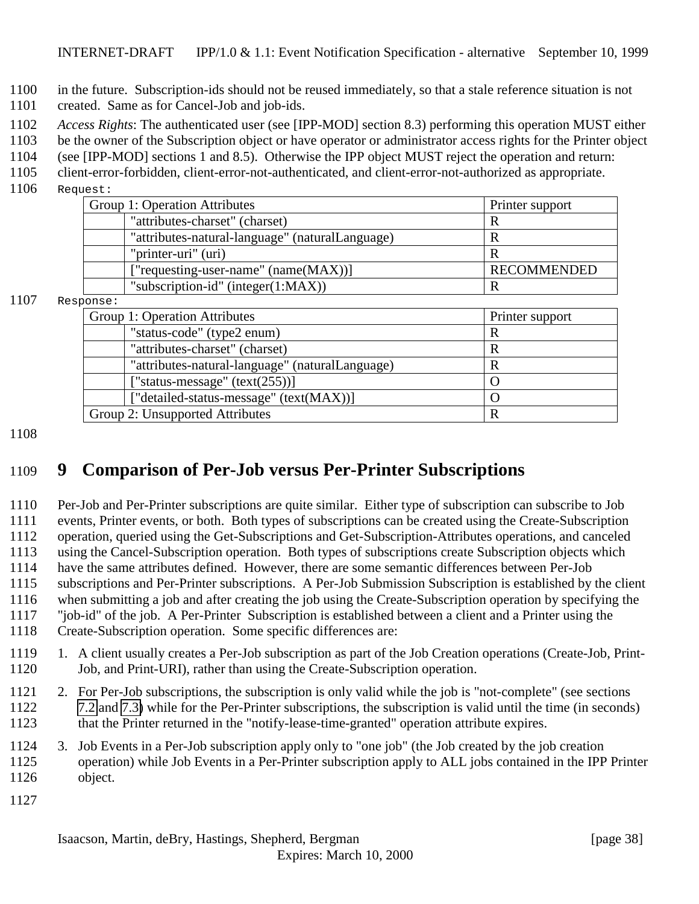in the future. Subscription-ids should not be reused immediately, so that a stale reference situation is not created. Same as for Cancel-Job and job-ids.

*Access Rights*: The authenticated user (see [IPP-MOD] section 8.3) performing this operation MUST either be the owner of the Subscription object or have operator or administrator access rights for the Printer object (see [IPP-MOD] sections 1 and 8.5). Otherwise the IPP object MUST reject the operation and return: client-error-forbidden, client-error-not-authenticated, and client-error-not-authorized as appropriate.

Request:

| Group 1: Operation Attributes | | Printer support |
|---|---|---|
| | "attributes-charset" (charset) | R |
| | "attributes-natural-language" (naturalLanguage) | R |
| | "printer-uri" (uri) | R |
| | ["requesting-user-name" (name(MAX))] | RECOMMENDED |
| | "subscription-id" (integer(1:MAX)) | R |

Response:

| Group 1: Operation Attributes | | Printer support |
|---|---|---|
| | "status-code" (type2 enum) | R |
| | "attributes-charset" (charset) | R |
| | "attributes-natural-language" (naturalLanguage) | R |
| | ["status-message" (text(255))] | O |
| | ["detailed-status-message" (text(MAX))] | O |
| Group 2: Unsupported Attributes | | R |

# 9 Comparison of Per-Job versus Per-Printer Subscriptions

Per-Job and Per-Printer subscriptions are quite similar. Either type of subscription can subscribe to Job events, Printer events, or both. Both types of subscriptions can be created using the Create-Subscription operation, queried using the Get-Subscriptions and Get-Subscription-Attributes operations, and canceled using the Cancel-Subscription operation. Both types of subscriptions create Subscription objects which have the same attributes defined. However, there are some semantic differences between Per-Job subscriptions and Per-Printer subscriptions. A Per-Job Submission Subscription is established by the client when submitting a job and after creating the job using the Create-Subscription operation by specifying the "job-id" of the job. A Per-Printer Subscription is established between a client and a Printer using the Create-Subscription operation. Some specific differences are:

1. A client usually creates a Per-Job subscription as part of the Job Creation operations (Create-Job, Print-Job, and Print-URI), rather than using the Create-Subscription operation.
2. For Per-Job subscriptions, the subscription is only valid while the job is "not-complete" (see sections 7.2 and 7.3) while for the Per-Printer subscriptions, the subscription is valid until the time (in seconds) that the Printer returned in the "notify-lease-time-granted" operation attribute expires.
3. Job Events in a Per-Job subscription apply only to "one job" (the Job created by the job creation operation) while Job Events in a Per-Printer subscription apply to ALL jobs contained in the IPP Printer object.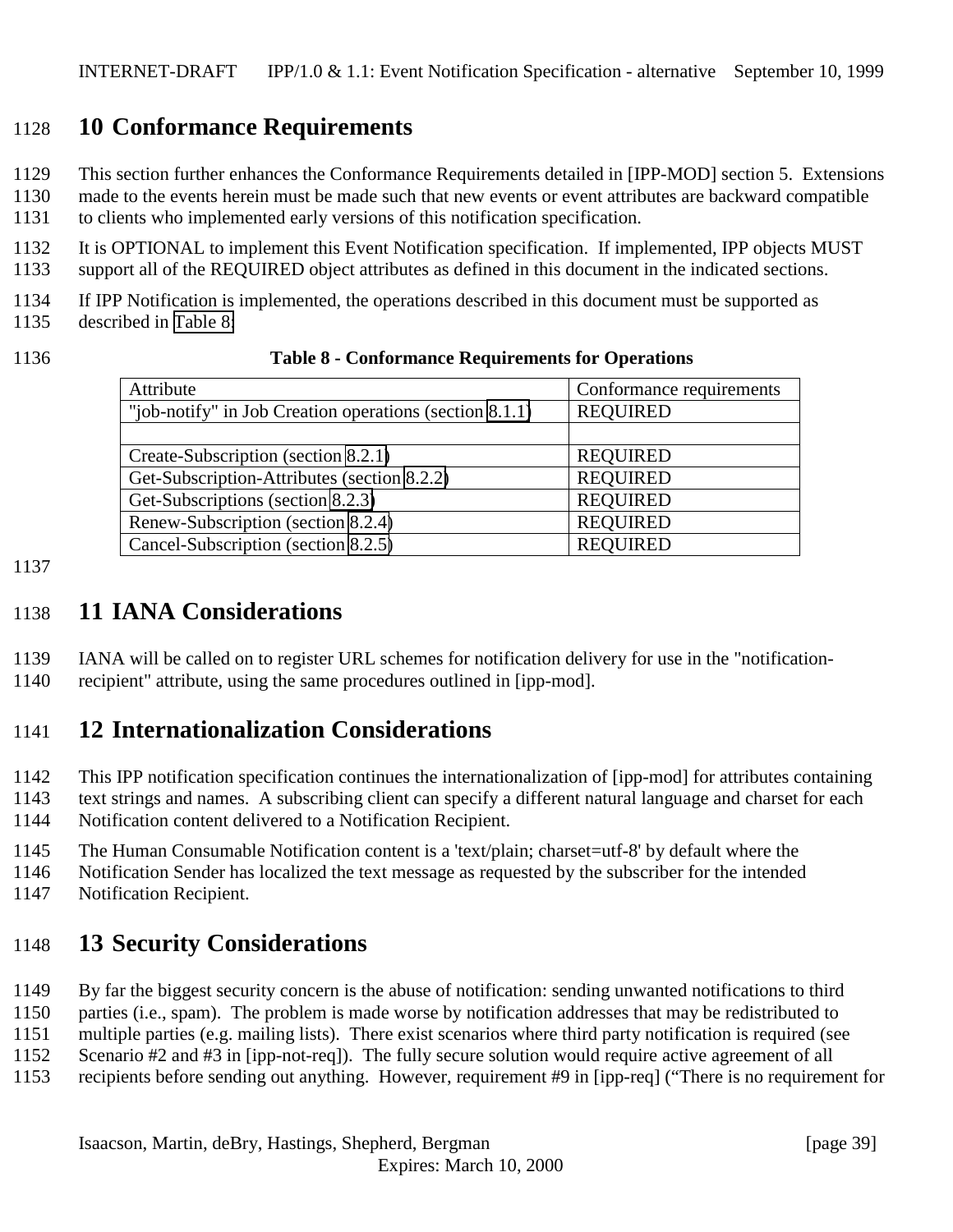# 10 Conformance Requirements

This section further enhances the Conformance Requirements detailed in [IPP-MOD] section 5. Extensions made to the events herein must be made such that new events or event attributes are backward compatible to clients who implemented early versions of this notification specification.

It is OPTIONAL to implement this Event Notification specification. If implemented, IPP objects MUST support all of the REQUIRED object attributes as defined in this document in the indicated sections.

If IPP Notification is implemented, the operations described in this document must be supported as described in Table 8:

**Table 8 - Conformance Requirements for Operations**

| Attribute | Conformance requirements |
|---|---|
| "job-notify" in Job Creation operations (section 8.1.1) | REQUIRED |
| | |
| Create-Subscription (section 8.2.1) | REQUIRED |
| Get-Subscription-Attributes (section 8.2.2) | REQUIRED |
| Get-Subscriptions (section 8.2.3) | REQUIRED |
| Renew-Subscription (section 8.2.4) | REQUIRED |
| Cancel-Subscription (section 8.2.5) | REQUIRED |

# 11 IANA Considerations

IANA will be called on to register URL schemes for notification delivery for use in the "notification-recipient" attribute, using the same procedures outlined in [ipp-mod].

# 12 Internationalization Considerations

This IPP notification specification continues the internationalization of [ipp-mod] for attributes containing text strings and names. A subscribing client can specify a different natural language and charset for each Notification content delivered to a Notification Recipient.

The Human Consumable Notification content is a 'text/plain; charset=utf-8' by default where the Notification Sender has localized the text message as requested by the subscriber for the intended Notification Recipient.

# 13 Security Considerations

By far the biggest security concern is the abuse of notification: sending unwanted notifications to third parties (i.e., spam). The problem is made worse by notification addresses that may be redistributed to multiple parties (e.g. mailing lists). There exist scenarios where third party notification is required (see Scenario #2 and #3 in [ipp-not-req]). The fully secure solution would require active agreement of all recipients before sending out anything. However, requirement #9 in [ipp-req] ("There is no requirement for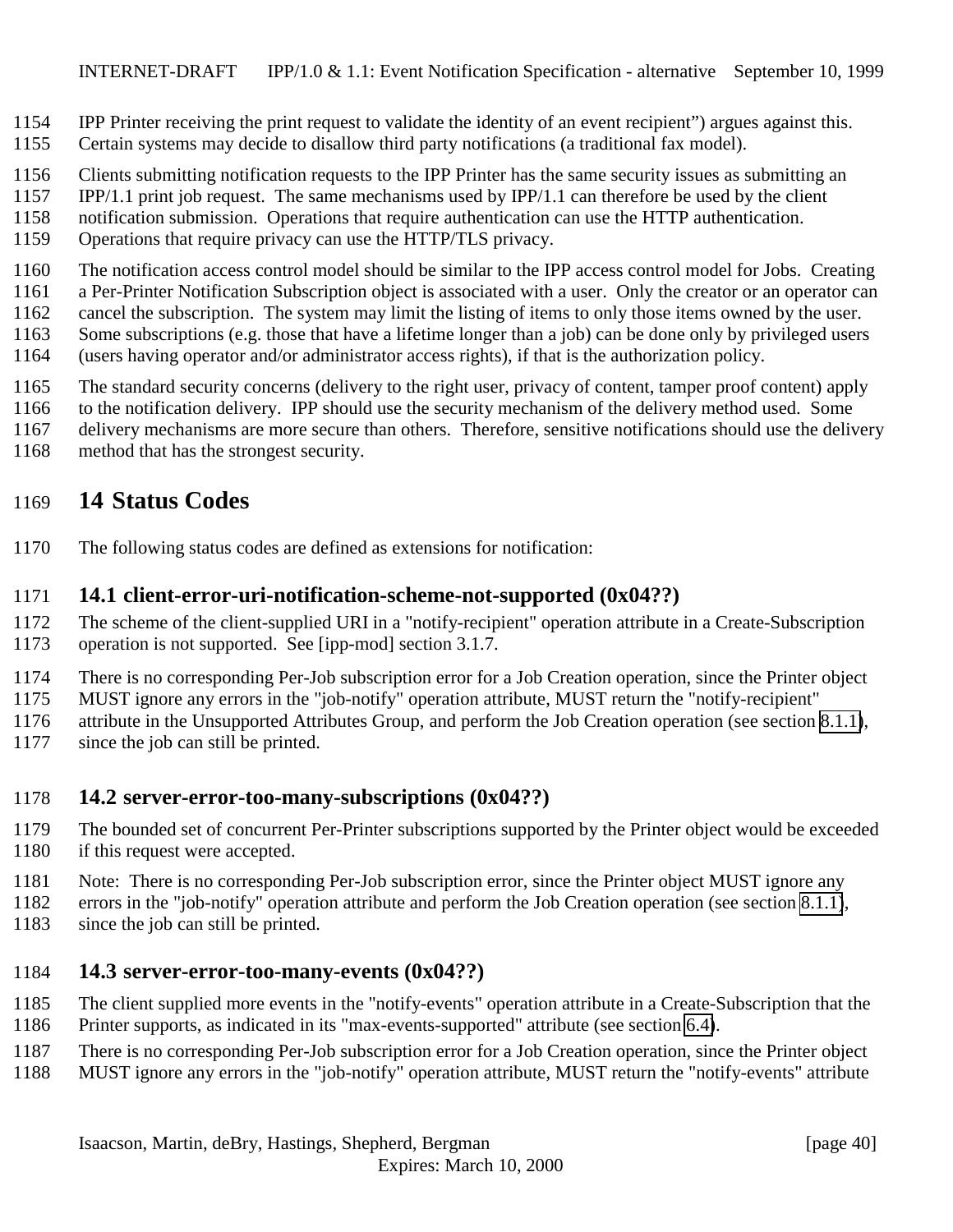IPP Printer receiving the print request to validate the identity of an event recipient") argues against this. Certain systems may decide to disallow third party notifications (a traditional fax model).

Clients submitting notification requests to the IPP Printer has the same security issues as submitting an IPP/1.1 print job request. The same mechanisms used by IPP/1.1 can therefore be used by the client notification submission. Operations that require authentication can use the HTTP authentication. Operations that require privacy can use the HTTP/TLS privacy.

The notification access control model should be similar to the IPP access control model for Jobs. Creating a Per-Printer Notification Subscription object is associated with a user. Only the creator or an operator can cancel the subscription. The system may limit the listing of items to only those items owned by the user. Some subscriptions (e.g. those that have a lifetime longer than a job) can be done only by privileged users (users having operator and/or administrator access rights), if that is the authorization policy.

The standard security concerns (delivery to the right user, privacy of content, tamper proof content) apply to the notification delivery. IPP should use the security mechanism of the delivery method used. Some delivery mechanisms are more secure than others. Therefore, sensitive notifications should use the delivery method that has the strongest security.

# 14 Status Codes

The following status codes are defined as extensions for notification:

## 14.1 client-error-uri-notification-scheme-not-supported (0x04??)

The scheme of the client-supplied URI in a "notify-recipient" operation attribute in a Create-Subscription operation is not supported. See [ipp-mod] section 3.1.7.

There is no corresponding Per-Job subscription error for a Job Creation operation, since the Printer object MUST ignore any errors in the "job-notify" operation attribute, MUST return the "notify-recipient" attribute in the Unsupported Attributes Group, and perform the Job Creation operation (see section 8.1.1), since the job can still be printed.

## 14.2 server-error-too-many-subscriptions (0x04??)

The bounded set of concurrent Per-Printer subscriptions supported by the Printer object would be exceeded if this request were accepted.

Note: There is no corresponding Per-Job subscription error, since the Printer object MUST ignore any errors in the "job-notify" operation attribute and perform the Job Creation operation (see section 8.1.1), since the job can still be printed.

## 14.3 server-error-too-many-events (0x04??)

The client supplied more events in the "notify-events" operation attribute in a Create-Subscription that the Printer supports, as indicated in its "max-events-supported" attribute (see section 6.4).

There is no corresponding Per-Job subscription error for a Job Creation operation, since the Printer object MUST ignore any errors in the "job-notify" operation attribute, MUST return the "notify-events" attribute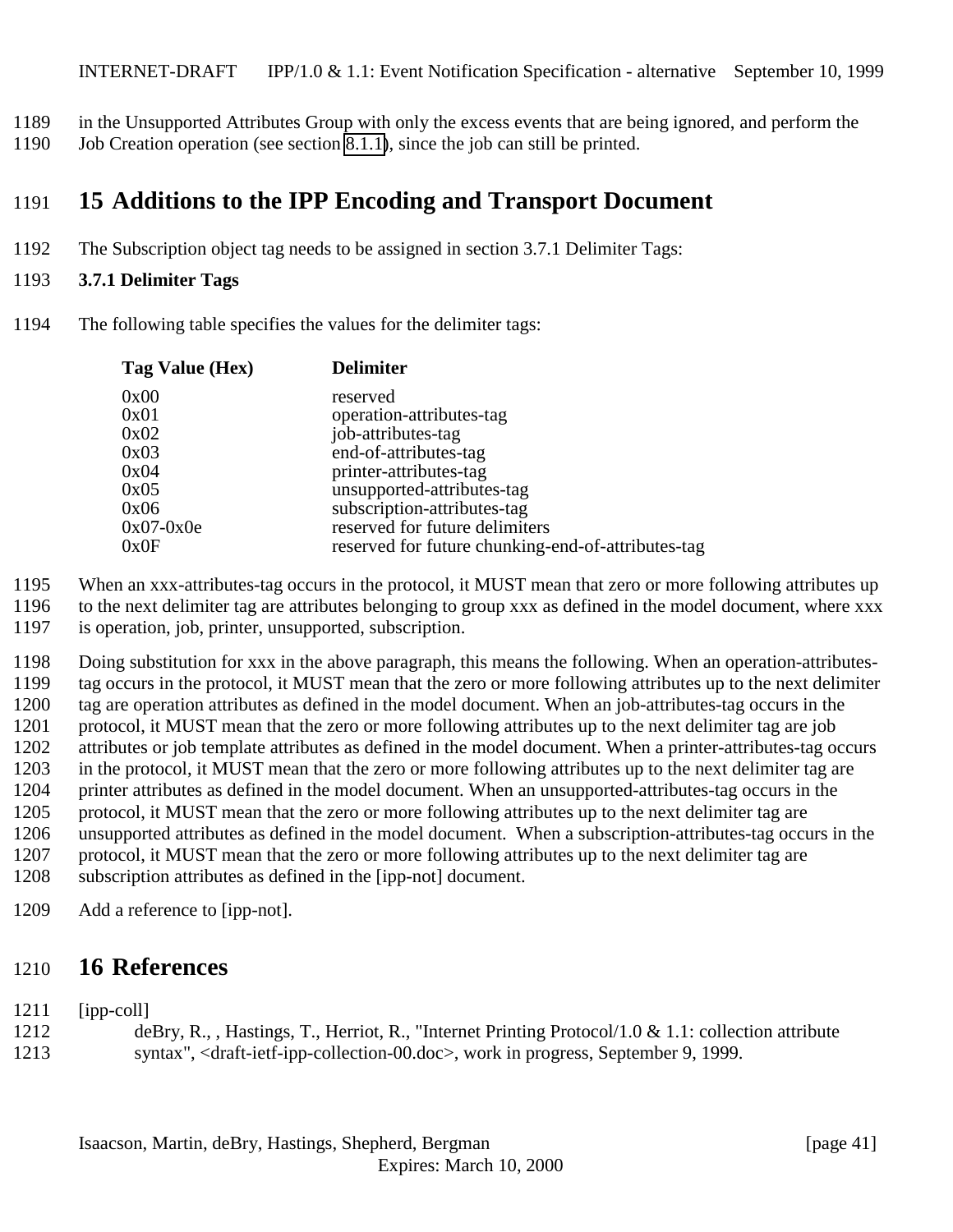in the Unsupported Attributes Group with only the excess events that are being ignored, and perform the Job Creation operation (see section 8.1.1), since the job can still be printed.

# 15 Additions to the IPP Encoding and Transport Document

The Subscription object tag needs to be assigned in section 3.7.1 Delimiter Tags:

**3.7.1 Delimiter Tags**

The following table specifies the values for the delimiter tags:

| Tag Value (Hex) | Delimiter |
|---|---|
| 0x00 | reserved |
| 0x01 | operation-attributes-tag |
| 0x02 | job-attributes-tag |
| 0x03 | end-of-attributes-tag |
| 0x04 | printer-attributes-tag |
| 0x05 | unsupported-attributes-tag |
| 0x06 | subscription-attributes-tag |
| 0x07-0x0e | reserved for future delimiters |
| 0x0F | reserved for future chunking-end-of-attributes-tag |

When an xxx-attributes-tag occurs in the protocol, it MUST mean that zero or more following attributes up to the next delimiter tag are attributes belonging to group xxx as defined in the model document, where xxx is operation, job, printer, unsupported, subscription.

Doing substitution for xxx in the above paragraph, this means the following. When an operation-attributes-tag occurs in the protocol, it MUST mean that the zero or more following attributes up to the next delimiter tag are operation attributes as defined in the model document. When an job-attributes-tag occurs in the protocol, it MUST mean that the zero or more following attributes up to the next delimiter tag are job attributes or job template attributes as defined in the model document. When a printer-attributes-tag occurs in the protocol, it MUST mean that the zero or more following attributes up to the next delimiter tag are printer attributes as defined in the model document. When an unsupported-attributes-tag occurs in the protocol, it MUST mean that the zero or more following attributes up to the next delimiter tag are unsupported attributes as defined in the model document. When a subscription-attributes-tag occurs in the protocol, it MUST mean that the zero or more following attributes up to the next delimiter tag are subscription attributes as defined in the [ipp-not] document.

Add a reference to [ipp-not].

# 16 References

[ipp-coll]
deBry, R., , Hastings, T., Herriot, R., "Internet Printing Protocol/1.0 & 1.1: collection attribute syntax", <draft-ietf-ipp-collection-00.doc>, work in progress, September 9, 1999.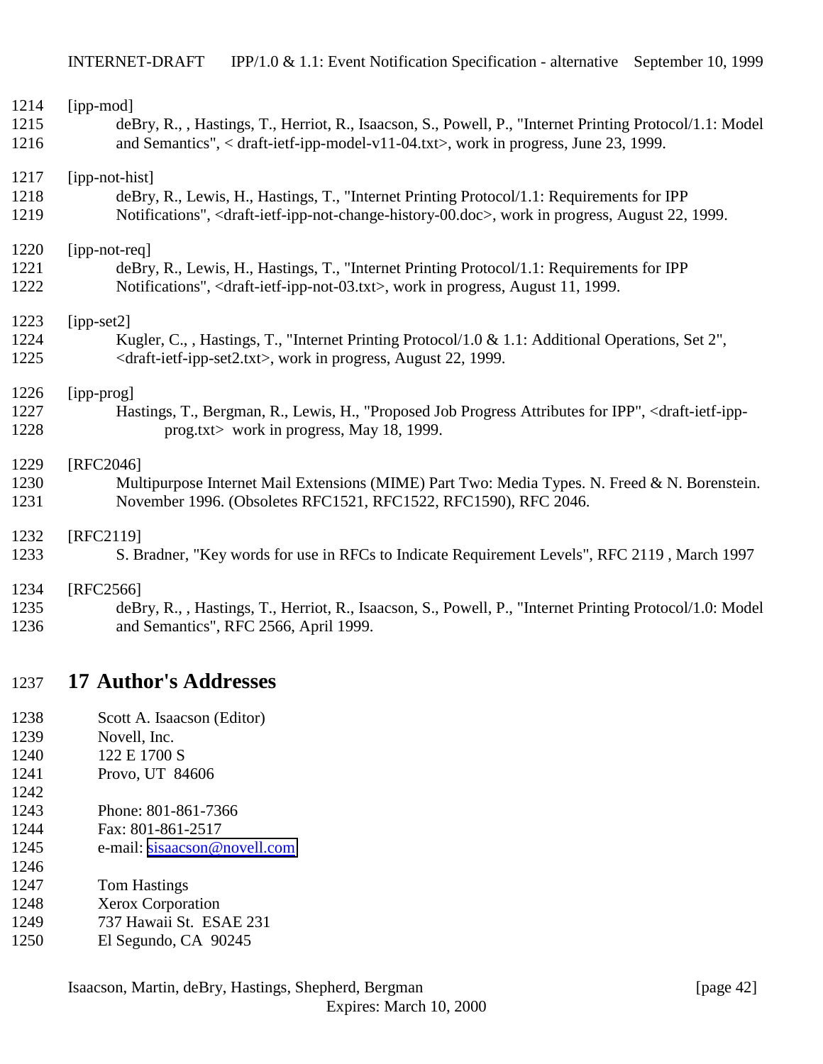[ipp-mod]
deBry, R., , Hastings, T., Herriot, R., Isaacson, S., Powell, P., "Internet Printing Protocol/1.1: Model and Semantics", < draft-ietf-ipp-model-v11-04.txt>, work in progress, June 23, 1999.

[ipp-not-hist]
deBry, R., Lewis, H., Hastings, T., "Internet Printing Protocol/1.1: Requirements for IPP Notifications", <draft-ietf-ipp-not-change-history-00.doc>, work in progress, August 22, 1999.

[ipp-not-req]
deBry, R., Lewis, H., Hastings, T., "Internet Printing Protocol/1.1: Requirements for IPP Notifications", <draft-ietf-ipp-not-03.txt>, work in progress, August 11, 1999.

[ipp-set2]
Kugler, C., , Hastings, T., "Internet Printing Protocol/1.0 & 1.1: Additional Operations, Set 2", <draft-ietf-ipp-set2.txt>, work in progress, August 22, 1999.

[ipp-prog]
Hastings, T., Bergman, R., Lewis, H., "Proposed Job Progress Attributes for IPP", <draft-ietf-ipp-prog.txt> work in progress, May 18, 1999.

[RFC2046]
Multipurpose Internet Mail Extensions (MIME) Part Two: Media Types. N. Freed & N. Borenstein. November 1996. (Obsoletes RFC1521, RFC1522, RFC1590), RFC 2046.

[RFC2119]
S. Bradner, "Key words for use in RFCs to Indicate Requirement Levels", RFC 2119 , March 1997

[RFC2566]
deBry, R., , Hastings, T., Herriot, R., Isaacson, S., Powell, P., "Internet Printing Protocol/1.0: Model and Semantics", RFC 2566, April 1999.

# 17 Author's Addresses

Scott A. Isaacson (Editor)
Novell, Inc.
122 E 1700 S
Provo, UT 84606

Phone: 801-861-7366
Fax: 801-861-2517
e-mail: sisaacson@novell.com

Tom Hastings
Xerox Corporation
737 Hawaii St. ESAE 231
El Segundo, CA 90245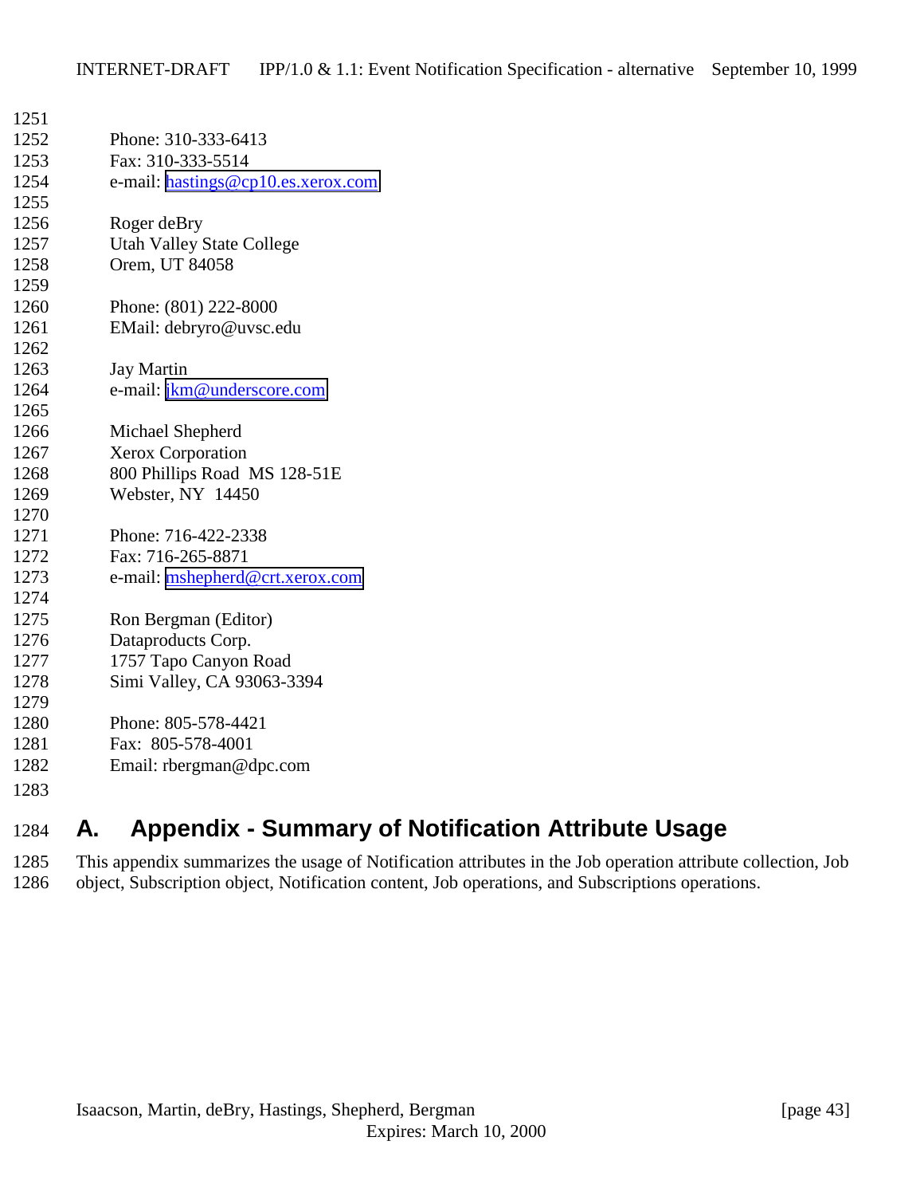Phone: 310-333-6413
Fax: 310-333-5514
e-mail: hastings@cp10.es.xerox.com

Roger deBry
Utah Valley State College
Orem, UT 84058

Phone: (801) 222-8000
EMail: debryro@uvsc.edu

Jay Martin
e-mail: jkm@underscore.com

Michael Shepherd
Xerox Corporation
800 Phillips Road MS 128-51E
Webster, NY 14450

Phone: 716-422-2338
Fax: 716-265-8871
e-mail: mshepherd@crt.xerox.com

Ron Bergman (Editor)
Dataproducts Corp.
1757 Tapo Canyon Road
Simi Valley, CA 93063-3394

Phone: 805-578-4421
Fax: 805-578-4001
Email: rbergman@dpc.com

# A. Appendix - Summary of Notification Attribute Usage

This appendix summarizes the usage of Notification attributes in the Job operation attribute collection, Job object, Subscription object, Notification content, Job operations, and Subscriptions operations.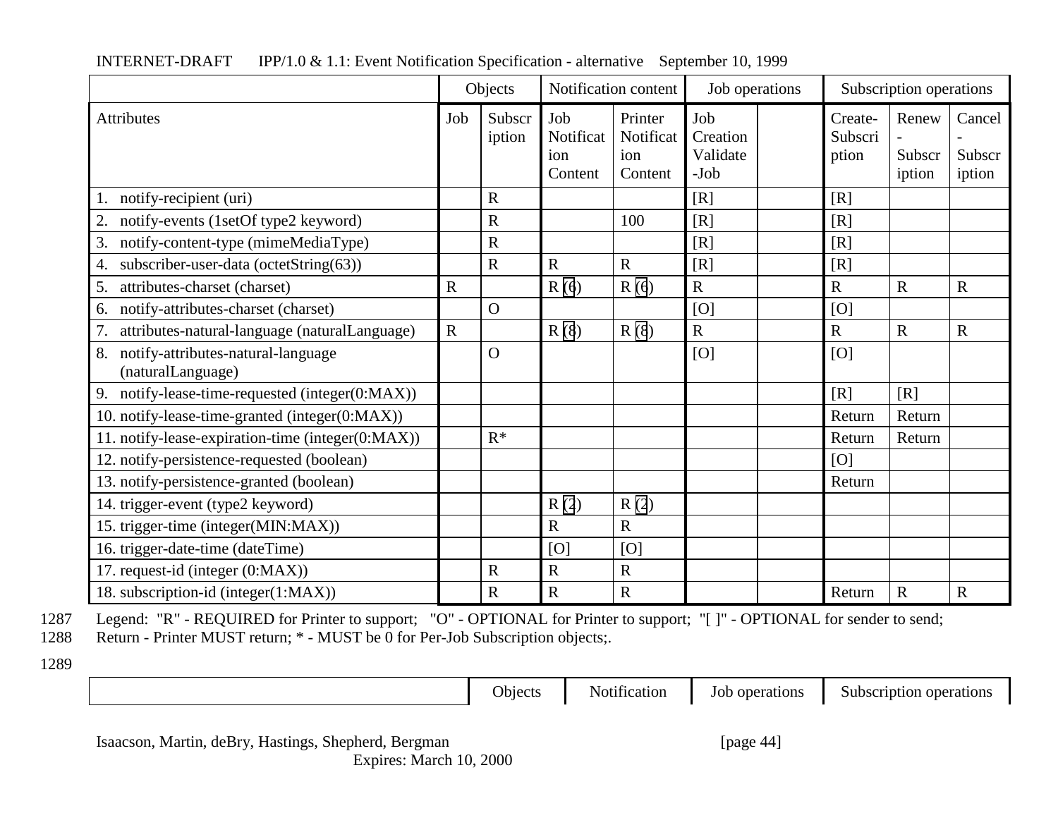| | Objects | | Notification content | | Job operations | | Subscription operations | | |
|---|---|---|---|---|---|---|---|---|---|
| Attributes | Job | Subscription | Job Notification Content | Printer Notification Content | Job Creation Validate -Job | | Create-Subscription | Renew - Subscription | Cancel - Subscription |
| 1. notify-recipient (uri) | | R | | | [R] | | [R] | | |
| 2. notify-events (1setOf type2 keyword) | | R | | 100 | [R] | | [R] | | |
| 3. notify-content-type (mimeMediaType) | | R | | | [R] | | [R] | | |
| 4. subscriber-user-data (octetString(63)) | | R | R | R | [R] | | [R] | | |
| 5. attributes-charset (charset) | R | | R (6) | R (6) | R | | R | R | R |
| 6. notify-attributes-charset (charset) | | O | | | [O] | | [O] | | |
| 7. attributes-natural-language (naturalLanguage) | R | | R (8) | R (8) | R | | R | R | R |
| 8. notify-attributes-natural-language (naturalLanguage) | | O | | | [O] | | [O] | | |
| 9. notify-lease-time-requested (integer(0:MAX)) | | | | | | | [R] | [R] | |
| 10. notify-lease-time-granted (integer(0:MAX)) | | | | | | | Return | Return | |
| 11. notify-lease-expiration-time (integer(0:MAX)) | | R* | | | | | Return | Return | |
| 12. notify-persistence-requested (boolean) | | | | | | | [O] | | |
| 13. notify-persistence-granted (boolean) | | | | | | | Return | | |
| 14. trigger-event (type2 keyword) | | | R (2) | R (2) | | | | | |
| 15. trigger-time (integer(MIN:MAX)) | | | R | R | | | | | |
| 16. trigger-date-time (dateTime) | | | [O] | [O] | | | | | |
| 17. request-id (integer (0:MAX)) | | R | R | R | | | | | |
| 18. subscription-id (integer(1:MAX)) | | R | R | R | | | Return | R | R |

Legend: "R" - REQUIRED for Printer to support; "O" - OPTIONAL for Printer to support; "[ ]" - OPTIONAL for sender to send; Return - Printer MUST return; * - MUST be 0 for Per-Job Subscription objects;.

| | Objects | Notification | Job operations | Subscription operations |
|---|---|---|---|---|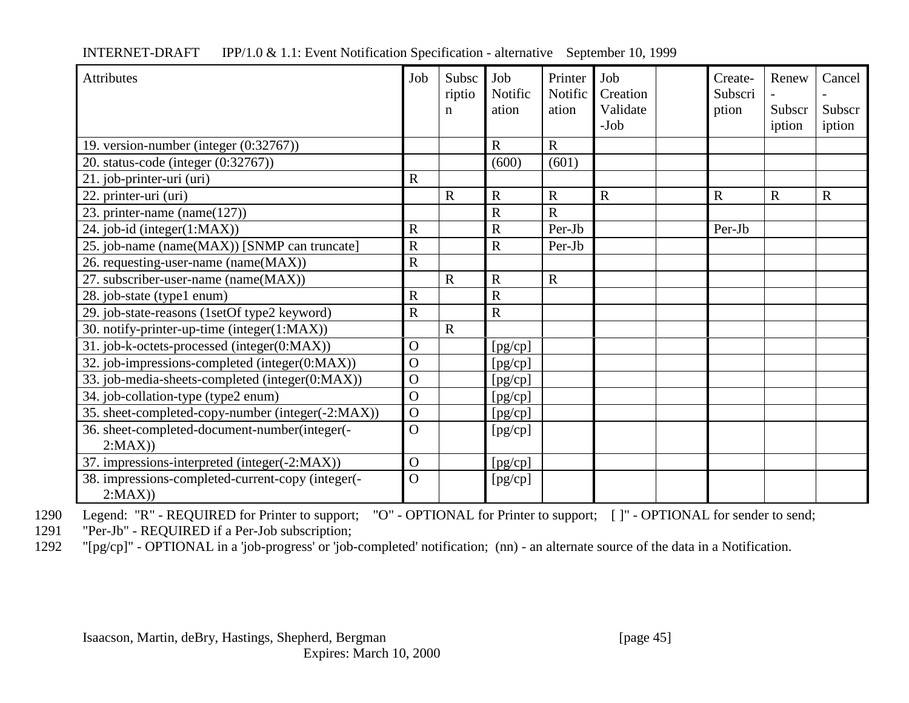| Attributes | Job | Subscription | Job Notification | Printer Notification | Job Creation Validate-Job | | Create-Subscription | Renew-Subscription | Cancel-Subscription |
|---|---|---|---|---|---|---|---|---|---|
| 19. version-number (integer (0:32767)) | | | R | R | | | | | |
| 20. status-code (integer (0:32767)) | | | (600) | (601) | | | | | |
| 21. job-printer-uri (uri) | R | | | | | | | | |
| 22. printer-uri (uri) | | R | R | R | R | | R | R | R |
| 23. printer-name (name(127)) | | | R | R | | | | | |
| 24. job-id (integer(1:MAX)) | R | | R | Per-Jb | | | Per-Jb | | |
| 25. job-name (name(MAX)) [SNMP can truncate] | R | | R | Per-Jb | | | | | |
| 26. requesting-user-name (name(MAX)) | R | | | | | | | | |
| 27. subscriber-user-name (name(MAX)) | | R | R | R | | | | | |
| 28. job-state (type1 enum) | R | | R | | | | | | |
| 29. job-state-reasons (1setOf type2 keyword) | R | | R | | | | | | |
| 30. notify-printer-up-time (integer(1:MAX)) | | R | | | | | | | |
| 31. job-k-octets-processed (integer(0:MAX)) | O | | [pg/cp] | | | | | | |
| 32. job-impressions-completed (integer(0:MAX)) | O | | [pg/cp] | | | | | | |
| 33. job-media-sheets-completed (integer(0:MAX)) | O | | [pg/cp] | | | | | | |
| 34. job-collation-type (type2 enum) | O | | [pg/cp] | | | | | | |
| 35. sheet-completed-copy-number (integer(-2:MAX)) | O | | [pg/cp] | | | | | | |
| 36. sheet-completed-document-number(integer(-2:MAX)) | O | | [pg/cp] | | | | | | |
| 37. impressions-interpreted (integer(-2:MAX)) | O | | [pg/cp] | | | | | | |
| 38. impressions-completed-current-copy (integer(-2:MAX)) | O | | [pg/cp] | | | | | | |

1290 Legend: "R" - REQUIRED for Printer to support; "O" - OPTIONAL for Printer to support; [ ]" - OPTIONAL for sender to send;

1291 "Per-Jb" - REQUIRED if a Per-Job subscription;

1292 "[pg/cp]" - OPTIONAL in a 'job-progress' or 'job-completed' notification; (nn) - an alternate source of the data in a Notification.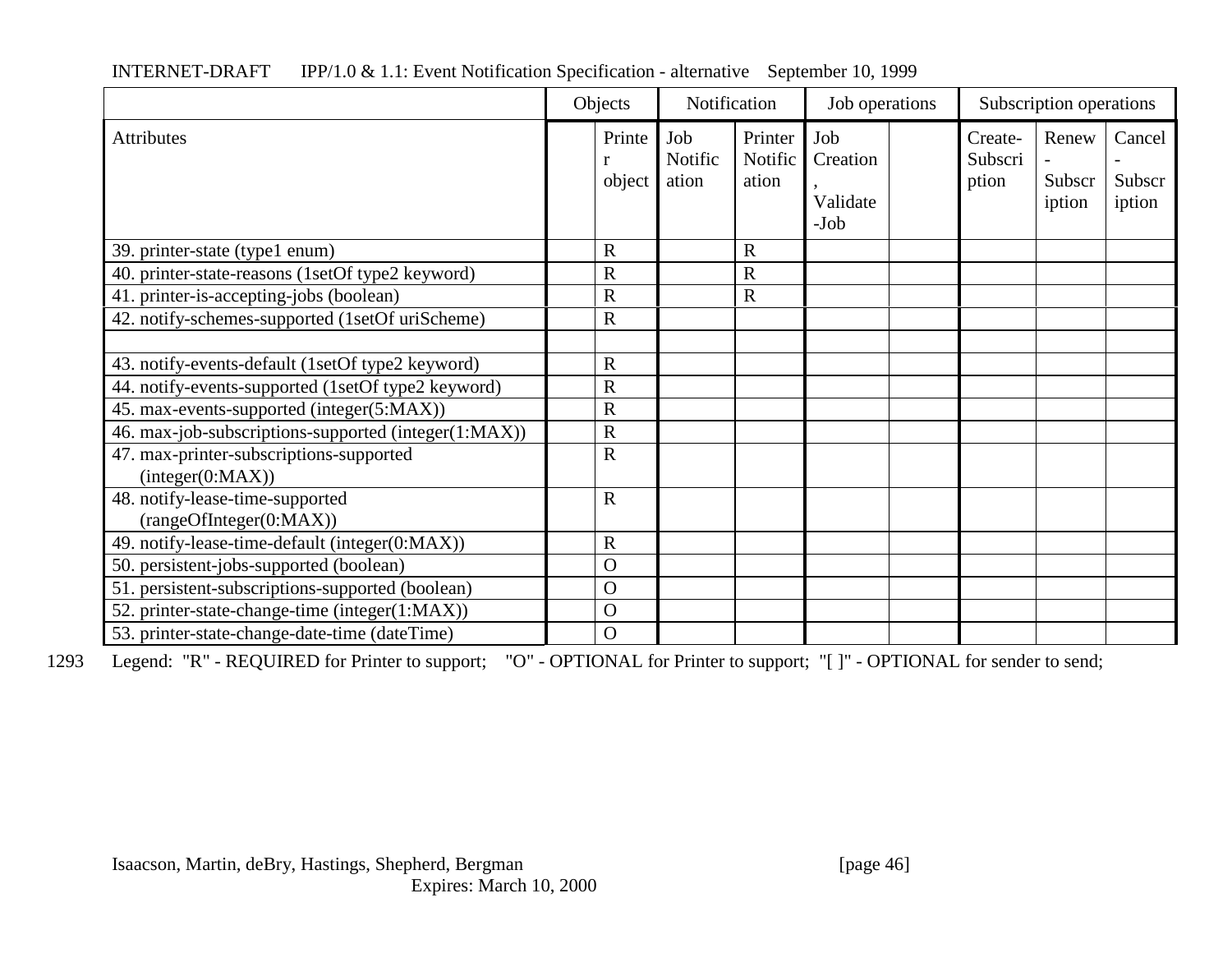| | Objects | | Notification | | Job operations | | Subscription operations | | |
|---|---|---|---|---|---|---|---|---|---|
| Attributes | | Printer object | Job Notification | Printer Notification | Job Creation, Validate-Job | | Create-Subscription | Renew-Subscription | Cancel-Subscription |
| 39. printer-state (type1 enum) | | R | | R | | | | | |
| 40. printer-state-reasons (1setOf type2 keyword) | | R | | R | | | | | |
| 41. printer-is-accepting-jobs (boolean) | | R | | R | | | | | |
| 42. notify-schemes-supported (1setOf uriScheme) | | R | | | | | | | |
| | | | | | | | | | |
| 43. notify-events-default (1setOf type2 keyword) | | R | | | | | | | |
| 44. notify-events-supported (1setOf type2 keyword) | | R | | | | | | | |
| 45. max-events-supported (integer(5:MAX)) | | R | | | | | | | |
| 46. max-job-subscriptions-supported (integer(1:MAX)) | | R | | | | | | | |
| 47. max-printer-subscriptions-supported (integer(0:MAX)) | | R | | | | | | | |
| 48. notify-lease-time-supported (rangeOfInteger(0:MAX)) | | R | | | | | | | |
| 49. notify-lease-time-default (integer(0:MAX)) | | R | | | | | | | |
| 50. persistent-jobs-supported (boolean) | | O | | | | | | | |
| 51. persistent-subscriptions-supported (boolean) | | O | | | | | | | |
| 52. printer-state-change-time (integer(1:MAX)) | | O | | | | | | | |
| 53. printer-state-change-date-time (dateTime) | | O | | | | | | | |

1293 Legend: "R" - REQUIRED for Printer to support; "O" - OPTIONAL for Printer to support; "[ ]" - OPTIONAL for sender to send;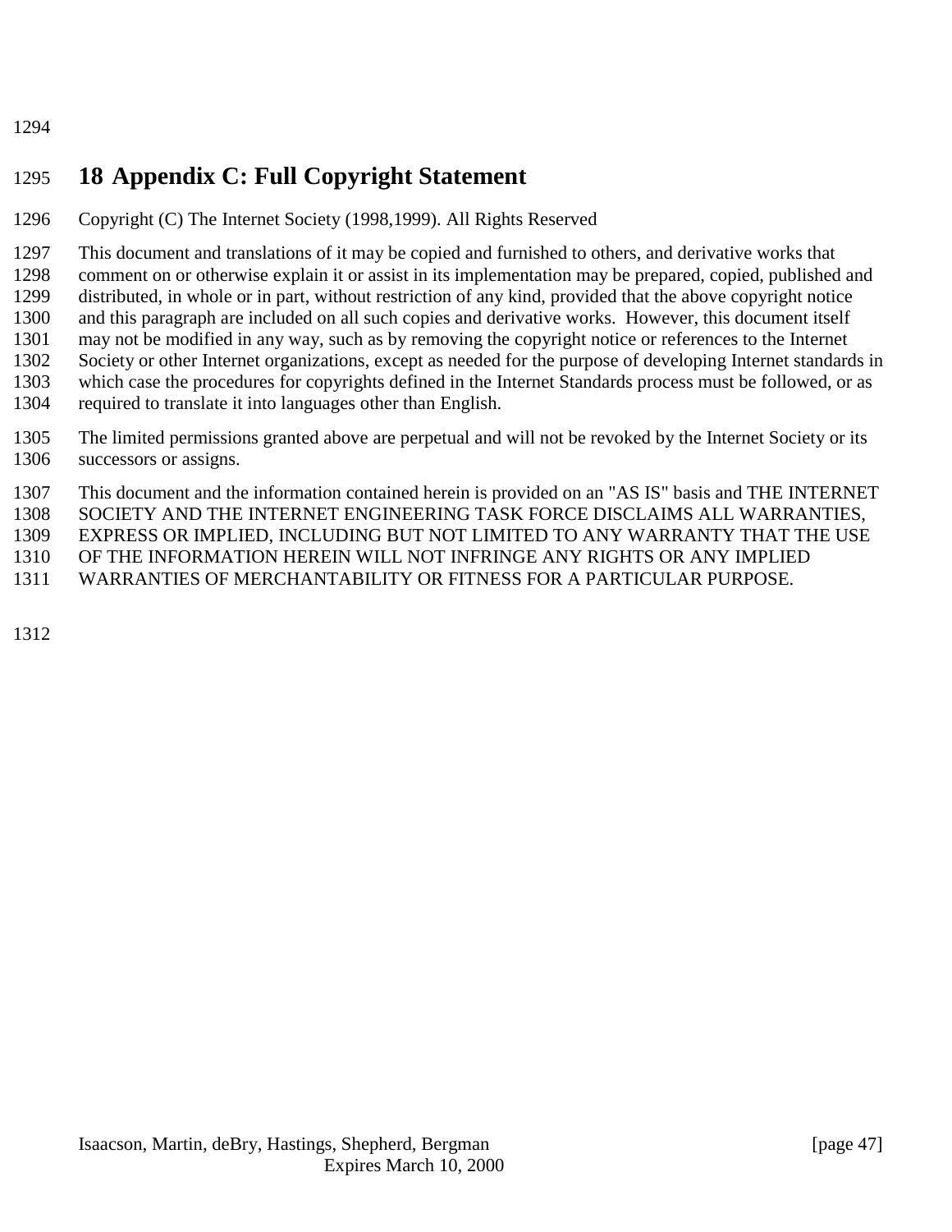# 18 Appendix C: Full Copyright Statement

Copyright (C) The Internet Society (1998,1999). All Rights Reserved

This document and translations of it may be copied and furnished to others, and derivative works that comment on or otherwise explain it or assist in its implementation may be prepared, copied, published and distributed, in whole or in part, without restriction of any kind, provided that the above copyright notice and this paragraph are included on all such copies and derivative works. However, this document itself may not be modified in any way, such as by removing the copyright notice or references to the Internet Society or other Internet organizations, except as needed for the purpose of developing Internet standards in which case the procedures for copyrights defined in the Internet Standards process must be followed, or as required to translate it into languages other than English.

The limited permissions granted above are perpetual and will not be revoked by the Internet Society or its successors or assigns.

This document and the information contained herein is provided on an "AS IS" basis and THE INTERNET SOCIETY AND THE INTERNET ENGINEERING TASK FORCE DISCLAIMS ALL WARRANTIES, EXPRESS OR IMPLIED, INCLUDING BUT NOT LIMITED TO ANY WARRANTY THAT THE USE OF THE INFORMATION HEREIN WILL NOT INFRINGE ANY RIGHTS OR ANY IMPLIED WARRANTIES OF MERCHANTABILITY OR FITNESS FOR A PARTICULAR PURPOSE.